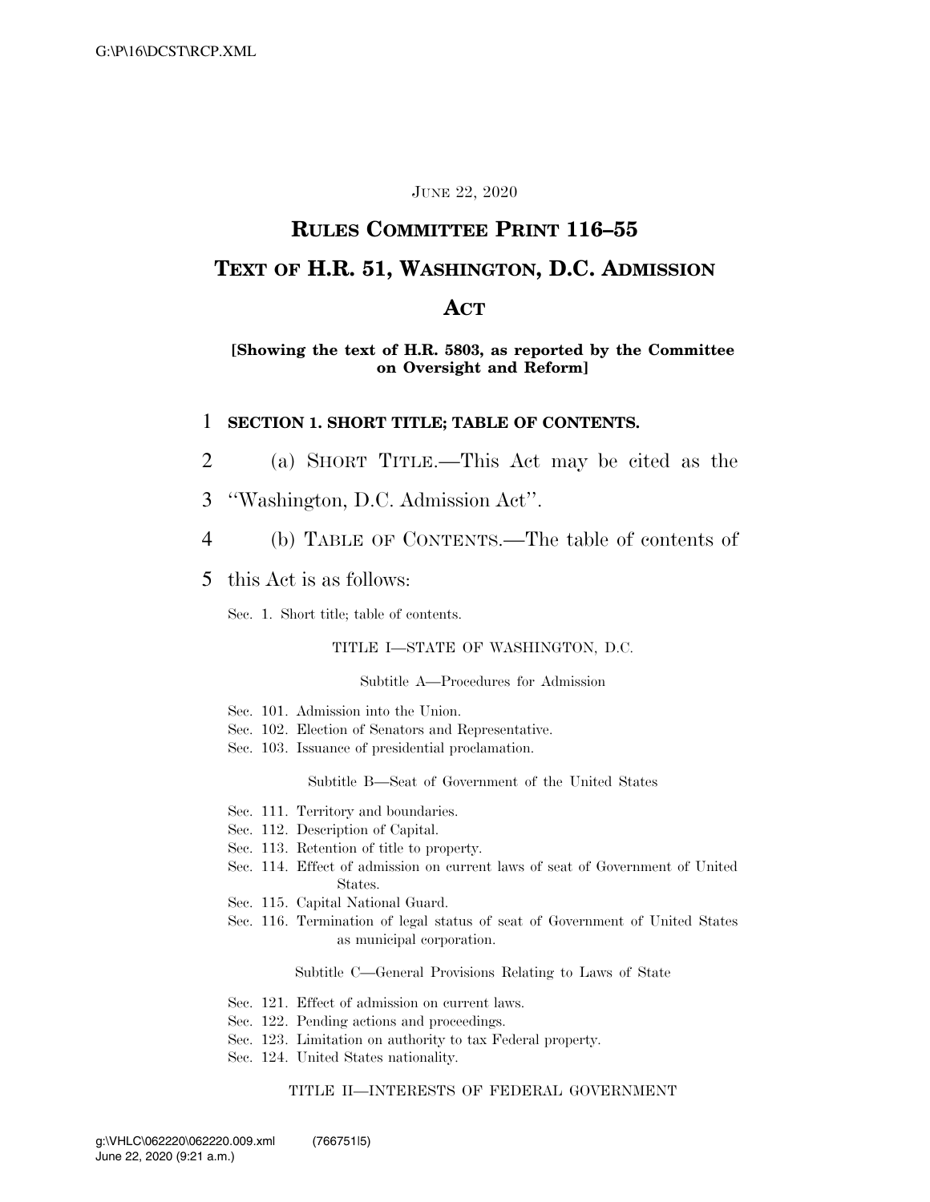JUNE 22, 2020

# RULES COMMITTEE PRINT 116–55

# TEXT OF H.R. 51, WASHINGTON, D.C. ADMISSION ACT

**[Showing the text of H.R. 5803, as reported by the Committee on Oversight and Reform]**

**SECTION 1. SHORT TITLE; TABLE OF CONTENTS.**

(a) SHORT TITLE.—This Act may be cited as the ''Washington, D.C. Admission Act''.

(b) TABLE OF CONTENTS.—The table of contents of this Act is as follows:

Sec. 1. Short title; table of contents.

TITLE I—STATE OF WASHINGTON, D.C.

Subtitle A—Procedures for Admission

Sec. 101. Admission into the Union.
Sec. 102. Election of Senators and Representative.
Sec. 103. Issuance of presidential proclamation.

Subtitle B—Seat of Government of the United States

Sec. 111. Territory and boundaries.
Sec. 112. Description of Capital.
Sec. 113. Retention of title to property.
Sec. 114. Effect of admission on current laws of seat of Government of United States.
Sec. 115. Capital National Guard.
Sec. 116. Termination of legal status of seat of Government of United States as municipal corporation.

Subtitle C—General Provisions Relating to Laws of State

Sec. 121. Effect of admission on current laws.
Sec. 122. Pending actions and proceedings.
Sec. 123. Limitation on authority to tax Federal property.
Sec. 124. United States nationality.

TITLE II—INTERESTS OF FEDERAL GOVERNMENT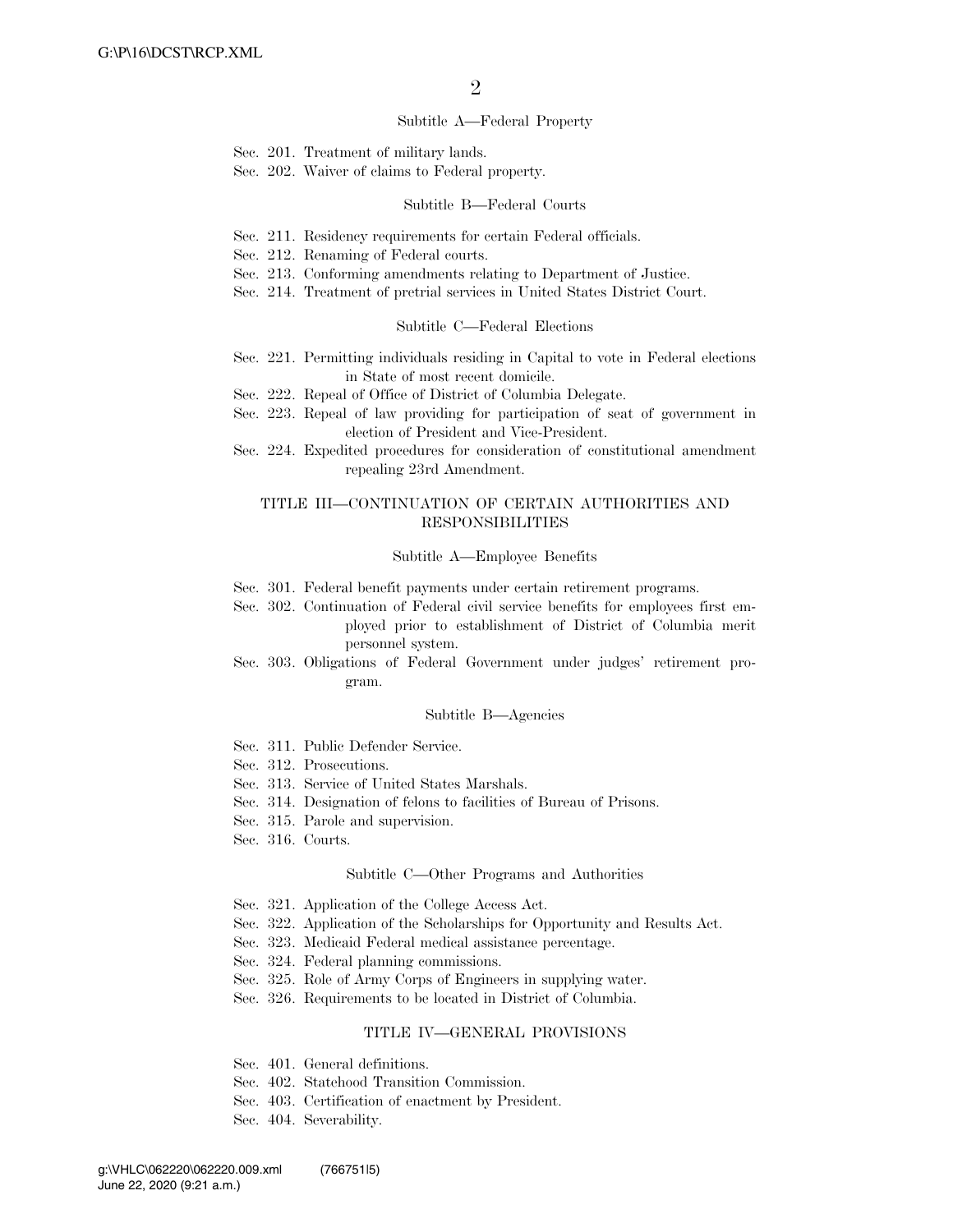### Subtitle A—Federal Property

Sec. 201. Treatment of military lands.
Sec. 202. Waiver of claims to Federal property.

### Subtitle B—Federal Courts

Sec. 211. Residency requirements for certain Federal officials.
Sec. 212. Renaming of Federal courts.
Sec. 213. Conforming amendments relating to Department of Justice.
Sec. 214. Treatment of pretrial services in United States District Court.

### Subtitle C—Federal Elections

Sec. 221. Permitting individuals residing in Capital to vote in Federal elections in State of most recent domicile.
Sec. 222. Repeal of Office of District of Columbia Delegate.
Sec. 223. Repeal of law providing for participation of seat of government in election of President and Vice-President.
Sec. 224. Expedited procedures for consideration of constitutional amendment repealing 23rd Amendment.

## TITLE III—CONTINUATION OF CERTAIN AUTHORITIES AND RESPONSIBILITIES

### Subtitle A—Employee Benefits

Sec. 301. Federal benefit payments under certain retirement programs.
Sec. 302. Continuation of Federal civil service benefits for employees first employed prior to establishment of District of Columbia merit personnel system.
Sec. 303. Obligations of Federal Government under judges' retirement program.

### Subtitle B—Agencies

Sec. 311. Public Defender Service.
Sec. 312. Prosecutions.
Sec. 313. Service of United States Marshals.
Sec. 314. Designation of felons to facilities of Bureau of Prisons.
Sec. 315. Parole and supervision.
Sec. 316. Courts.

### Subtitle C—Other Programs and Authorities

Sec. 321. Application of the College Access Act.
Sec. 322. Application of the Scholarships for Opportunity and Results Act.
Sec. 323. Medicaid Federal medical assistance percentage.
Sec. 324. Federal planning commissions.
Sec. 325. Role of Army Corps of Engineers in supplying water.
Sec. 326. Requirements to be located in District of Columbia.

## TITLE IV—GENERAL PROVISIONS

Sec. 401. General definitions.
Sec. 402. Statehood Transition Commission.
Sec. 403. Certification of enactment by President.
Sec. 404. Severability.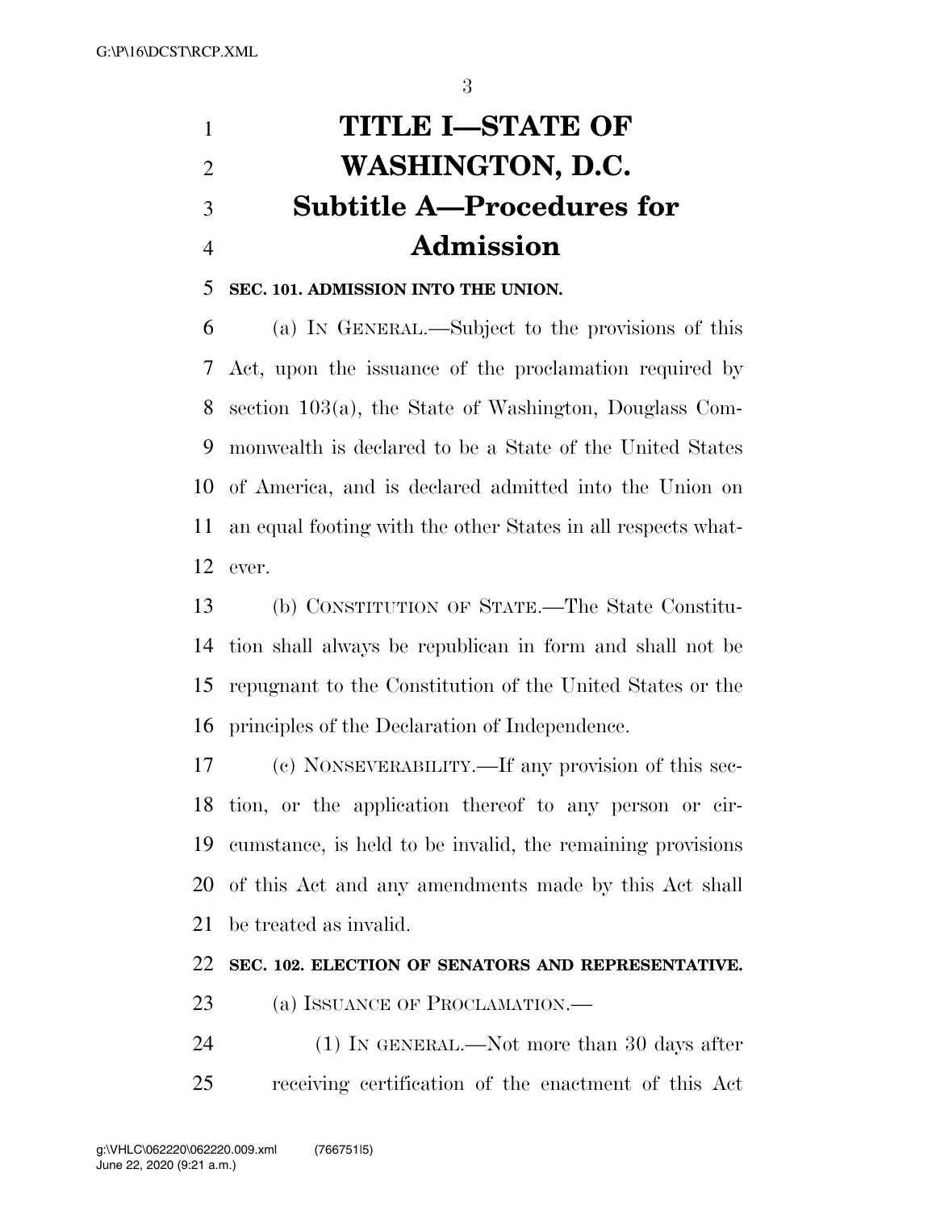# TITLE I—STATE OF WASHINGTON, D.C.

## Subtitle A—Procedures for Admission

**SEC. 101. ADMISSION INTO THE UNION.**

(a) IN GENERAL.—Subject to the provisions of this Act, upon the issuance of the proclamation required by section 103(a), the State of Washington, Douglass Commonwealth is declared to be a State of the United States of America, and is declared admitted into the Union on an equal footing with the other States in all respects whatever.

(b) CONSTITUTION OF STATE.—The State Constitution shall always be republican in form and shall not be repugnant to the Constitution of the United States or the principles of the Declaration of Independence.

(c) NONSEVERABILITY.—If any provision of this section, or the application thereof to any person or circumstance, is held to be invalid, the remaining provisions of this Act and any amendments made by this Act shall be treated as invalid.

**SEC. 102. ELECTION OF SENATORS AND REPRESENTATIVE.**

(a) ISSUANCE OF PROCLAMATION.—

(1) IN GENERAL.—Not more than 30 days after receiving certification of the enactment of this Act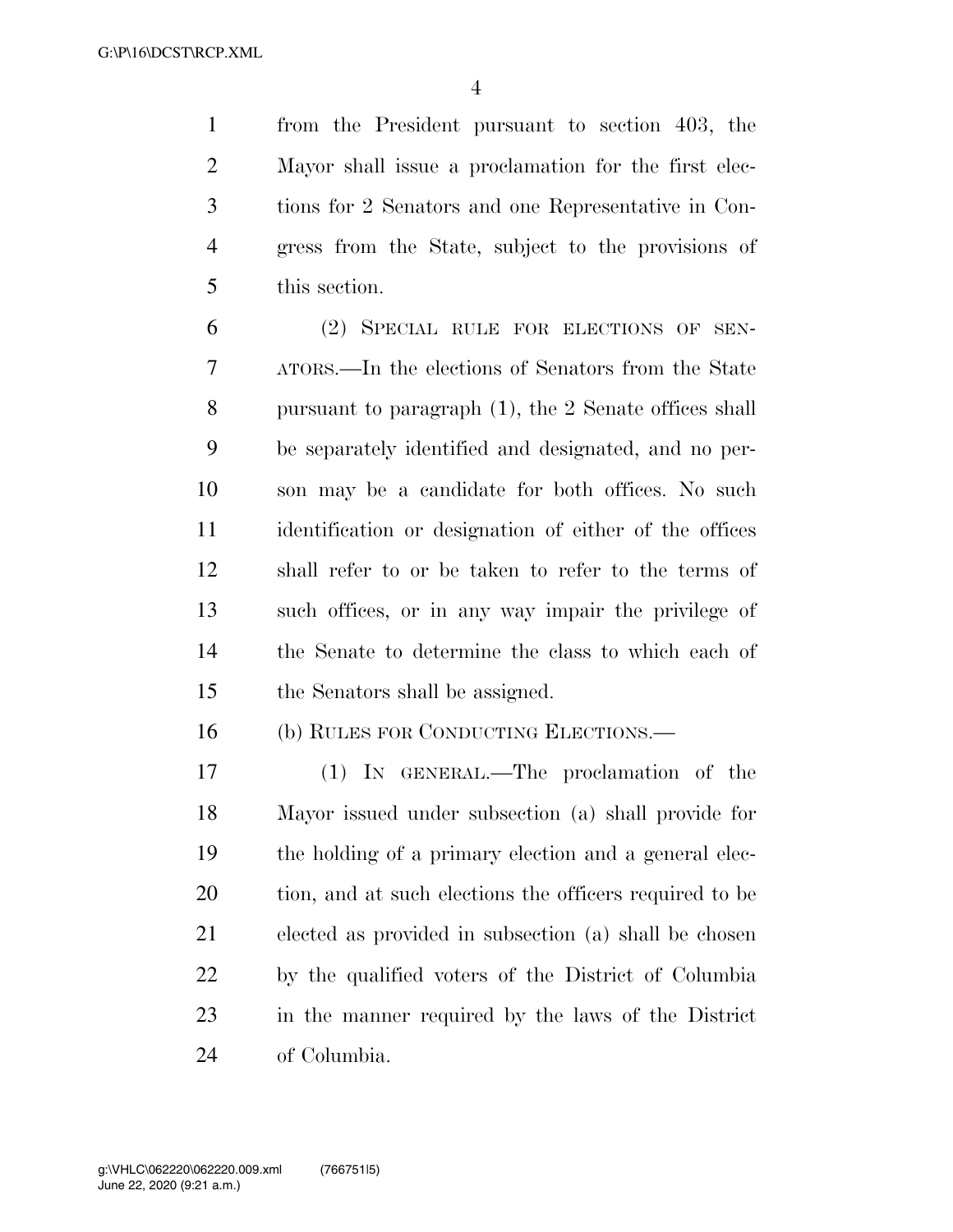from the President pursuant to section 403, the Mayor shall issue a proclamation for the first elections for 2 Senators and one Representative in Congress from the State, subject to the provisions of this section.

(2) SPECIAL RULE FOR ELECTIONS OF SENATORS.—In the elections of Senators from the State pursuant to paragraph (1), the 2 Senate offices shall be separately identified and designated, and no person may be a candidate for both offices. No such identification or designation of either of the offices shall refer to or be taken to refer to the terms of such offices, or in any way impair the privilege of the Senate to determine the class to which each of the Senators shall be assigned.

(b) RULES FOR CONDUCTING ELECTIONS.—

(1) IN GENERAL.—The proclamation of the Mayor issued under subsection (a) shall provide for the holding of a primary election and a general election, and at such elections the officers required to be elected as provided in subsection (a) shall be chosen by the qualified voters of the District of Columbia in the manner required by the laws of the District of Columbia.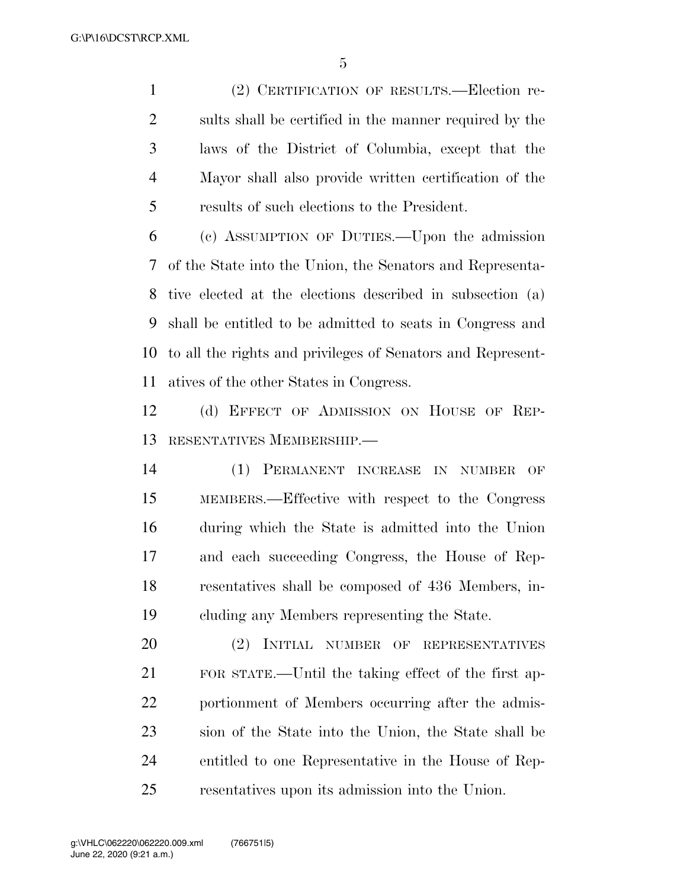(2) CERTIFICATION OF RESULTS.—Election results shall be certified in the manner required by the laws of the District of Columbia, except that the Mayor shall also provide written certification of the results of such elections to the President.

(c) ASSUMPTION OF DUTIES.—Upon the admission of the State into the Union, the Senators and Representative elected at the elections described in subsection (a) shall be entitled to be admitted to seats in Congress and to all the rights and privileges of Senators and Representatives of the other States in Congress.

(d) EFFECT OF ADMISSION ON HOUSE OF REPRESENTATIVES MEMBERSHIP.—

(1) PERMANENT INCREASE IN NUMBER OF MEMBERS.—Effective with respect to the Congress during which the State is admitted into the Union and each succeeding Congress, the House of Representatives shall be composed of 436 Members, including any Members representing the State.

(2) INITIAL NUMBER OF REPRESENTATIVES FOR STATE.—Until the taking effect of the first apportionment of Members occurring after the admission of the State into the Union, the State shall be entitled to one Representative in the House of Representatives upon its admission into the Union.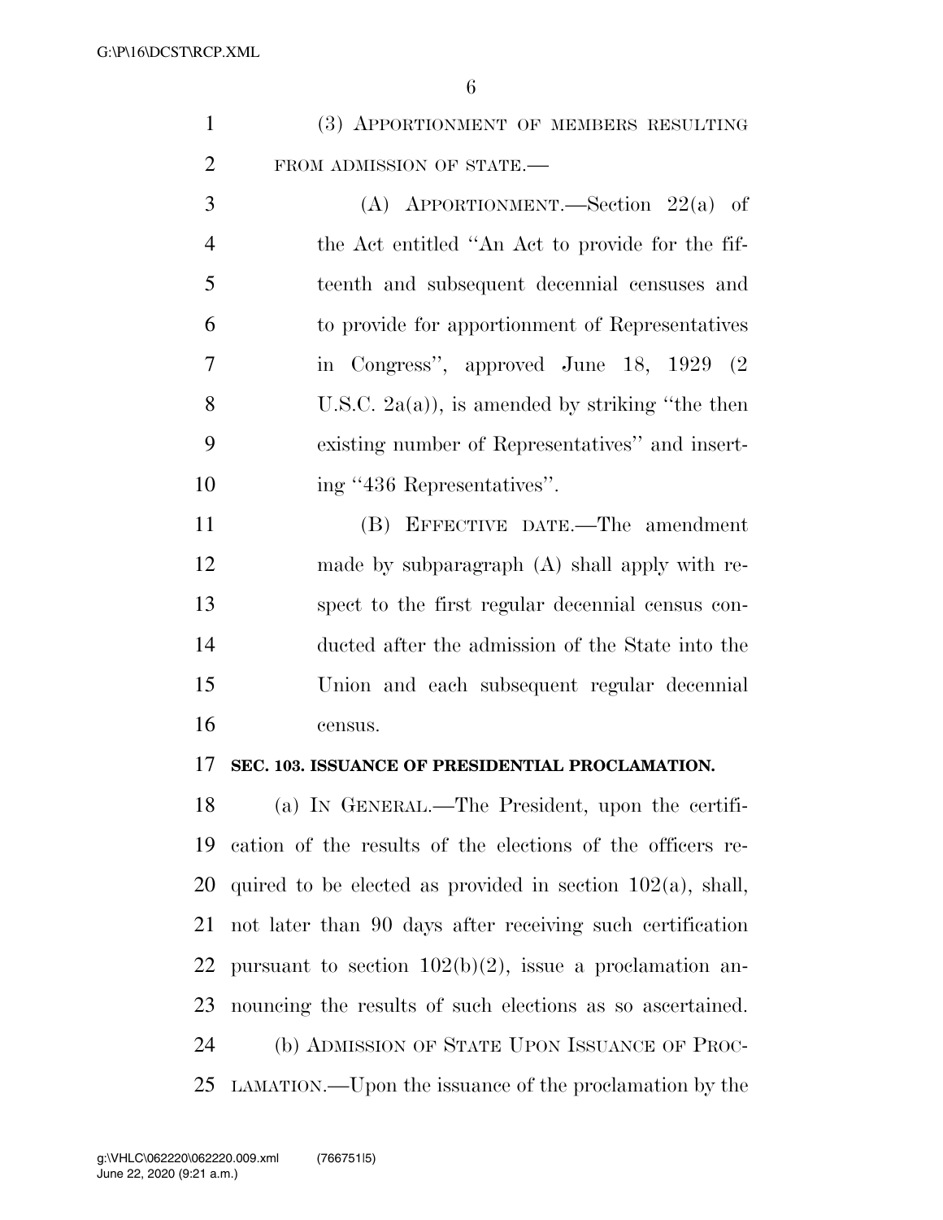(3) APPORTIONMENT OF MEMBERS RESULTING FROM ADMISSION OF STATE.—

(A) APPORTIONMENT.—Section 22(a) of the Act entitled ''An Act to provide for the fifteenth and subsequent decennial censuses and to provide for apportionment of Representatives in Congress'', approved June 18, 1929 (2 U.S.C. 2a(a)), is amended by striking ''the then existing number of Representatives'' and inserting ''436 Representatives''.

(B) EFFECTIVE DATE.—The amendment made by subparagraph (A) shall apply with respect to the first regular decennial census conducted after the admission of the State into the Union and each subsequent regular decennial census.

**SEC. 103. ISSUANCE OF PRESIDENTIAL PROCLAMATION.**

(a) IN GENERAL.—The President, upon the certification of the results of the elections of the officers required to be elected as provided in section 102(a), shall, not later than 90 days after receiving such certification pursuant to section 102(b)(2), issue a proclamation announcing the results of such elections as so ascertained.

(b) ADMISSION OF STATE UPON ISSUANCE OF PROCLAMATION.—Upon the issuance of the proclamation by the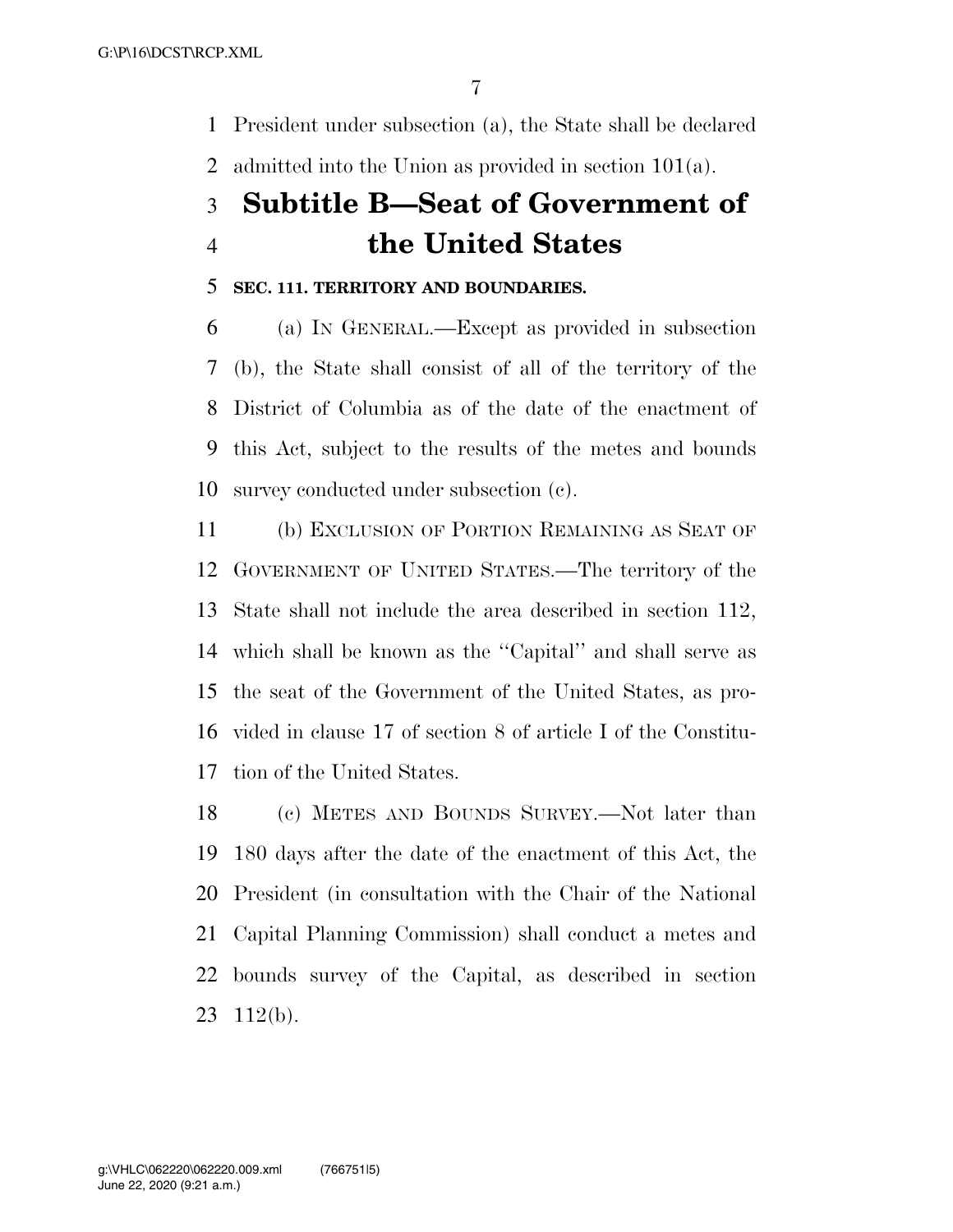President under subsection (a), the State shall be declared admitted into the Union as provided in section 101(a).

## Subtitle B—Seat of Government of the United States

### SEC. 111. TERRITORY AND BOUNDARIES.

(a) IN GENERAL.—Except as provided in subsection (b), the State shall consist of all of the territory of the District of Columbia as of the date of the enactment of this Act, subject to the results of the metes and bounds survey conducted under subsection (c).

(b) EXCLUSION OF PORTION REMAINING AS SEAT OF GOVERNMENT OF UNITED STATES.—The territory of the State shall not include the area described in section 112, which shall be known as the ''Capital'' and shall serve as the seat of the Government of the United States, as provided in clause 17 of section 8 of article I of the Constitution of the United States.

(c) METES AND BOUNDS SURVEY.—Not later than 180 days after the date of the enactment of this Act, the President (in consultation with the Chair of the National Capital Planning Commission) shall conduct a metes and bounds survey of the Capital, as described in section 112(b).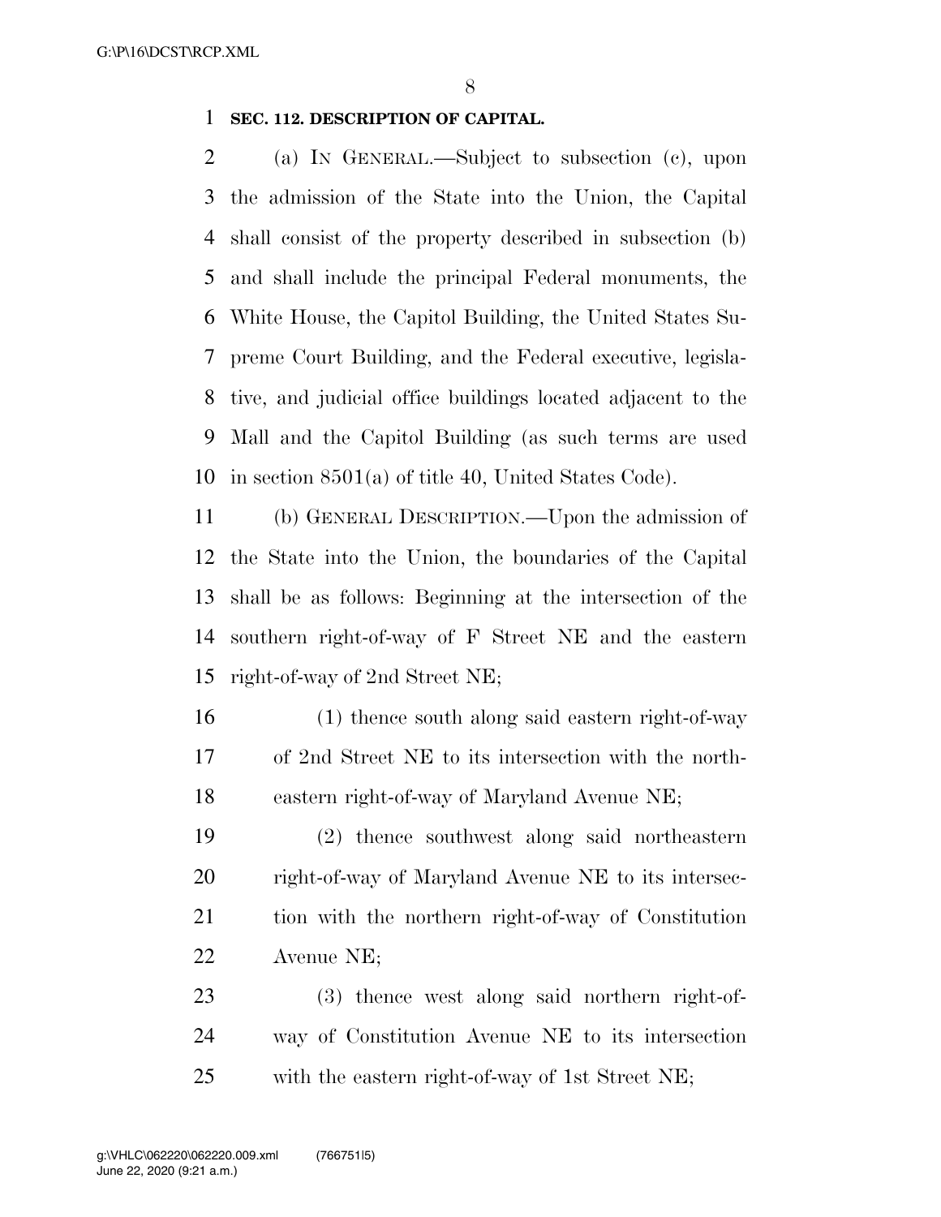**SEC. 112. DESCRIPTION OF CAPITAL.**

(a) IN GENERAL.—Subject to subsection (c), upon the admission of the State into the Union, the Capital shall consist of the property described in subsection (b) and shall include the principal Federal monuments, the White House, the Capitol Building, the United States Supreme Court Building, and the Federal executive, legislative, and judicial office buildings located adjacent to the Mall and the Capitol Building (as such terms are used in section 8501(a) of title 40, United States Code).

(b) GENERAL DESCRIPTION.—Upon the admission of the State into the Union, the boundaries of the Capital shall be as follows: Beginning at the intersection of the southern right-of-way of F Street NE and the eastern right-of-way of 2nd Street NE;

(1) thence south along said eastern right-of-way of 2nd Street NE to its intersection with the northeastern right-of-way of Maryland Avenue NE;

(2) thence southwest along said northeastern right-of-way of Maryland Avenue NE to its intersection with the northern right-of-way of Constitution Avenue NE;

(3) thence west along said northern right-of-way of Constitution Avenue NE to its intersection with the eastern right-of-way of 1st Street NE;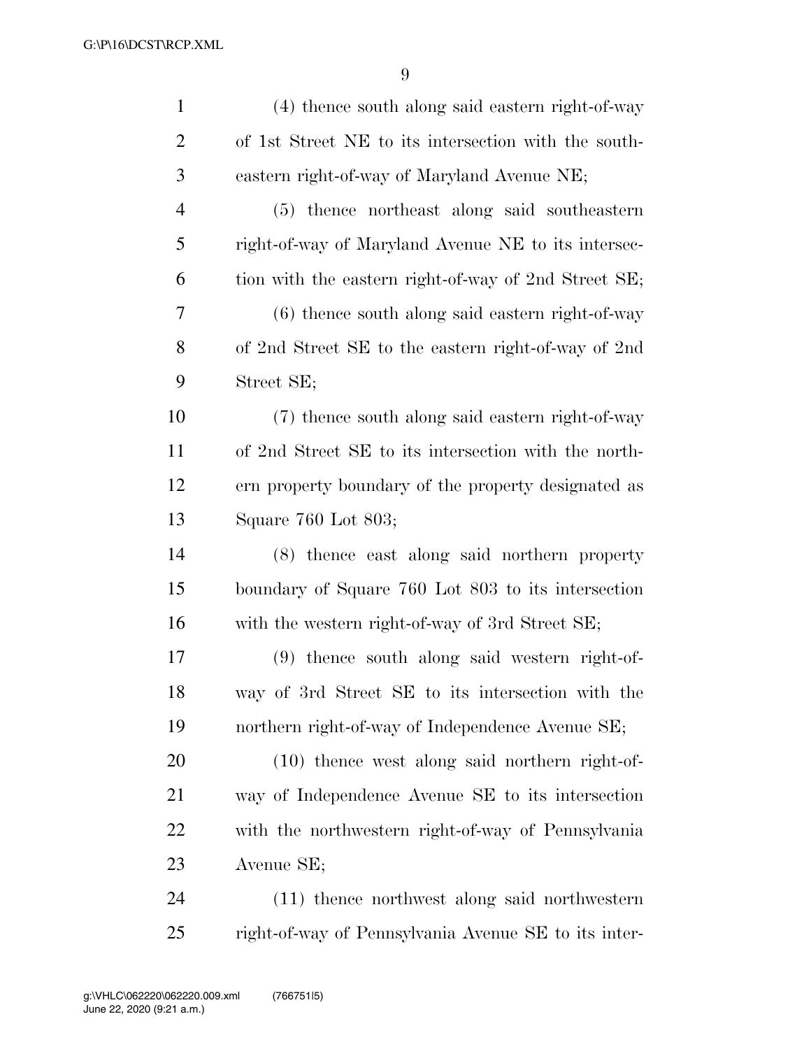(4) thence south along said eastern right-of-way of 1st Street NE to its intersection with the southeastern right-of-way of Maryland Avenue NE;

(5) thence northeast along said southeastern right-of-way of Maryland Avenue NE to its intersection with the eastern right-of-way of 2nd Street SE;

(6) thence south along said eastern right-of-way of 2nd Street SE to the eastern right-of-way of 2nd Street SE;

(7) thence south along said eastern right-of-way of 2nd Street SE to its intersection with the northern property boundary of the property designated as Square 760 Lot 803;

(8) thence east along said northern property boundary of Square 760 Lot 803 to its intersection with the western right-of-way of 3rd Street SE;

(9) thence south along said western right-of-way of 3rd Street SE to its intersection with the northern right-of-way of Independence Avenue SE;

(10) thence west along said northern right-of-way of Independence Avenue SE to its intersection with the northwestern right-of-way of Pennsylvania Avenue SE;

(11) thence northwest along said northwestern right-of-way of Pennsylvania Avenue SE to its inter-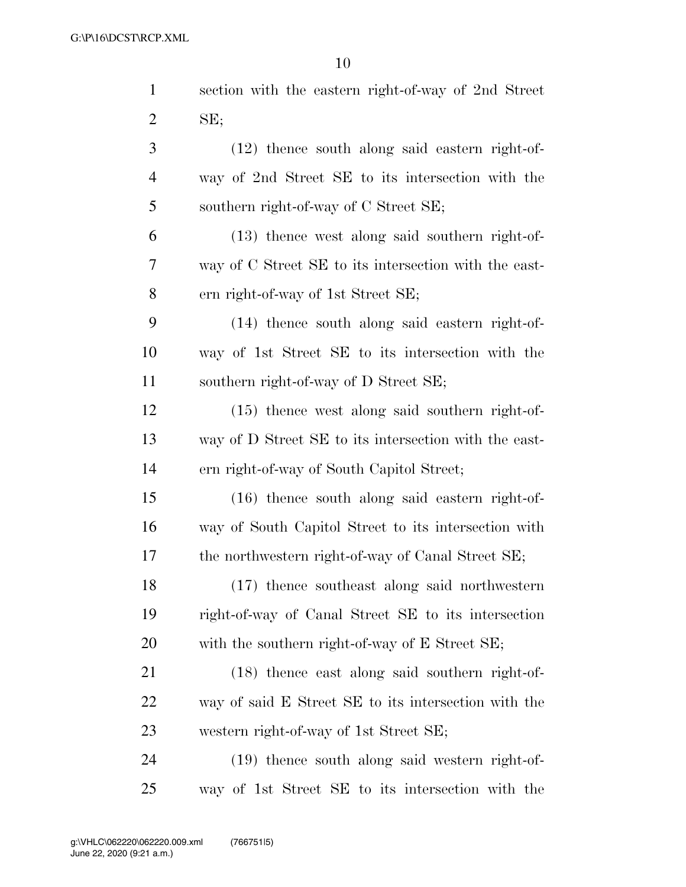section with the eastern right-of-way of 2nd Street SE;

(12) thence south along said eastern right-of-way of 2nd Street SE to its intersection with the southern right-of-way of C Street SE;

(13) thence west along said southern right-of-way of C Street SE to its intersection with the eastern right-of-way of 1st Street SE;

(14) thence south along said eastern right-of-way of 1st Street SE to its intersection with the southern right-of-way of D Street SE;

(15) thence west along said southern right-of-way of D Street SE to its intersection with the eastern right-of-way of South Capitol Street;

(16) thence south along said eastern right-of-way of South Capitol Street to its intersection with the northwestern right-of-way of Canal Street SE;

(17) thence southeast along said northwestern right-of-way of Canal Street SE to its intersection with the southern right-of-way of E Street SE;

(18) thence east along said southern right-of-way of said E Street SE to its intersection with the western right-of-way of 1st Street SE;

(19) thence south along said western right-of-way of 1st Street SE to its intersection with the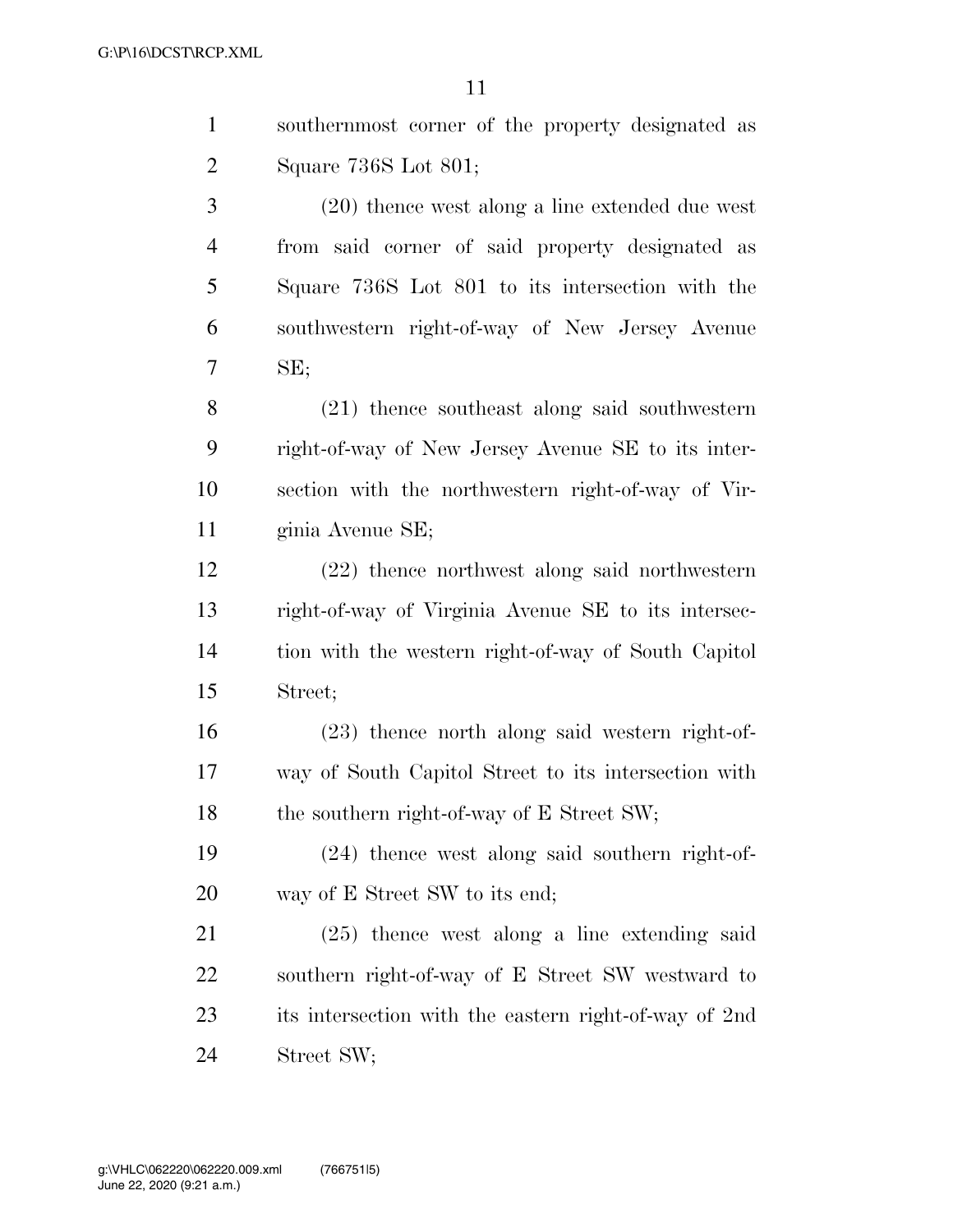southernmost corner of the property designated as Square 736S Lot 801;

(20) thence west along a line extended due west from said corner of said property designated as Square 736S Lot 801 to its intersection with the southwestern right-of-way of New Jersey Avenue SE;

(21) thence southeast along said southwestern right-of-way of New Jersey Avenue SE to its intersection with the northwestern right-of-way of Virginia Avenue SE;

(22) thence northwest along said northwestern right-of-way of Virginia Avenue SE to its intersection with the western right-of-way of South Capitol Street;

(23) thence north along said western right-of-way of South Capitol Street to its intersection with the southern right-of-way of E Street SW;

(24) thence west along said southern right-of-way of E Street SW to its end;

(25) thence west along a line extending said southern right-of-way of E Street SW westward to its intersection with the eastern right-of-way of 2nd Street SW;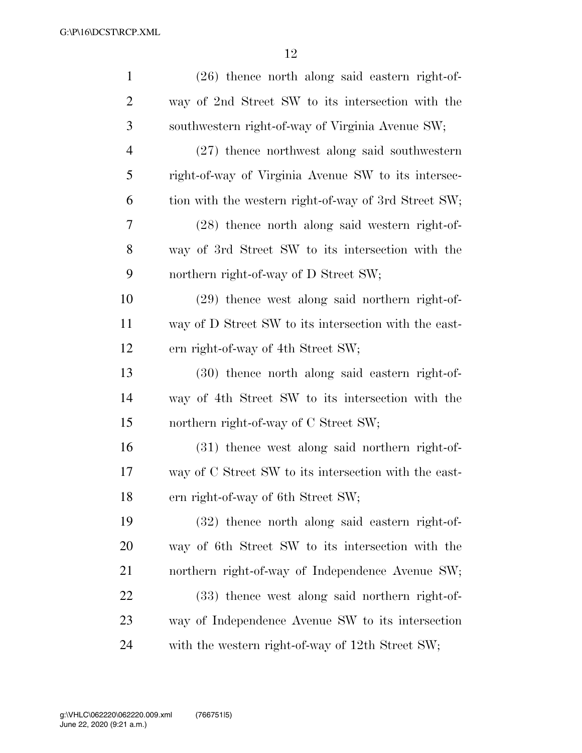(26) thence north along said eastern right-of-way of 2nd Street SW to its intersection with the southwestern right-of-way of Virginia Avenue SW;

(27) thence northwest along said southwestern right-of-way of Virginia Avenue SW to its intersection with the western right-of-way of 3rd Street SW;

(28) thence north along said western right-of-way of 3rd Street SW to its intersection with the northern right-of-way of D Street SW;

(29) thence west along said northern right-of-way of D Street SW to its intersection with the eastern right-of-way of 4th Street SW;

(30) thence north along said eastern right-of-way of 4th Street SW to its intersection with the northern right-of-way of C Street SW;

(31) thence west along said northern right-of-way of C Street SW to its intersection with the eastern right-of-way of 6th Street SW;

(32) thence north along said eastern right-of-way of 6th Street SW to its intersection with the northern right-of-way of Independence Avenue SW;

(33) thence west along said northern right-of-way of Independence Avenue SW to its intersection with the western right-of-way of 12th Street SW;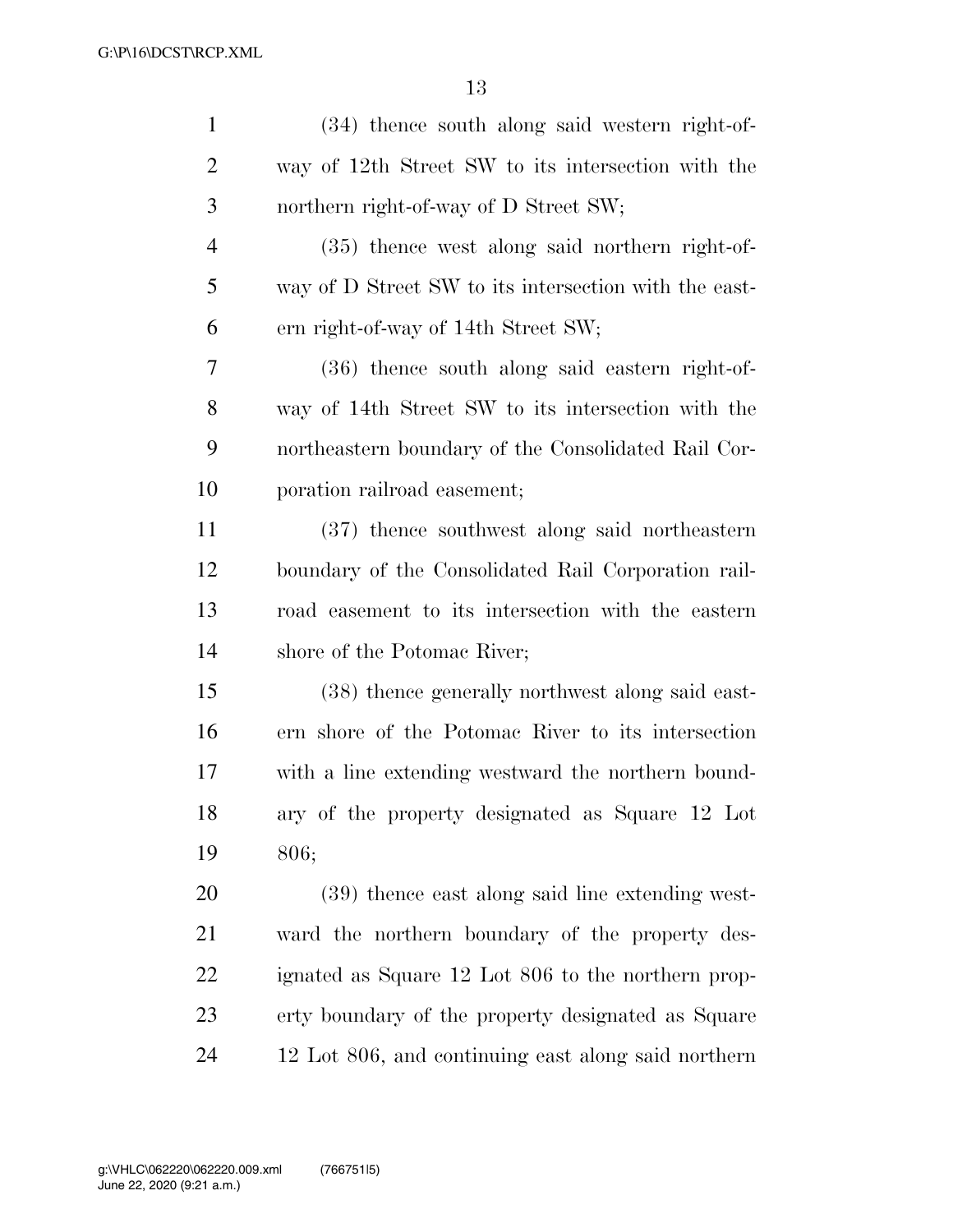(34) thence south along said western right-of-way of 12th Street SW to its intersection with the northern right-of-way of D Street SW;

(35) thence west along said northern right-of-way of D Street SW to its intersection with the eastern right-of-way of 14th Street SW;

(36) thence south along said eastern right-of-way of 14th Street SW to its intersection with the northeastern boundary of the Consolidated Rail Corporation railroad easement;

(37) thence southwest along said northeastern boundary of the Consolidated Rail Corporation railroad easement to its intersection with the eastern shore of the Potomac River;

(38) thence generally northwest along said eastern shore of the Potomac River to its intersection with a line extending westward the northern boundary of the property designated as Square 12 Lot 806;

(39) thence east along said line extending westward the northern boundary of the property designated as Square 12 Lot 806 to the northern property boundary of the property designated as Square 12 Lot 806, and continuing east along said northern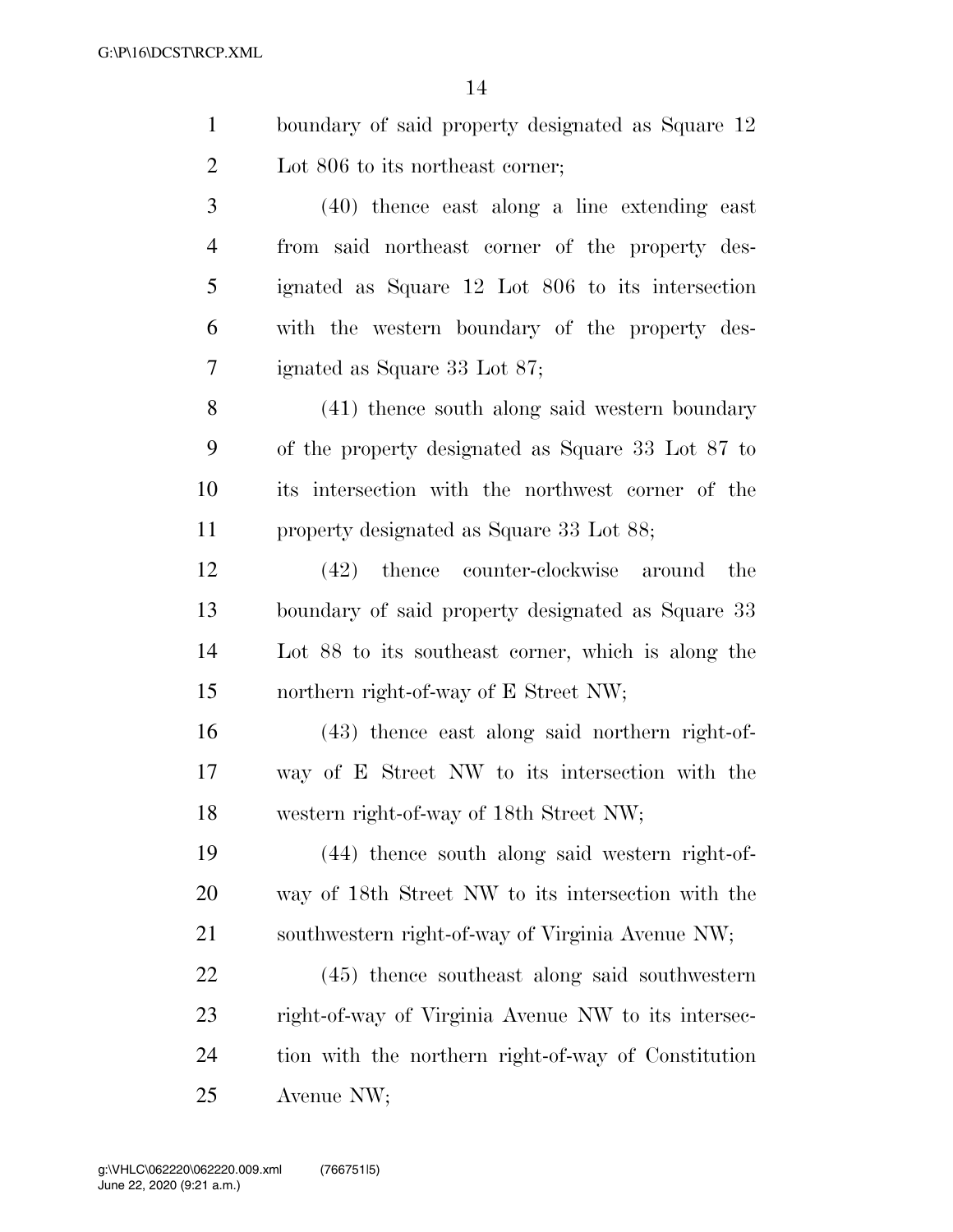boundary of said property designated as Square 12 Lot 806 to its northeast corner;

(40) thence east along a line extending east from said northeast corner of the property designated as Square 12 Lot 806 to its intersection with the western boundary of the property designated as Square 33 Lot 87;

(41) thence south along said western boundary of the property designated as Square 33 Lot 87 to its intersection with the northwest corner of the property designated as Square 33 Lot 88;

(42) thence counter-clockwise around the boundary of said property designated as Square 33 Lot 88 to its southeast corner, which is along the northern right-of-way of E Street NW;

(43) thence east along said northern right-of-way of E Street NW to its intersection with the western right-of-way of 18th Street NW;

(44) thence south along said western right-of-way of 18th Street NW to its intersection with the southwestern right-of-way of Virginia Avenue NW;

(45) thence southeast along said southwestern right-of-way of Virginia Avenue NW to its intersection with the northern right-of-way of Constitution Avenue NW;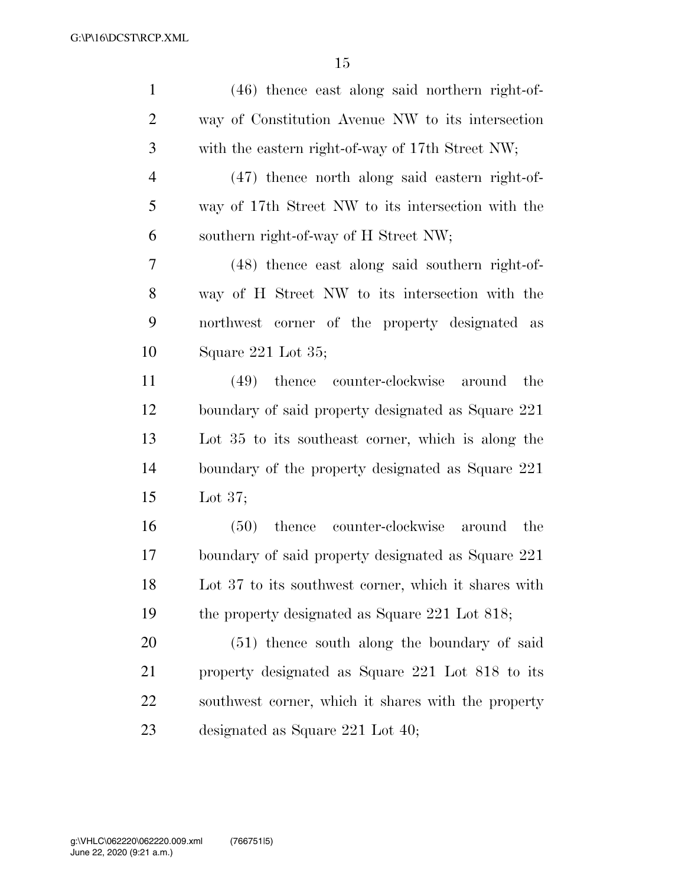(46) thence east along said northern right-of-way of Constitution Avenue NW to its intersection with the eastern right-of-way of 17th Street NW;

(47) thence north along said eastern right-of-way of 17th Street NW to its intersection with the southern right-of-way of H Street NW;

(48) thence east along said southern right-of-way of H Street NW to its intersection with the northwest corner of the property designated as Square 221 Lot 35;

(49) thence counter-clockwise around the boundary of said property designated as Square 221 Lot 35 to its southeast corner, which is along the boundary of the property designated as Square 221 Lot 37;

(50) thence counter-clockwise around the boundary of said property designated as Square 221 Lot 37 to its southwest corner, which it shares with the property designated as Square 221 Lot 818;

(51) thence south along the boundary of said property designated as Square 221 Lot 818 to its southwest corner, which it shares with the property designated as Square 221 Lot 40;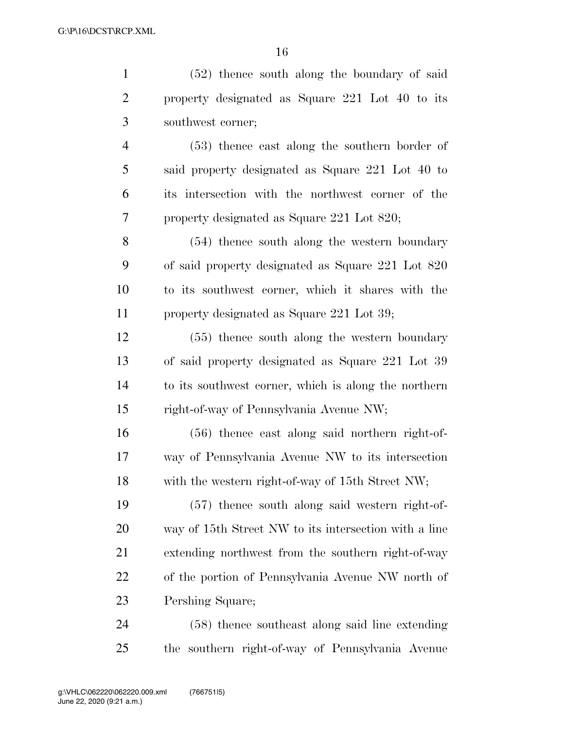(52) thence south along the boundary of said property designated as Square 221 Lot 40 to its southwest corner;

(53) thence east along the southern border of said property designated as Square 221 Lot 40 to its intersection with the northwest corner of the property designated as Square 221 Lot 820;

(54) thence south along the western boundary of said property designated as Square 221 Lot 820 to its southwest corner, which it shares with the property designated as Square 221 Lot 39;

(55) thence south along the western boundary of said property designated as Square 221 Lot 39 to its southwest corner, which is along the northern right-of-way of Pennsylvania Avenue NW;

(56) thence east along said northern right-of-way of Pennsylvania Avenue NW to its intersection with the western right-of-way of 15th Street NW;

(57) thence south along said western right-of-way of 15th Street NW to its intersection with a line extending northwest from the southern right-of-way of the portion of Pennsylvania Avenue NW north of Pershing Square;

(58) thence southeast along said line extending the southern right-of-way of Pennsylvania Avenue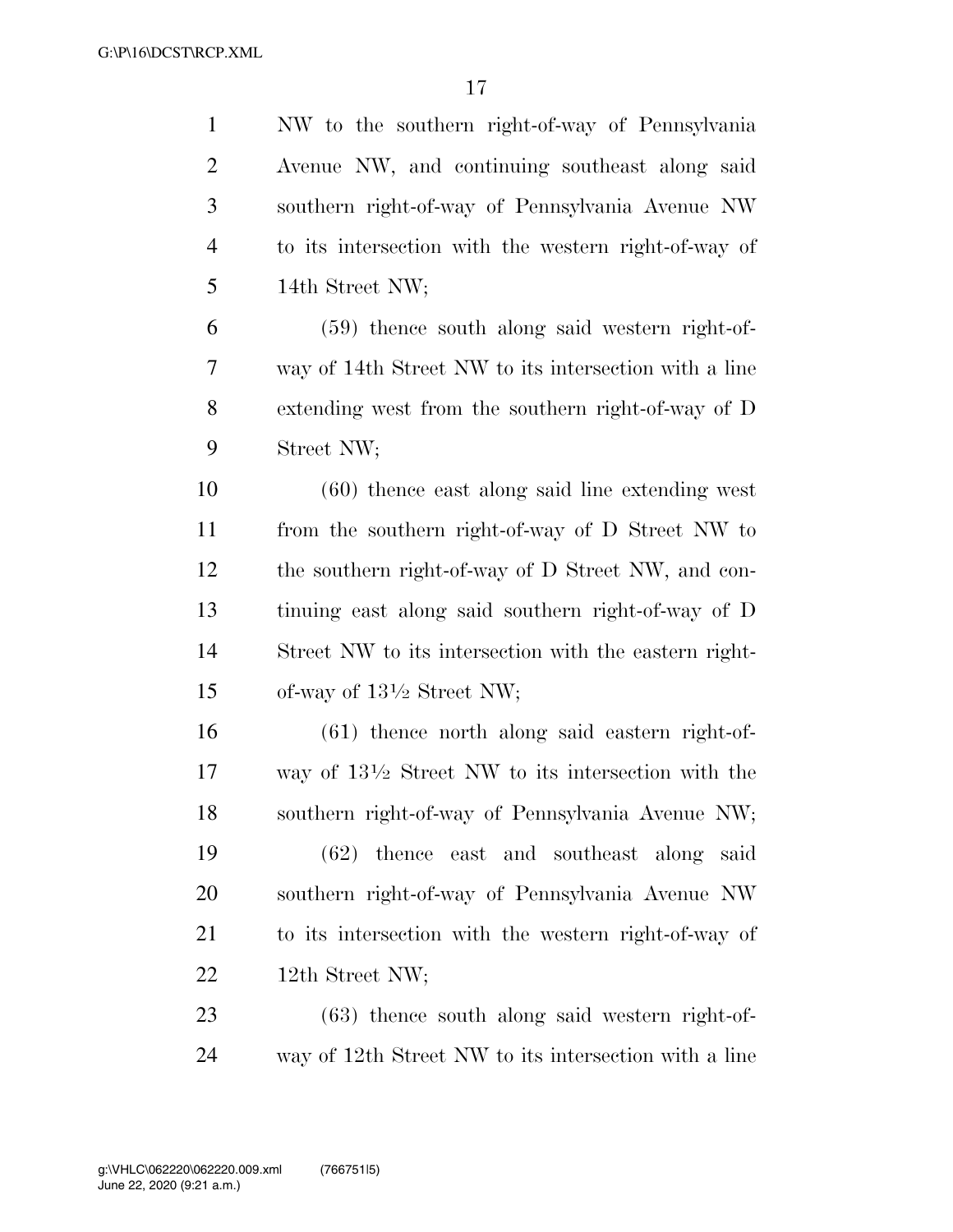NW to the southern right-of-way of Pennsylvania Avenue NW, and continuing southeast along said southern right-of-way of Pennsylvania Avenue NW to its intersection with the western right-of-way of 14th Street NW;

(59) thence south along said western right-of-way of 14th Street NW to its intersection with a line extending west from the southern right-of-way of D Street NW;

(60) thence east along said line extending west from the southern right-of-way of D Street NW to the southern right-of-way of D Street NW, and continuing east along said southern right-of-way of D Street NW to its intersection with the eastern right-of-way of 13½ Street NW;

(61) thence north along said eastern right-of-way of 13½ Street NW to its intersection with the southern right-of-way of Pennsylvania Avenue NW;

(62) thence east and southeast along said southern right-of-way of Pennsylvania Avenue NW to its intersection with the western right-of-way of 12th Street NW;

(63) thence south along said western right-of-way of 12th Street NW to its intersection with a line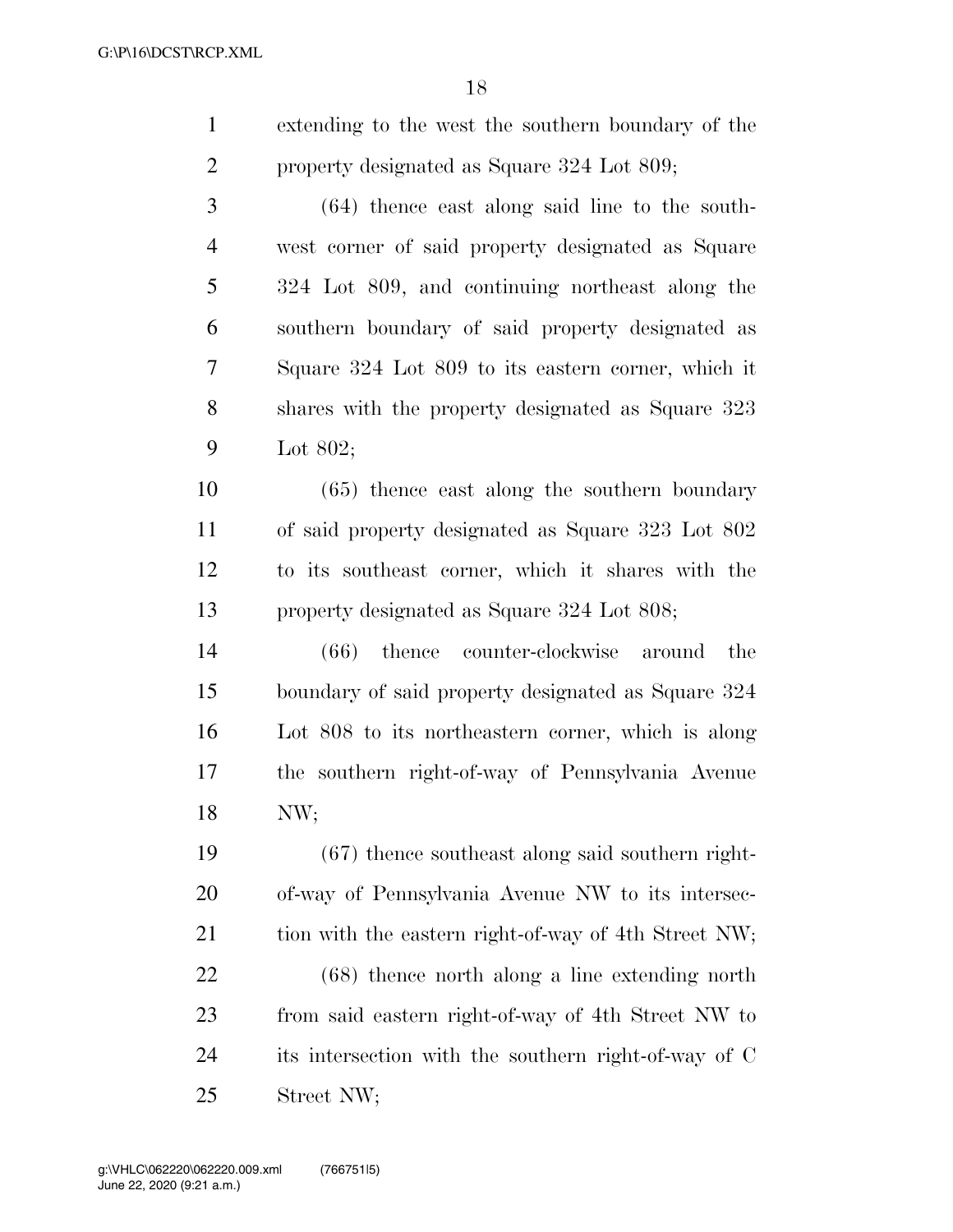extending to the west the southern boundary of the property designated as Square 324 Lot 809;

(64) thence east along said line to the southwest corner of said property designated as Square 324 Lot 809, and continuing northeast along the southern boundary of said property designated as Square 324 Lot 809 to its eastern corner, which it shares with the property designated as Square 323 Lot 802;

(65) thence east along the southern boundary of said property designated as Square 323 Lot 802 to its southeast corner, which it shares with the property designated as Square 324 Lot 808;

(66) thence counter-clockwise around the boundary of said property designated as Square 324 Lot 808 to its northeastern corner, which is along the southern right-of-way of Pennsylvania Avenue NW;

(67) thence southeast along said southern right-of-way of Pennsylvania Avenue NW to its intersection with the eastern right-of-way of 4th Street NW;

(68) thence north along a line extending north from said eastern right-of-way of 4th Street NW to its intersection with the southern right-of-way of C Street NW;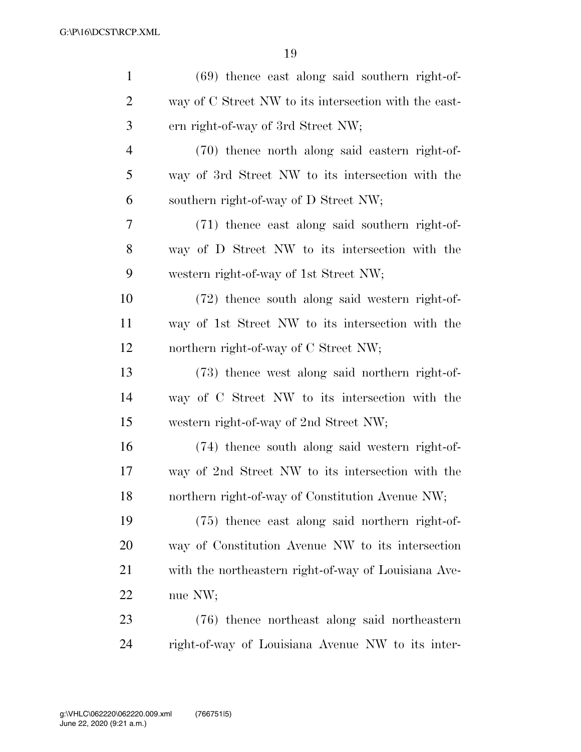(69) thence east along said southern right-of-way of C Street NW to its intersection with the eastern right-of-way of 3rd Street NW;

(70) thence north along said eastern right-of-way of 3rd Street NW to its intersection with the southern right-of-way of D Street NW;

(71) thence east along said southern right-of-way of D Street NW to its intersection with the western right-of-way of 1st Street NW;

(72) thence south along said western right-of-way of 1st Street NW to its intersection with the northern right-of-way of C Street NW;

(73) thence west along said northern right-of-way of C Street NW to its intersection with the western right-of-way of 2nd Street NW;

(74) thence south along said western right-of-way of 2nd Street NW to its intersection with the northern right-of-way of Constitution Avenue NW;

(75) thence east along said northern right-of-way of Constitution Avenue NW to its intersection with the northeastern right-of-way of Louisiana Avenue NW;

(76) thence northeast along said northeastern right-of-way of Louisiana Avenue NW to its inter-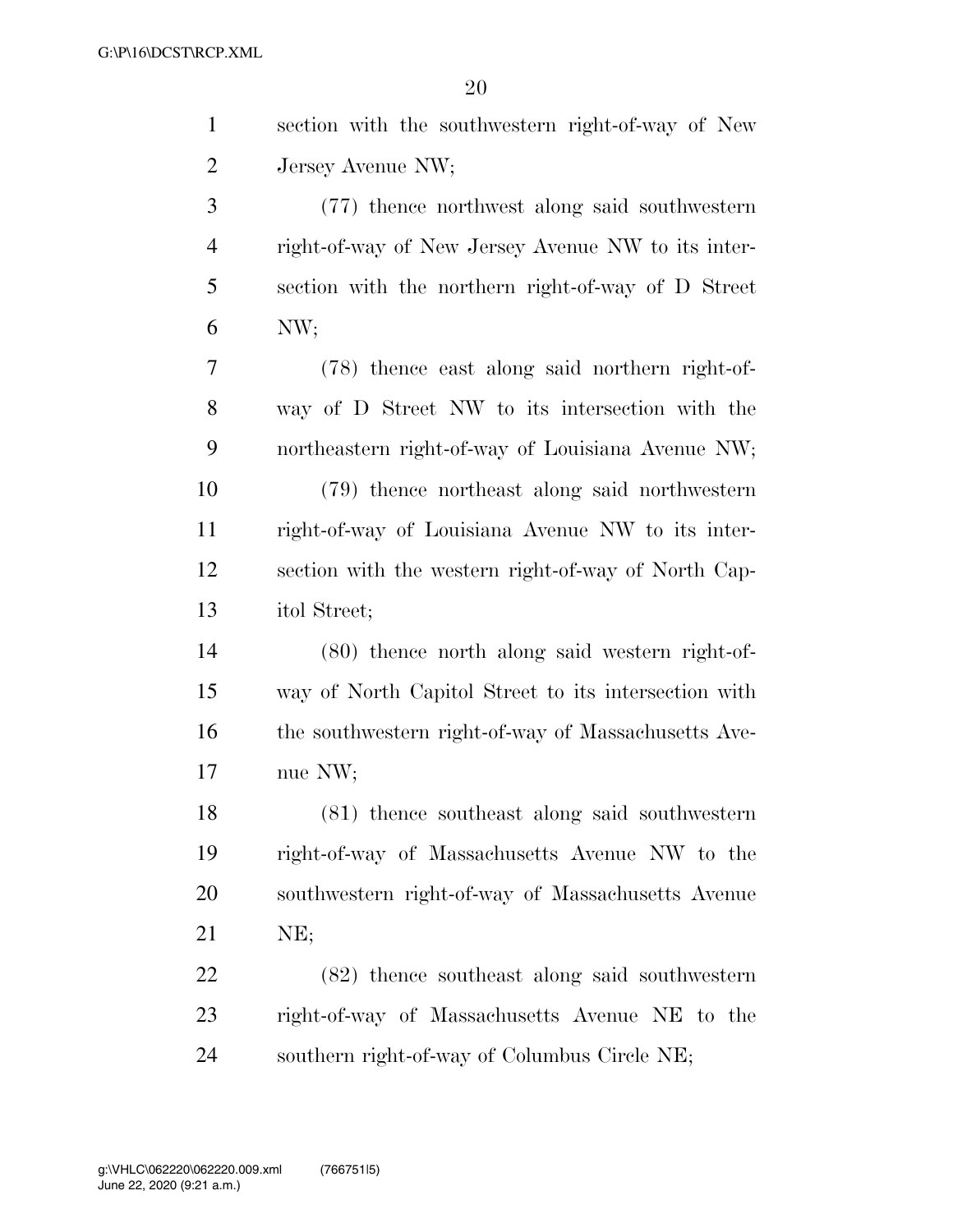section with the southwestern right-of-way of New Jersey Avenue NW;

(77) thence northwest along said southwestern right-of-way of New Jersey Avenue NW to its intersection with the northern right-of-way of D Street NW;

(78) thence east along said northern right-of-way of D Street NW to its intersection with the northeastern right-of-way of Louisiana Avenue NW;

(79) thence northeast along said northwestern right-of-way of Louisiana Avenue NW to its intersection with the western right-of-way of North Capitol Street;

(80) thence north along said western right-of-way of North Capitol Street to its intersection with the southwestern right-of-way of Massachusetts Avenue NW;

(81) thence southeast along said southwestern right-of-way of Massachusetts Avenue NW to the southwestern right-of-way of Massachusetts Avenue NE;

(82) thence southeast along said southwestern right-of-way of Massachusetts Avenue NE to the southern right-of-way of Columbus Circle NE;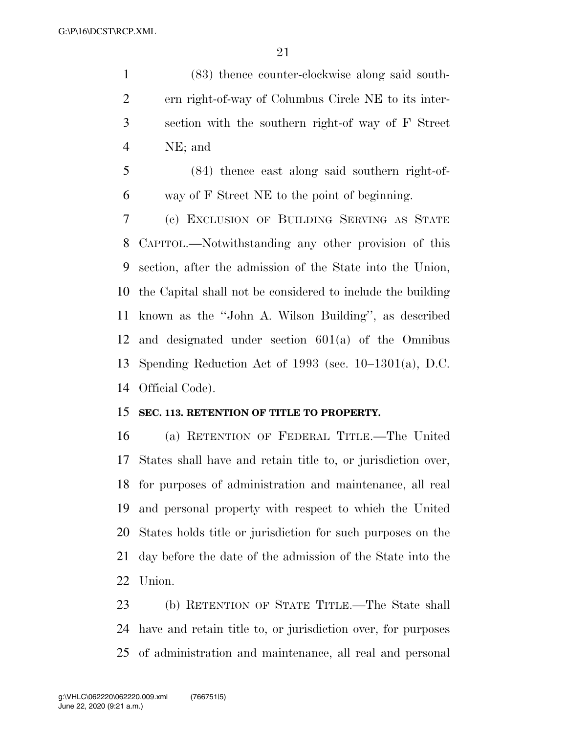(83) thence counter-clockwise along said southern right-of-way of Columbus Circle NE to its intersection with the southern right-of way of F Street NE; and

(84) thence east along said southern right-of-way of F Street NE to the point of beginning.

(c) EXCLUSION OF BUILDING SERVING AS STATE CAPITOL.—Notwithstanding any other provision of this section, after the admission of the State into the Union, the Capital shall not be considered to include the building known as the ''John A. Wilson Building'', as described and designated under section 601(a) of the Omnibus Spending Reduction Act of 1993 (sec. 10–1301(a), D.C. Official Code).

**SEC. 113. RETENTION OF TITLE TO PROPERTY.**

(a) RETENTION OF FEDERAL TITLE.—The United States shall have and retain title to, or jurisdiction over, for purposes of administration and maintenance, all real and personal property with respect to which the United States holds title or jurisdiction for such purposes on the day before the date of the admission of the State into the Union.

(b) RETENTION OF STATE TITLE.—The State shall have and retain title to, or jurisdiction over, for purposes of administration and maintenance, all real and personal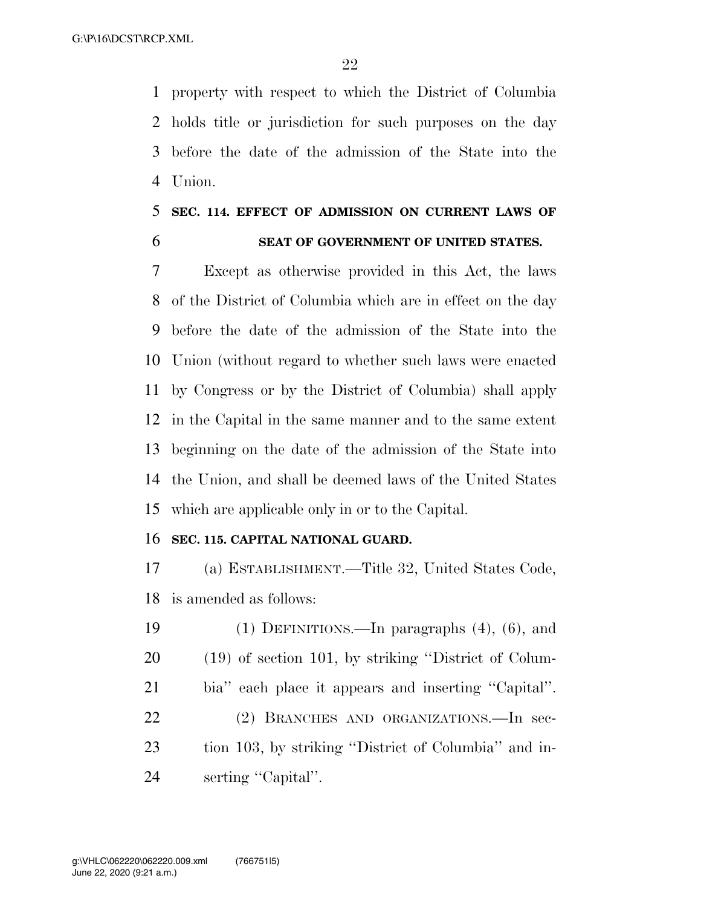property with respect to which the District of Columbia holds title or jurisdiction for such purposes on the day before the date of the admission of the State into the Union.

**SEC. 114. EFFECT OF ADMISSION ON CURRENT LAWS OF SEAT OF GOVERNMENT OF UNITED STATES.**

Except as otherwise provided in this Act, the laws of the District of Columbia which are in effect on the day before the date of the admission of the State into the Union (without regard to whether such laws were enacted by Congress or by the District of Columbia) shall apply in the Capital in the same manner and to the same extent beginning on the date of the admission of the State into the Union, and shall be deemed laws of the United States which are applicable only in or to the Capital.

**SEC. 115. CAPITAL NATIONAL GUARD.**

(a) ESTABLISHMENT.—Title 32, United States Code, is amended as follows:

(1) DEFINITIONS.—In paragraphs (4), (6), and (19) of section 101, by striking ''District of Columbia'' each place it appears and inserting ''Capital''.

(2) BRANCHES AND ORGANIZATIONS.—In section 103, by striking ''District of Columbia'' and inserting ''Capital''.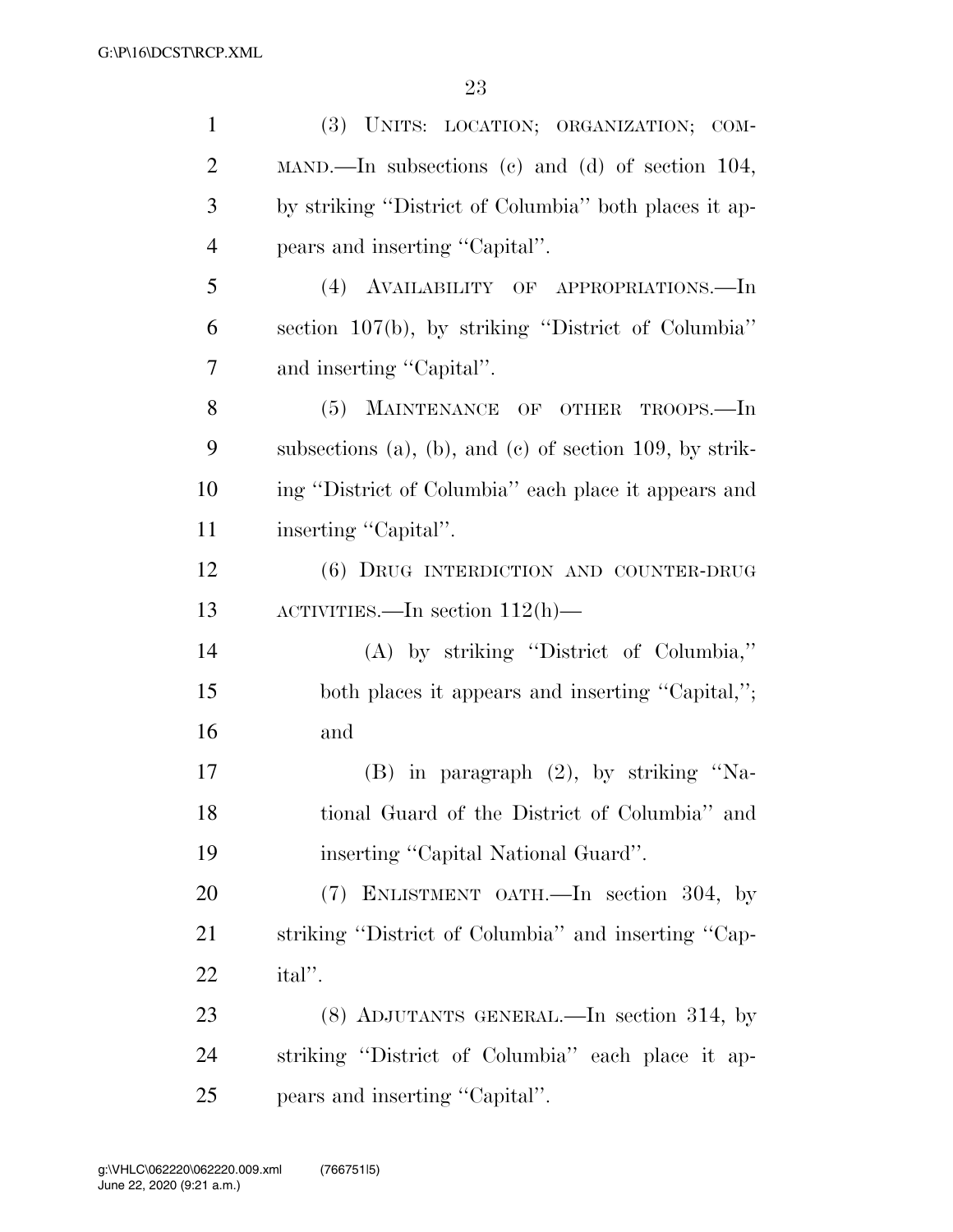(3) UNITS: LOCATION; ORGANIZATION; COMMAND.—In subsections (c) and (d) of section 104, by striking ''District of Columbia'' both places it appears and inserting ''Capital''.

(4) AVAILABILITY OF APPROPRIATIONS.—In section 107(b), by striking ''District of Columbia'' and inserting ''Capital''.

(5) MAINTENANCE OF OTHER TROOPS.—In subsections (a), (b), and (c) of section 109, by striking ''District of Columbia'' each place it appears and inserting ''Capital''.

(6) DRUG INTERDICTION AND COUNTER-DRUG ACTIVITIES.—In section 112(h)—

(A) by striking ''District of Columbia,'' both places it appears and inserting ''Capital,''; and

(B) in paragraph (2), by striking ''National Guard of the District of Columbia'' and inserting ''Capital National Guard''.

(7) ENLISTMENT OATH.—In section 304, by striking ''District of Columbia'' and inserting ''Capital''.

(8) ADJUTANTS GENERAL.—In section 314, by striking ''District of Columbia'' each place it appears and inserting ''Capital''.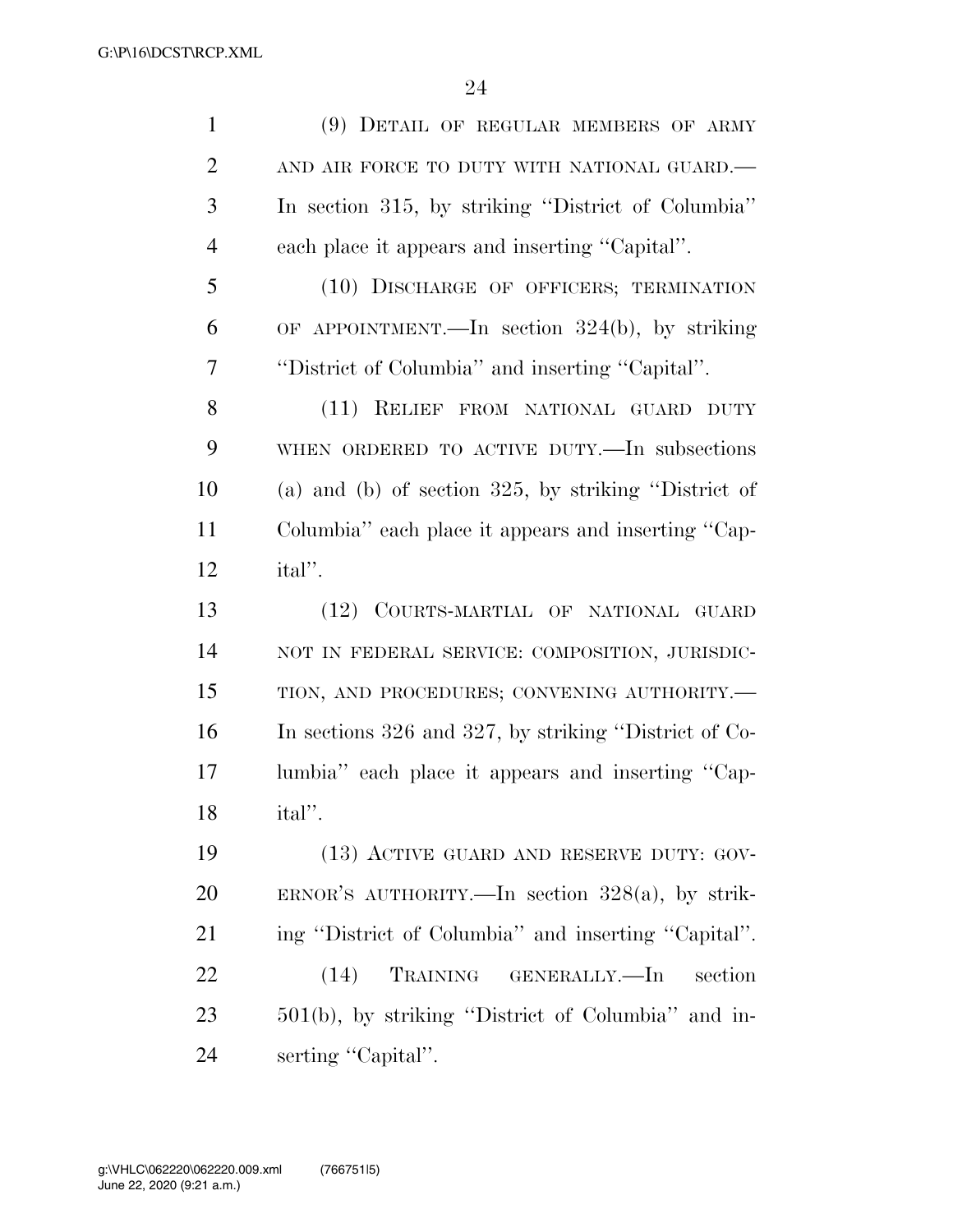(9) DETAIL OF REGULAR MEMBERS OF ARMY AND AIR FORCE TO DUTY WITH NATIONAL GUARD.—In section 315, by striking ''District of Columbia'' each place it appears and inserting ''Capital''.

(10) DISCHARGE OF OFFICERS; TERMINATION OF APPOINTMENT.—In section 324(b), by striking ''District of Columbia'' and inserting ''Capital''.

(11) RELIEF FROM NATIONAL GUARD DUTY WHEN ORDERED TO ACTIVE DUTY.—In subsections (a) and (b) of section 325, by striking ''District of Columbia'' each place it appears and inserting ''Capital''.

(12) COURTS-MARTIAL OF NATIONAL GUARD NOT IN FEDERAL SERVICE: COMPOSITION, JURISDICTION, AND PROCEDURES; CONVENING AUTHORITY.—In sections 326 and 327, by striking ''District of Columbia'' each place it appears and inserting ''Capital''.

(13) ACTIVE GUARD AND RESERVE DUTY: GOVERNOR'S AUTHORITY.—In section 328(a), by striking ''District of Columbia'' and inserting ''Capital''.

(14) TRAINING GENERALLY.—In section 501(b), by striking ''District of Columbia'' and inserting ''Capital''.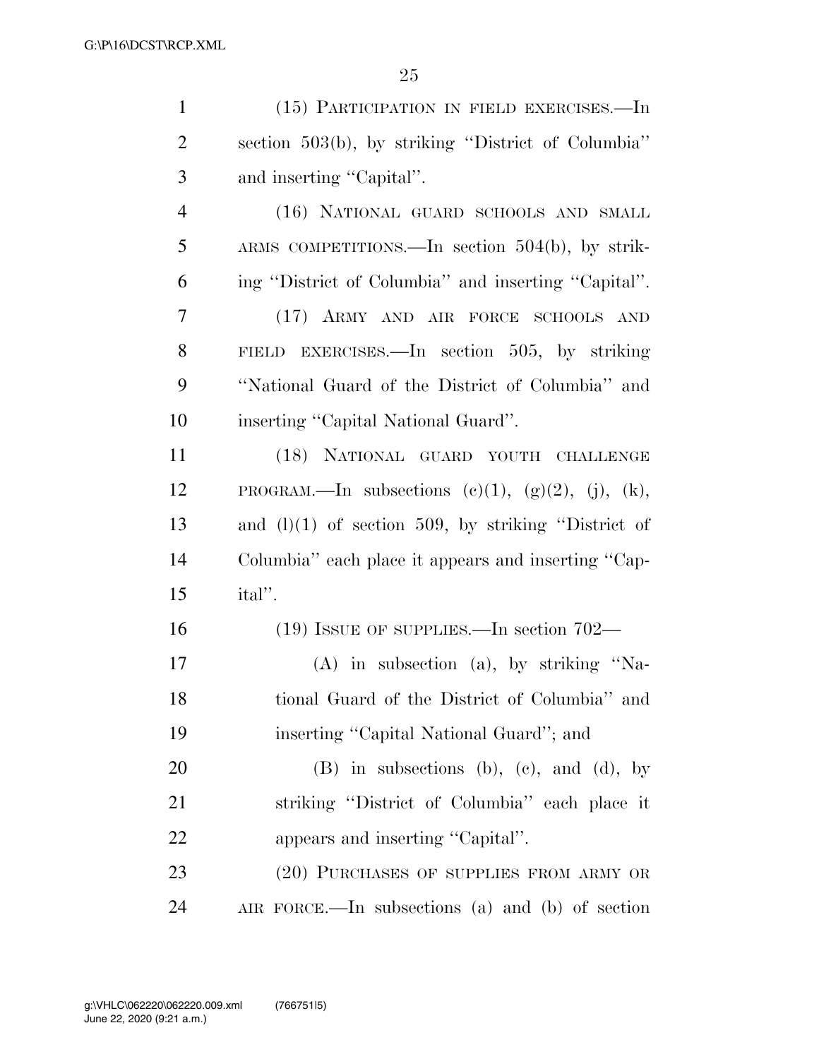(15) PARTICIPATION IN FIELD EXERCISES.—In section 503(b), by striking "District of Columbia" and inserting "Capital".

(16) NATIONAL GUARD SCHOOLS AND SMALL ARMS COMPETITIONS.—In section 504(b), by striking "District of Columbia" and inserting "Capital".

(17) ARMY AND AIR FORCE SCHOOLS AND FIELD EXERCISES.—In section 505, by striking "National Guard of the District of Columbia" and inserting "Capital National Guard".

(18) NATIONAL GUARD YOUTH CHALLENGE PROGRAM.—In subsections (c)(1), (g)(2), (j), (k), and (l)(1) of section 509, by striking "District of Columbia" each place it appears and inserting "Capital".

(19) ISSUE OF SUPPLIES.—In section 702—

(A) in subsection (a), by striking "National Guard of the District of Columbia" and inserting "Capital National Guard"; and

(B) in subsections (b), (c), and (d), by striking "District of Columbia" each place it appears and inserting "Capital".

(20) PURCHASES OF SUPPLIES FROM ARMY OR AIR FORCE.—In subsections (a) and (b) of section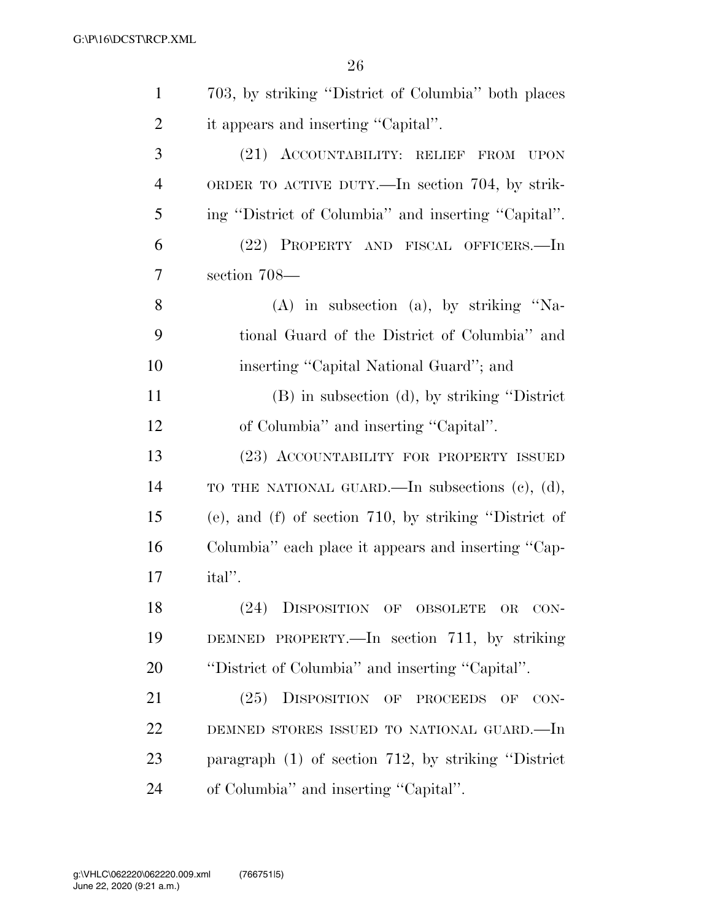703, by striking "District of Columbia" both places it appears and inserting "Capital".

(21) ACCOUNTABILITY: RELIEF FROM UPON ORDER TO ACTIVE DUTY.—In section 704, by striking "District of Columbia" and inserting "Capital".

(22) PROPERTY AND FISCAL OFFICERS.—In section 708—

(A) in subsection (a), by striking "National Guard of the District of Columbia" and inserting "Capital National Guard"; and

(B) in subsection (d), by striking "District of Columbia" and inserting "Capital".

(23) ACCOUNTABILITY FOR PROPERTY ISSUED TO THE NATIONAL GUARD.—In subsections (c), (d), (e), and (f) of section 710, by striking "District of Columbia" each place it appears and inserting "Capital".

(24) DISPOSITION OF OBSOLETE OR CONDEMNED PROPERTY.—In section 711, by striking "District of Columbia" and inserting "Capital".

(25) DISPOSITION OF PROCEEDS OF CONDEMNED STORES ISSUED TO NATIONAL GUARD.—In paragraph (1) of section 712, by striking "District of Columbia" and inserting "Capital".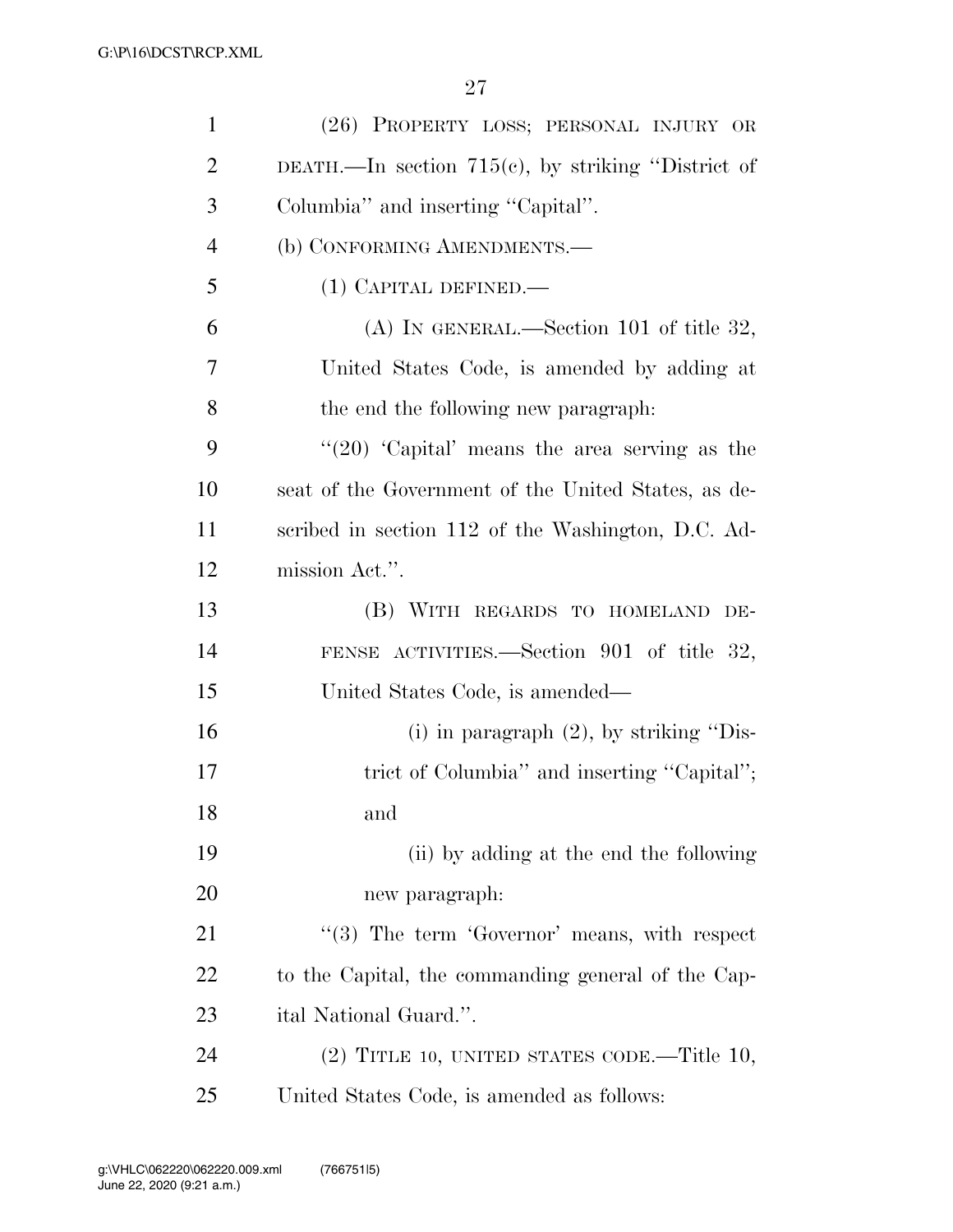(26) PROPERTY LOSS; PERSONAL INJURY OR DEATH.—In section 715(c), by striking "District of Columbia" and inserting "Capital".

(b) CONFORMING AMENDMENTS.—

(1) CAPITAL DEFINED.—

(A) IN GENERAL.—Section 101 of title 32, United States Code, is amended by adding at the end the following new paragraph:

"(20) 'Capital' means the area serving as the seat of the Government of the United States, as described in section 112 of the Washington, D.C. Admission Act.".

(B) WITH REGARDS TO HOMELAND DEFENSE ACTIVITIES.—Section 901 of title 32, United States Code, is amended—

(i) in paragraph (2), by striking "District of Columbia" and inserting "Capital"; and

(ii) by adding at the end the following new paragraph:

"(3) The term 'Governor' means, with respect to the Capital, the commanding general of the Capital National Guard.".

(2) TITLE 10, UNITED STATES CODE.—Title 10, United States Code, is amended as follows: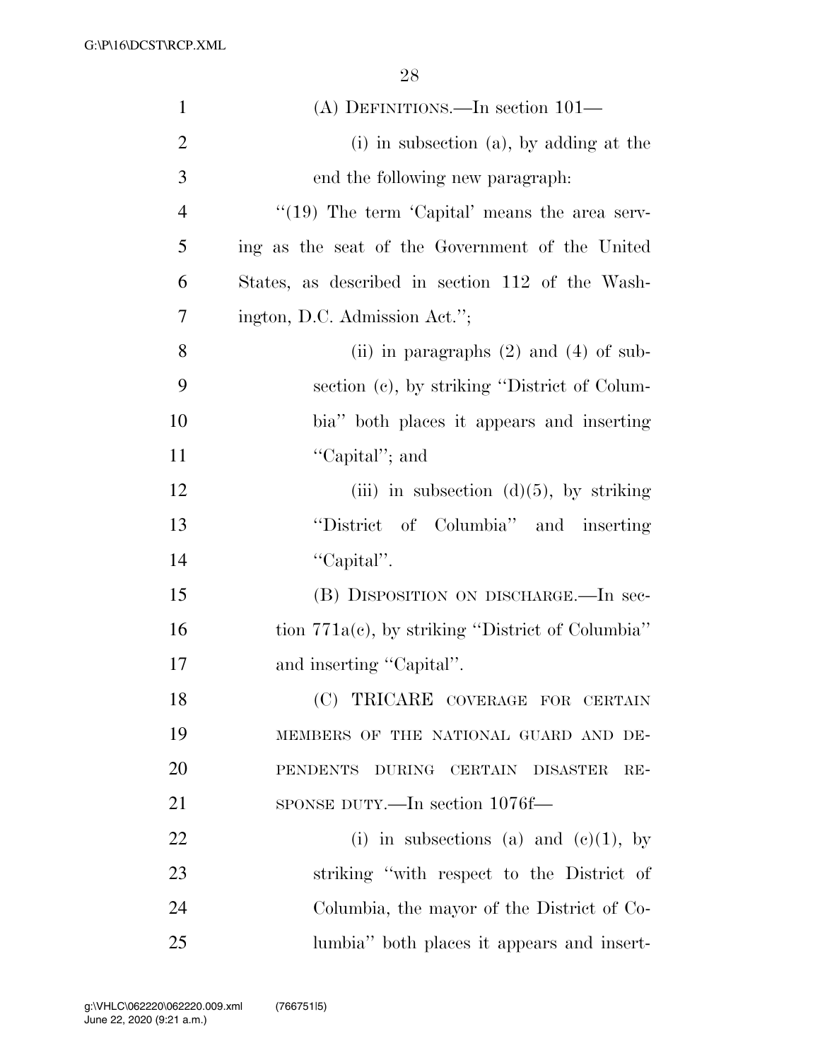(A) DEFINITIONS.—In section 101—

(i) in subsection (a), by adding at the end the following new paragraph:

"(19) The term 'Capital' means the area serving as the seat of the Government of the United States, as described in section 112 of the Washington, D.C. Admission Act.";

(ii) in paragraphs (2) and (4) of subsection (c), by striking "District of Columbia" both places it appears and inserting "Capital"; and

(iii) in subsection (d)(5), by striking "District of Columbia" and inserting "Capital".

(B) DISPOSITION ON DISCHARGE.—In section 771a(c), by striking "District of Columbia" and inserting "Capital".

(C) TRICARE COVERAGE FOR CERTAIN MEMBERS OF THE NATIONAL GUARD AND DEPENDENTS DURING CERTAIN DISASTER RESPONSE DUTY.—In section 1076f—

(i) in subsections (a) and (c)(1), by striking "with respect to the District of Columbia, the mayor of the District of Columbia" both places it appears and insert-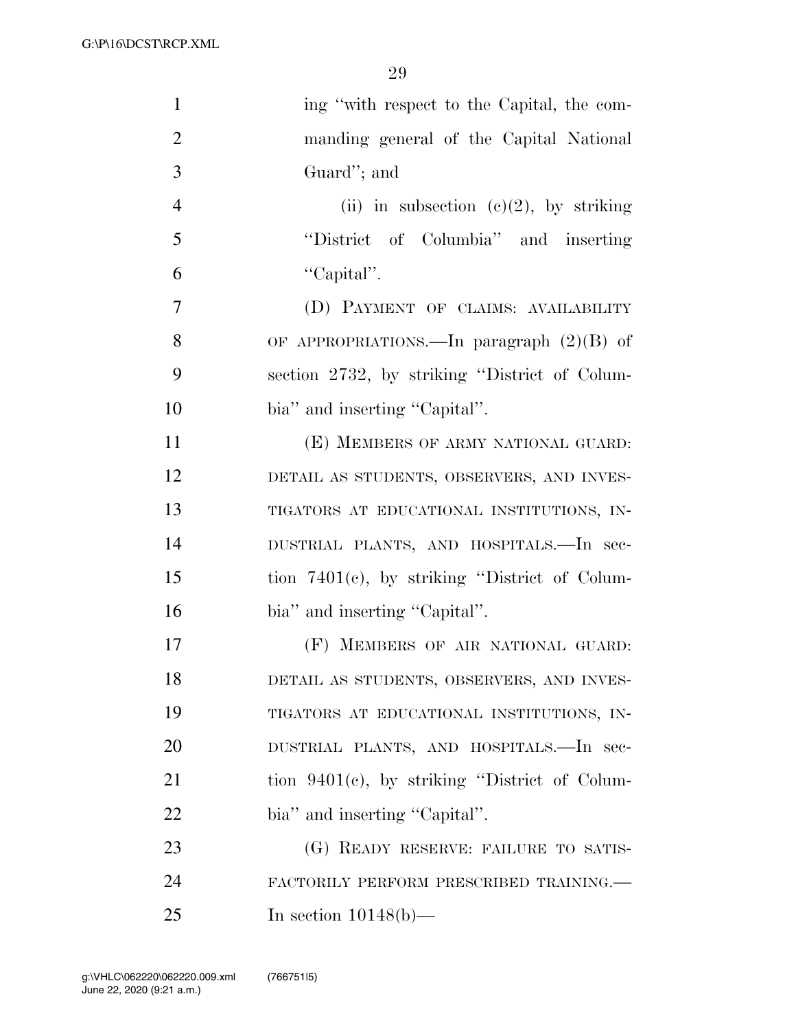ing "with respect to the Capital, the commanding general of the Capital National Guard"; and

(ii) in subsection (c)(2), by striking "District of Columbia" and inserting "Capital".

(D) PAYMENT OF CLAIMS: AVAILABILITY OF APPROPRIATIONS.—In paragraph (2)(B) of section 2732, by striking "District of Columbia" and inserting "Capital".

(E) MEMBERS OF ARMY NATIONAL GUARD: DETAIL AS STUDENTS, OBSERVERS, AND INVESTIGATORS AT EDUCATIONAL INSTITUTIONS, INDUSTRIAL PLANTS, AND HOSPITALS.—In section 7401(c), by striking "District of Columbia" and inserting "Capital".

(F) MEMBERS OF AIR NATIONAL GUARD: DETAIL AS STUDENTS, OBSERVERS, AND INVESTIGATORS AT EDUCATIONAL INSTITUTIONS, INDUSTRIAL PLANTS, AND HOSPITALS.—In section 9401(c), by striking "District of Columbia" and inserting "Capital".

(G) READY RESERVE: FAILURE TO SATISFACTORILY PERFORM PRESCRIBED TRAINING.—In section 10148(b)—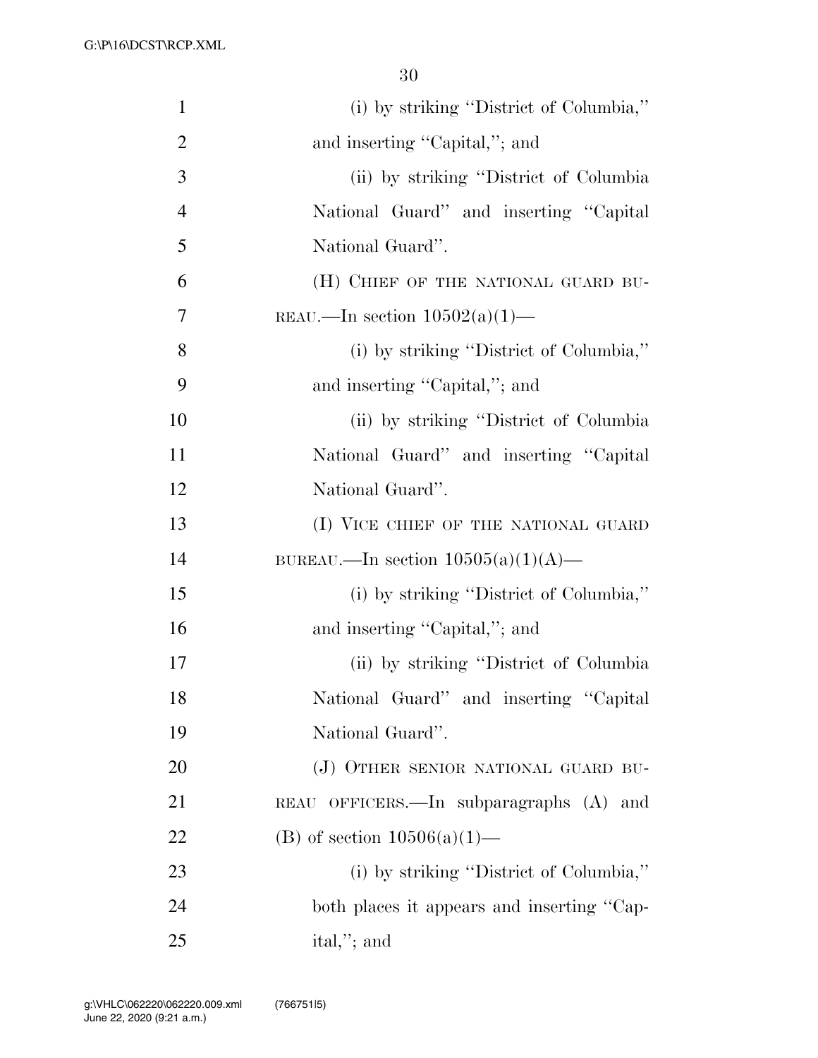(i) by striking "District of Columbia," and inserting "Capital,"; and

(ii) by striking "District of Columbia National Guard" and inserting "Capital National Guard".

(H) CHIEF OF THE NATIONAL GUARD BUREAU.—In section 10502(a)(1)—

(i) by striking "District of Columbia," and inserting "Capital,"; and

(ii) by striking "District of Columbia National Guard" and inserting "Capital National Guard".

(I) VICE CHIEF OF THE NATIONAL GUARD BUREAU.—In section 10505(a)(1)(A)—

(i) by striking "District of Columbia," and inserting "Capital,"; and

(ii) by striking "District of Columbia National Guard" and inserting "Capital National Guard".

(J) OTHER SENIOR NATIONAL GUARD BUREAU OFFICERS.—In subparagraphs (A) and (B) of section 10506(a)(1)—

(i) by striking "District of Columbia," both places it appears and inserting "Capital,"; and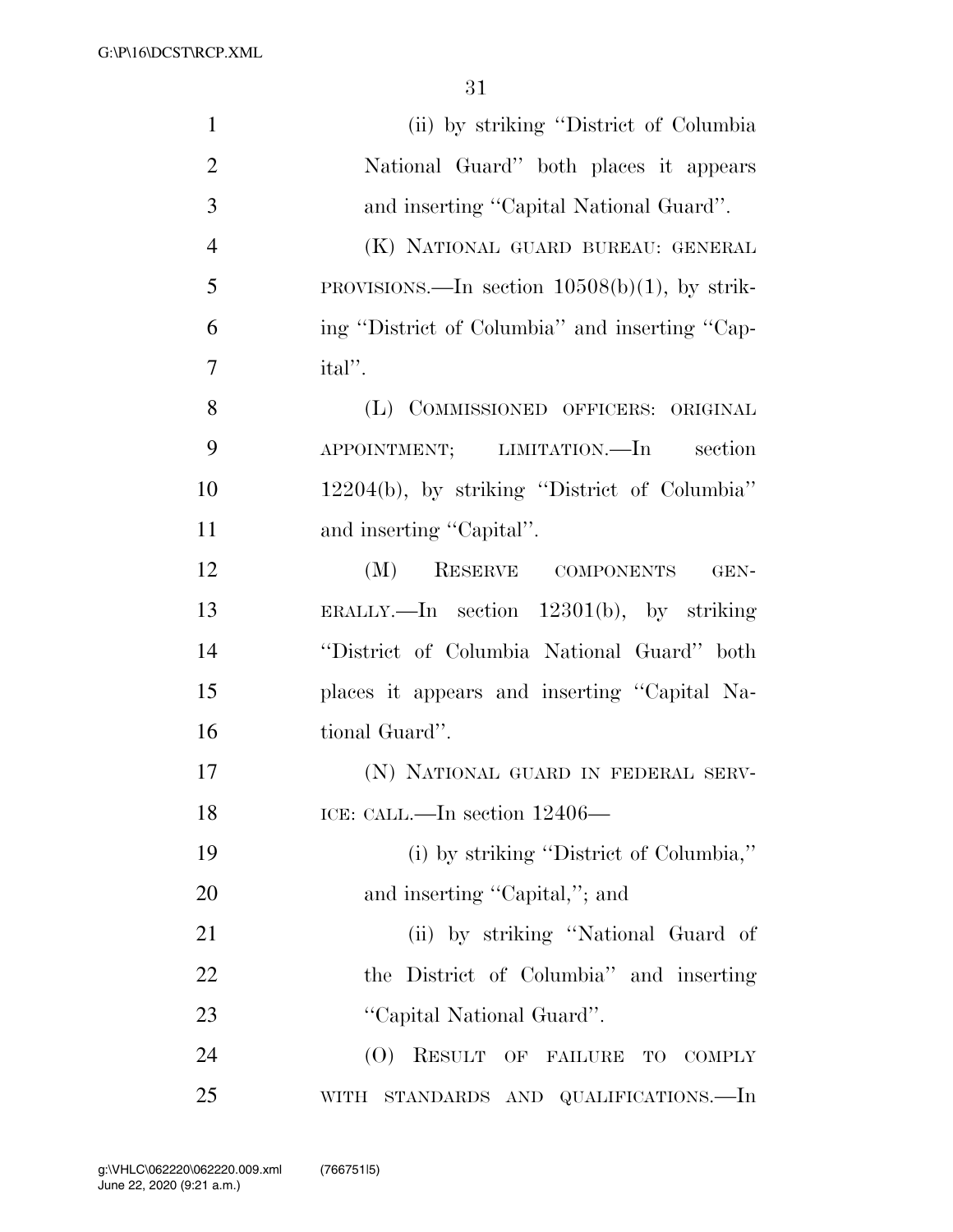(ii) by striking "District of Columbia National Guard" both places it appears and inserting "Capital National Guard".

(K) NATIONAL GUARD BUREAU: GENERAL PROVISIONS.—In section 10508(b)(1), by striking "District of Columbia" and inserting "Capital".

(L) COMMISSIONED OFFICERS: ORIGINAL APPOINTMENT; LIMITATION.—In section 12204(b), by striking "District of Columbia" and inserting "Capital".

(M) RESERVE COMPONENTS GENERALLY.—In section 12301(b), by striking "District of Columbia National Guard" both places it appears and inserting "Capital National Guard".

(N) NATIONAL GUARD IN FEDERAL SERVICE: CALL.—In section 12406—

(i) by striking "District of Columbia," and inserting "Capital,"; and

(ii) by striking "National Guard of the District of Columbia" and inserting "Capital National Guard".

(O) RESULT OF FAILURE TO COMPLY WITH STANDARDS AND QUALIFICATIONS.—In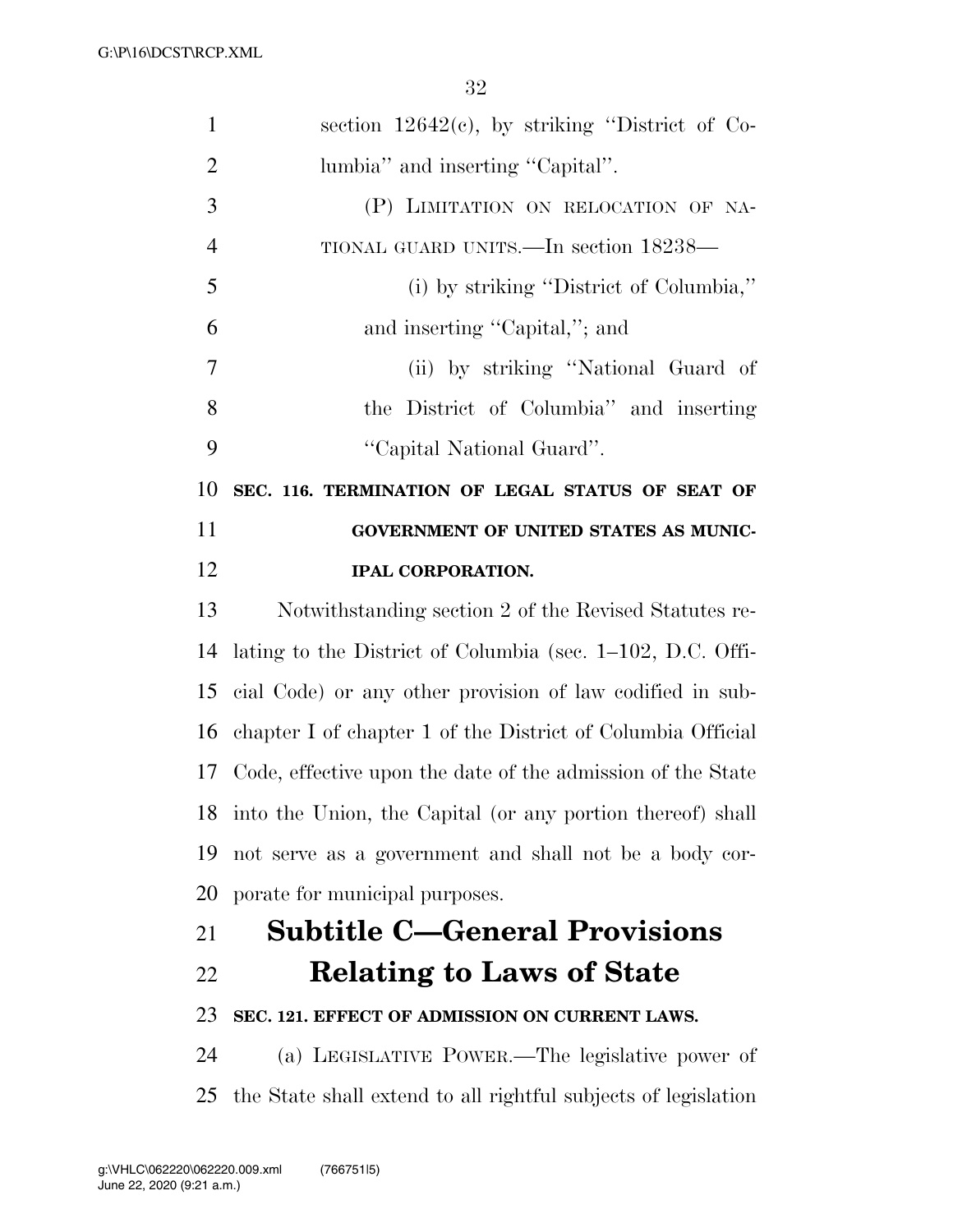section 12642(c), by striking "District of Columbia" and inserting "Capital".

(P) LIMITATION ON RELOCATION OF NATIONAL GUARD UNITS.—In section 18238—

(i) by striking "District of Columbia," and inserting "Capital,"; and

(ii) by striking "National Guard of the District of Columbia" and inserting "Capital National Guard".

**SEC. 116. TERMINATION OF LEGAL STATUS OF SEAT OF GOVERNMENT OF UNITED STATES AS MUNICIPAL CORPORATION.**

Notwithstanding section 2 of the Revised Statutes relating to the District of Columbia (sec. 1–102, D.C. Official Code) or any other provision of law codified in subchapter I of chapter 1 of the District of Columbia Official Code, effective upon the date of the admission of the State into the Union, the Capital (or any portion thereof) shall not serve as a government and shall not be a body corporate for municipal purposes.

## Subtitle C—General Provisions Relating to Laws of State

**SEC. 121. EFFECT OF ADMISSION ON CURRENT LAWS.**

(a) LEGISLATIVE POWER.—The legislative power of the State shall extend to all rightful subjects of legislation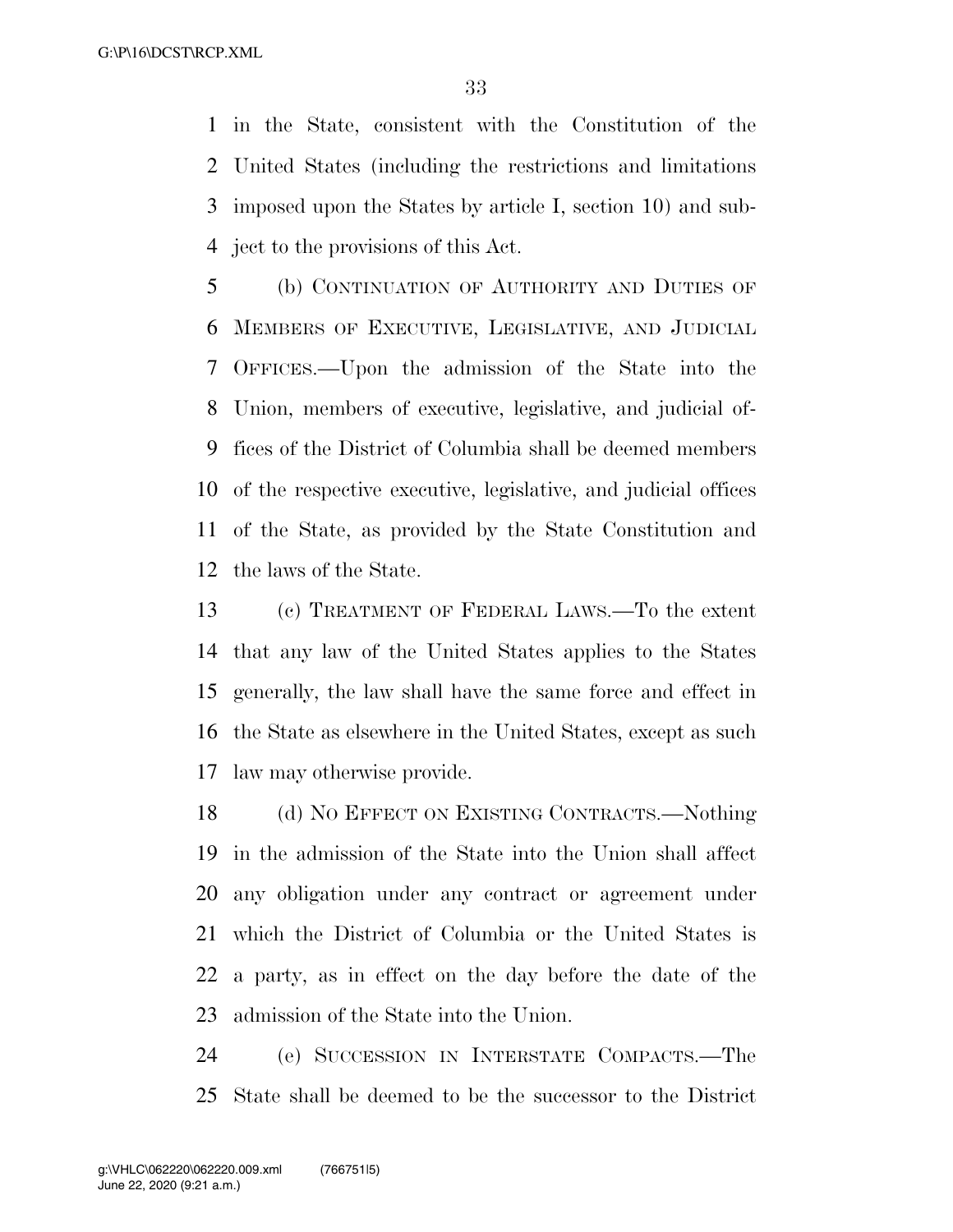in the State, consistent with the Constitution of the United States (including the restrictions and limitations imposed upon the States by article I, section 10) and subject to the provisions of this Act.

(b) CONTINUATION OF AUTHORITY AND DUTIES OF MEMBERS OF EXECUTIVE, LEGISLATIVE, AND JUDICIAL OFFICES.—Upon the admission of the State into the Union, members of executive, legislative, and judicial offices of the District of Columbia shall be deemed members of the respective executive, legislative, and judicial offices of the State, as provided by the State Constitution and the laws of the State.

(c) TREATMENT OF FEDERAL LAWS.—To the extent that any law of the United States applies to the States generally, the law shall have the same force and effect in the State as elsewhere in the United States, except as such law may otherwise provide.

(d) NO EFFECT ON EXISTING CONTRACTS.—Nothing in the admission of the State into the Union shall affect any obligation under any contract or agreement under which the District of Columbia or the United States is a party, as in effect on the day before the date of the admission of the State into the Union.

(e) SUCCESSION IN INTERSTATE COMPACTS.—The State shall be deemed to be the successor to the District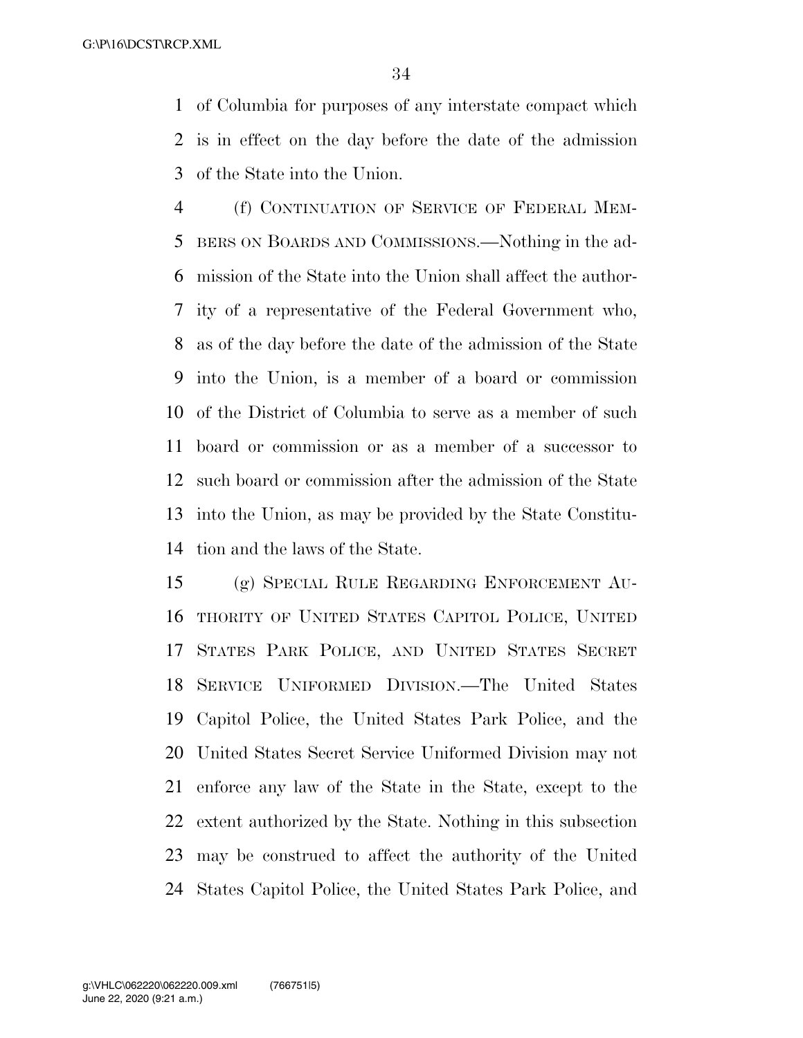of Columbia for purposes of any interstate compact which is in effect on the day before the date of the admission of the State into the Union.

(f) CONTINUATION OF SERVICE OF FEDERAL MEMBERS ON BOARDS AND COMMISSIONS.—Nothing in the admission of the State into the Union shall affect the authority of a representative of the Federal Government who, as of the day before the date of the admission of the State into the Union, is a member of a board or commission of the District of Columbia to serve as a member of such board or commission or as a member of a successor to such board or commission after the admission of the State into the Union, as may be provided by the State Constitution and the laws of the State.

(g) SPECIAL RULE REGARDING ENFORCEMENT AUTHORITY OF UNITED STATES CAPITOL POLICE, UNITED STATES PARK POLICE, AND UNITED STATES SECRET SERVICE UNIFORMED DIVISION.—The United States Capitol Police, the United States Park Police, and the United States Secret Service Uniformed Division may not enforce any law of the State in the State, except to the extent authorized by the State. Nothing in this subsection may be construed to affect the authority of the United States Capitol Police, the United States Park Police, and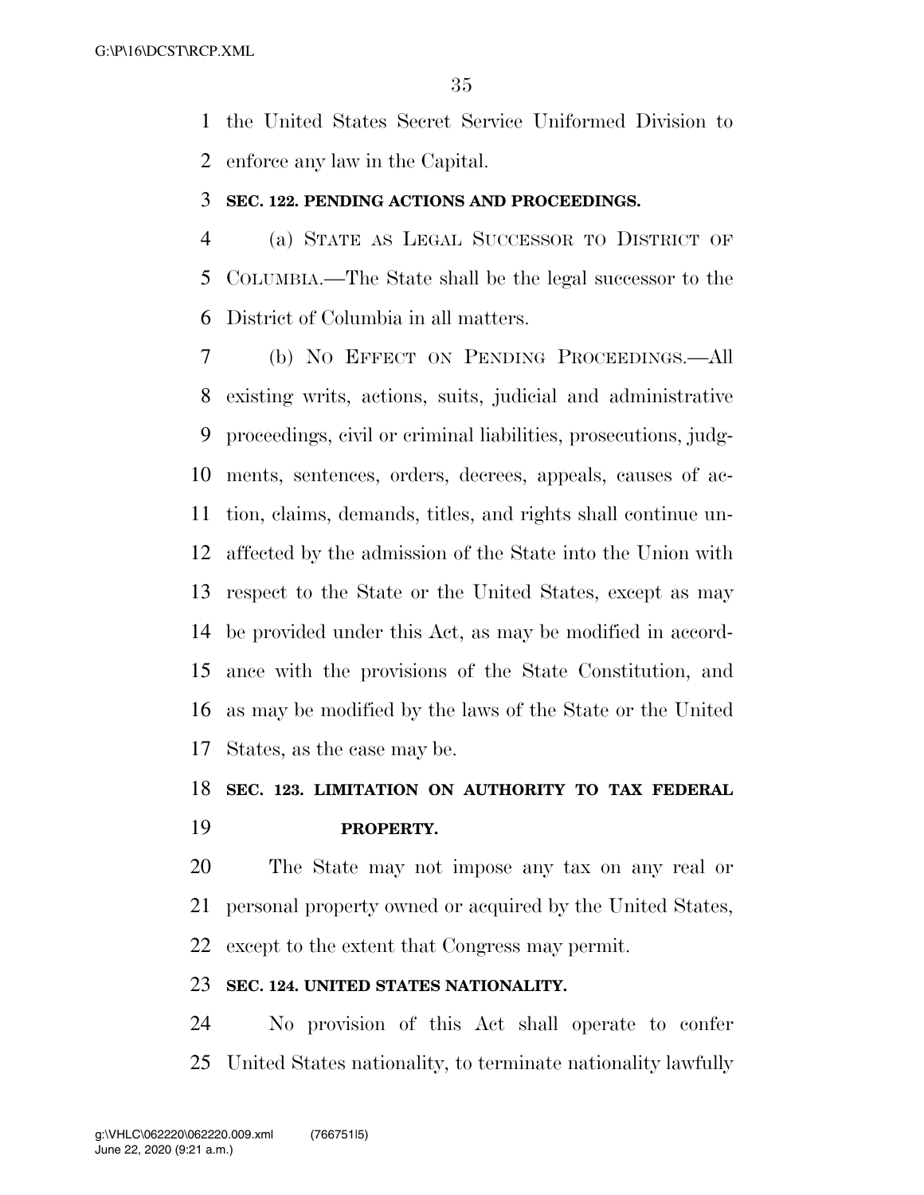the United States Secret Service Uniformed Division to enforce any law in the Capital.

**SEC. 122. PENDING ACTIONS AND PROCEEDINGS.**

(a) STATE AS LEGAL SUCCESSOR TO DISTRICT OF COLUMBIA.—The State shall be the legal successor to the District of Columbia in all matters.

(b) NO EFFECT ON PENDING PROCEEDINGS.—All existing writs, actions, suits, judicial and administrative proceedings, civil or criminal liabilities, prosecutions, judgments, sentences, orders, decrees, appeals, causes of action, claims, demands, titles, and rights shall continue unaffected by the admission of the State into the Union with respect to the State or the United States, except as may be provided under this Act, as may be modified in accordance with the provisions of the State Constitution, and as may be modified by the laws of the State or the United States, as the case may be.

**SEC. 123. LIMITATION ON AUTHORITY TO TAX FEDERAL PROPERTY.**

The State may not impose any tax on any real or personal property owned or acquired by the United States, except to the extent that Congress may permit.

**SEC. 124. UNITED STATES NATIONALITY.**

No provision of this Act shall operate to confer United States nationality, to terminate nationality lawfully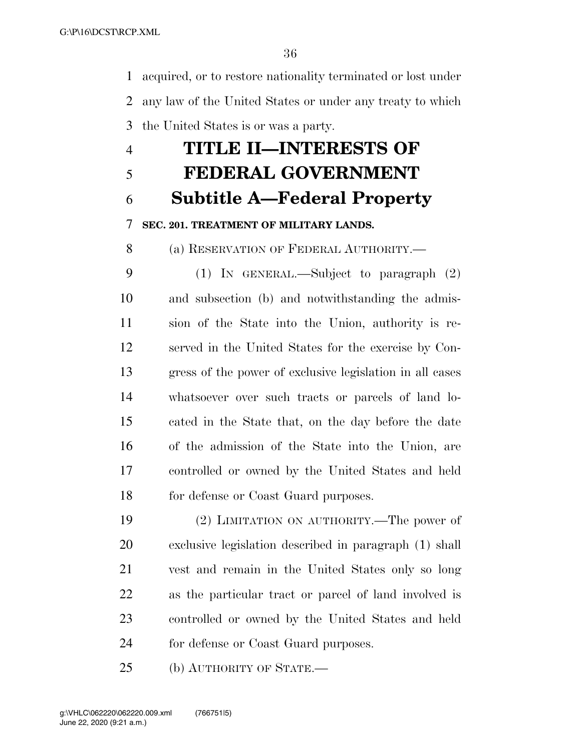acquired, or to restore nationality terminated or lost under any law of the United States or under any treaty to which the United States is or was a party.

# TITLE II—INTERESTS OF FEDERAL GOVERNMENT

## Subtitle A—Federal Property

### SEC. 201. TREATMENT OF MILITARY LANDS.

(a) RESERVATION OF FEDERAL AUTHORITY.—

(1) IN GENERAL.—Subject to paragraph (2) and subsection (b) and notwithstanding the admission of the State into the Union, authority is reserved in the United States for the exercise by Congress of the power of exclusive legislation in all cases whatsoever over such tracts or parcels of land located in the State that, on the day before the date of the admission of the State into the Union, are controlled or owned by the United States and held for defense or Coast Guard purposes.

(2) LIMITATION ON AUTHORITY.—The power of exclusive legislation described in paragraph (1) shall vest and remain in the United States only so long as the particular tract or parcel of land involved is controlled or owned by the United States and held for defense or Coast Guard purposes.

(b) AUTHORITY OF STATE.—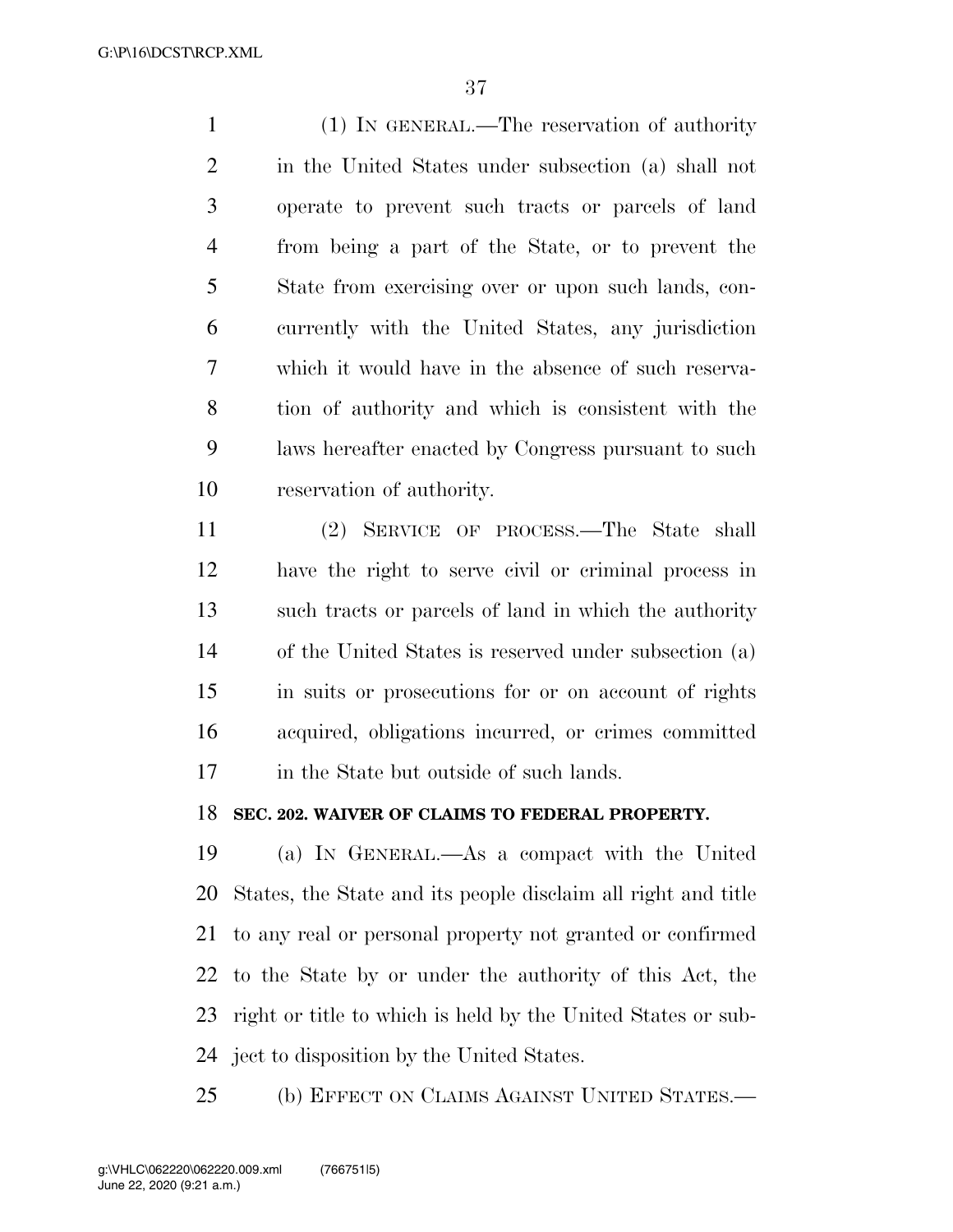(1) IN GENERAL.—The reservation of authority in the United States under subsection (a) shall not operate to prevent such tracts or parcels of land from being a part of the State, or to prevent the State from exercising over or upon such lands, concurrently with the United States, any jurisdiction which it would have in the absence of such reservation of authority and which is consistent with the laws hereafter enacted by Congress pursuant to such reservation of authority.

(2) SERVICE OF PROCESS.—The State shall have the right to serve civil or criminal process in such tracts or parcels of land in which the authority of the United States is reserved under subsection (a) in suits or prosecutions for or on account of rights acquired, obligations incurred, or crimes committed in the State but outside of such lands.

**SEC. 202. WAIVER OF CLAIMS TO FEDERAL PROPERTY.**

(a) IN GENERAL.—As a compact with the United States, the State and its people disclaim all right and title to any real or personal property not granted or confirmed to the State by or under the authority of this Act, the right or title to which is held by the United States or subject to disposition by the United States.

(b) EFFECT ON CLAIMS AGAINST UNITED STATES.—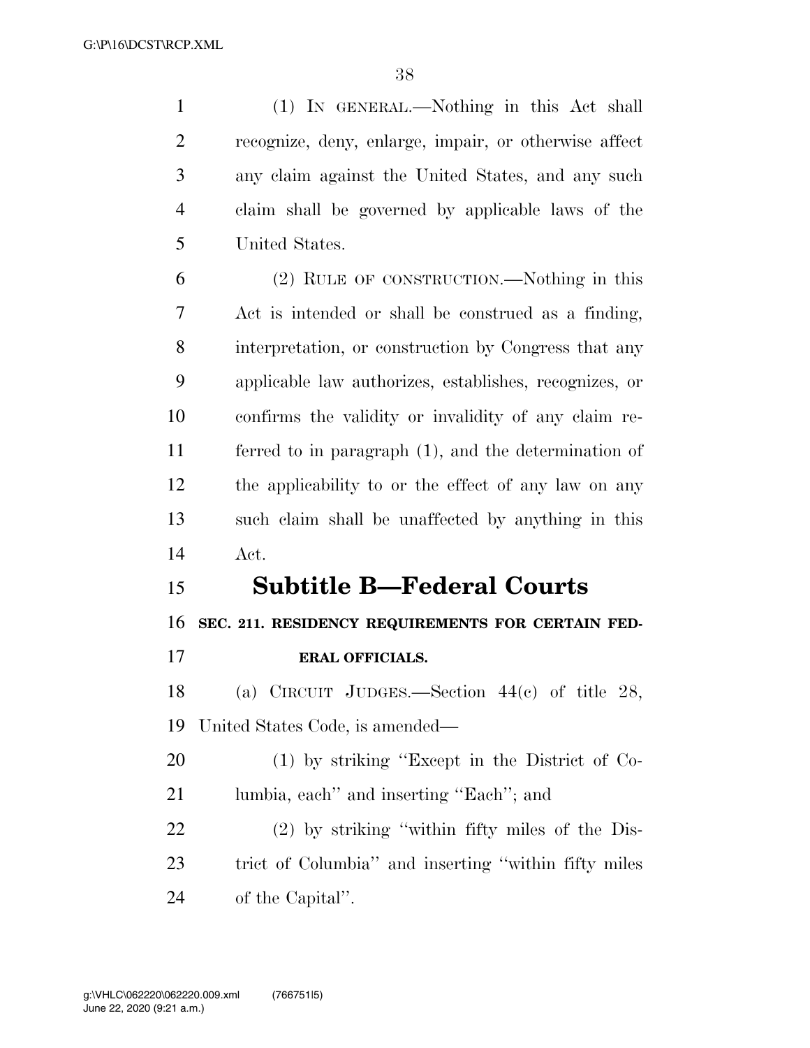(1) IN GENERAL.—Nothing in this Act shall recognize, deny, enlarge, impair, or otherwise affect any claim against the United States, and any such claim shall be governed by applicable laws of the United States.

(2) RULE OF CONSTRUCTION.—Nothing in this Act is intended or shall be construed as a finding, interpretation, or construction by Congress that any applicable law authorizes, establishes, recognizes, or confirms the validity or invalidity of any claim referred to in paragraph (1), and the determination of the applicability to or the effect of any law on any such claim shall be unaffected by anything in this Act.

## Subtitle B—Federal Courts

### SEC. 211. RESIDENCY REQUIREMENTS FOR CERTAIN FEDERAL OFFICIALS.

(a) CIRCUIT JUDGES.—Section 44(c) of title 28, United States Code, is amended—

(1) by striking "Except in the District of Columbia, each" and inserting "Each"; and

(2) by striking "within fifty miles of the District of Columbia" and inserting "within fifty miles of the Capital".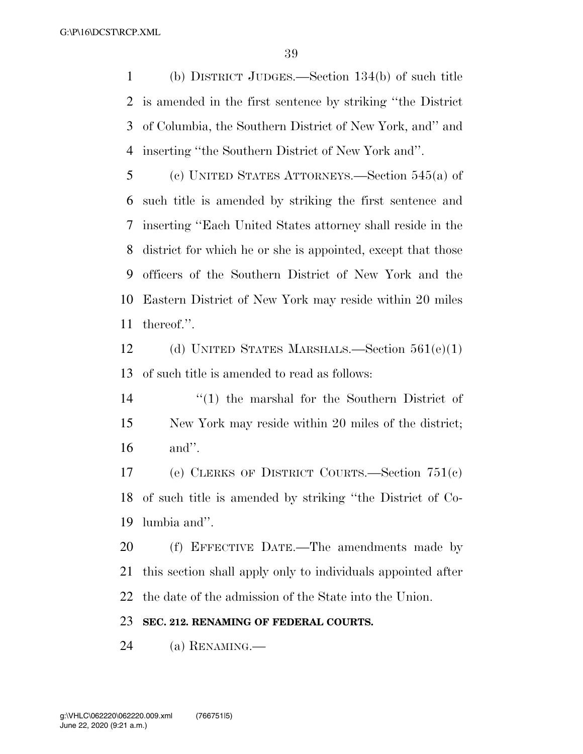(b) DISTRICT JUDGES.—Section 134(b) of such title is amended in the first sentence by striking "the District of Columbia, the Southern District of New York, and" and inserting "the Southern District of New York and".

(c) UNITED STATES ATTORNEYS.—Section 545(a) of such title is amended by striking the first sentence and inserting "Each United States attorney shall reside in the district for which he or she is appointed, except that those officers of the Southern District of New York and the Eastern District of New York may reside within 20 miles thereof.".

(d) UNITED STATES MARSHALS.—Section 561(e)(1) of such title is amended to read as follows:

> "(1) the marshal for the Southern District of New York may reside within 20 miles of the district; and".

(e) CLERKS OF DISTRICT COURTS.—Section 751(c) of such title is amended by striking "the District of Columbia and".

(f) EFFECTIVE DATE.—The amendments made by this section shall apply only to individuals appointed after the date of the admission of the State into the Union.

**SEC. 212. RENAMING OF FEDERAL COURTS.**

(a) RENAMING.—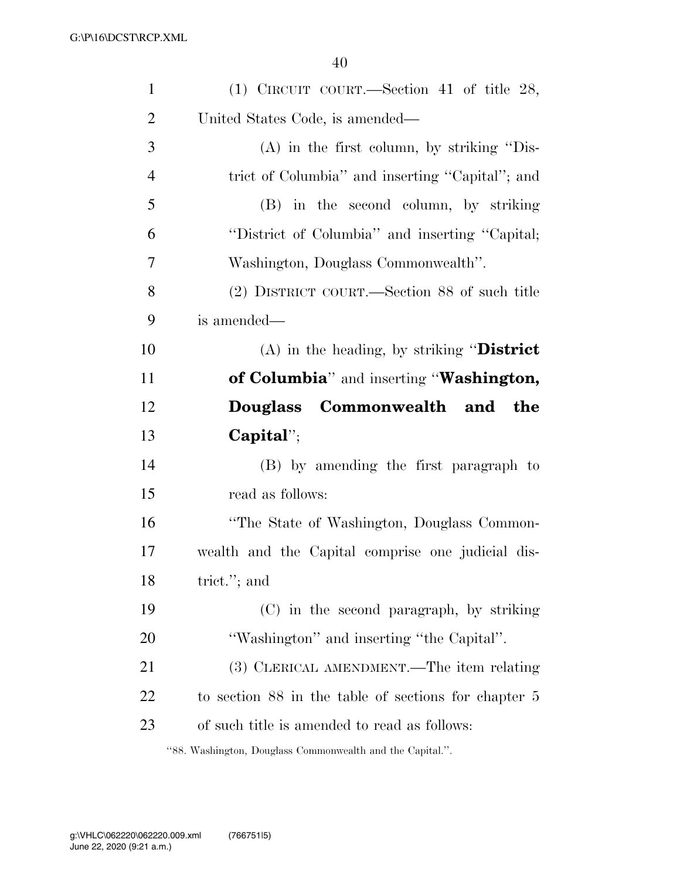(1) CIRCUIT COURT.—Section 41 of title 28, United States Code, is amended—

(A) in the first column, by striking ''District of Columbia'' and inserting ''Capital''; and

(B) in the second column, by striking ''District of Columbia'' and inserting ''Capital; Washington, Douglass Commonwealth''.

(2) DISTRICT COURT.—Section 88 of such title is amended—

(A) in the heading, by striking ''**District of Columbia**'' and inserting ''**Washington, Douglass Commonwealth and the Capital**'';

(B) by amending the first paragraph to read as follows:

''The State of Washington, Douglass Commonwealth and the Capital comprise one judicial district.''; and

(C) in the second paragraph, by striking ''Washington'' and inserting ''the Capital''.

(3) CLERICAL AMENDMENT.—The item relating to section 88 in the table of sections for chapter 5 of such title is amended to read as follows:

''88. Washington, Douglass Commonwealth and the Capital.''.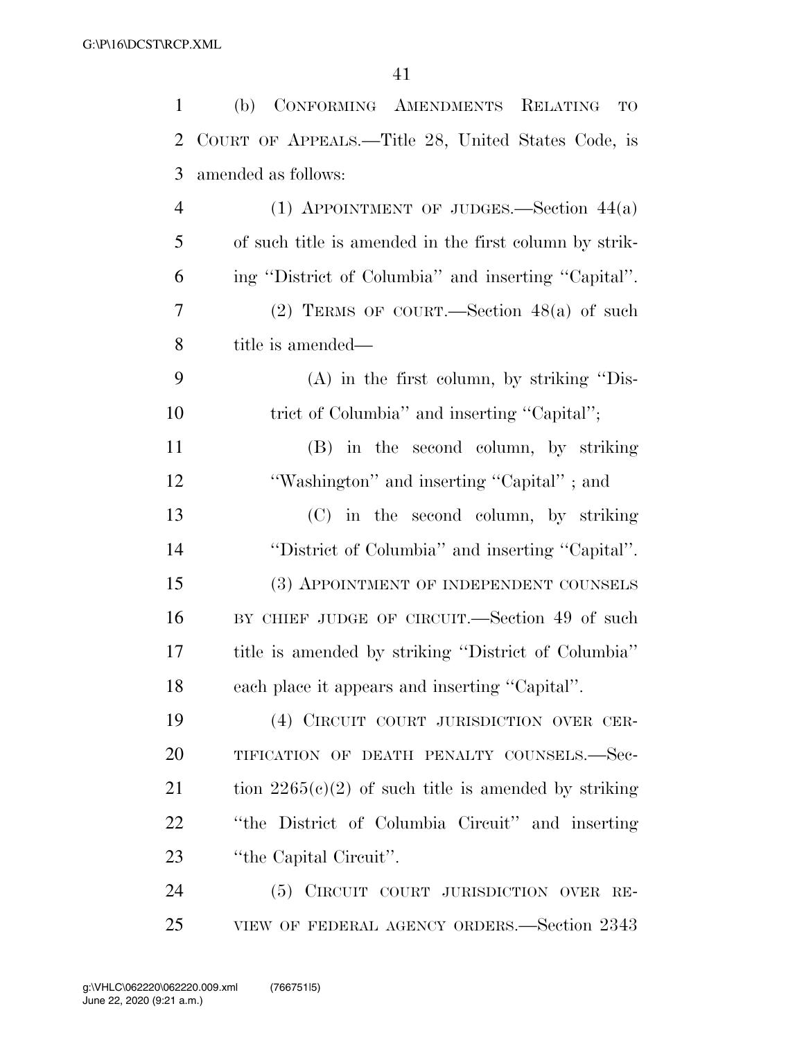(b) CONFORMING AMENDMENTS RELATING TO COURT OF APPEALS.—Title 28, United States Code, is amended as follows:

(1) APPOINTMENT OF JUDGES.—Section 44(a) of such title is amended in the first column by striking "District of Columbia" and inserting "Capital".

(2) TERMS OF COURT.—Section 48(a) of such title is amended—

(A) in the first column, by striking "District of Columbia" and inserting "Capital";

(B) in the second column, by striking "Washington" and inserting "Capital" ; and

(C) in the second column, by striking "District of Columbia" and inserting "Capital".

(3) APPOINTMENT OF INDEPENDENT COUNSELS BY CHIEF JUDGE OF CIRCUIT.—Section 49 of such title is amended by striking "District of Columbia" each place it appears and inserting "Capital".

(4) CIRCUIT COURT JURISDICTION OVER CERTIFICATION OF DEATH PENALTY COUNSELS.—Section 2265(c)(2) of such title is amended by striking "the District of Columbia Circuit" and inserting "the Capital Circuit".

(5) CIRCUIT COURT JURISDICTION OVER REVIEW OF FEDERAL AGENCY ORDERS.—Section 2343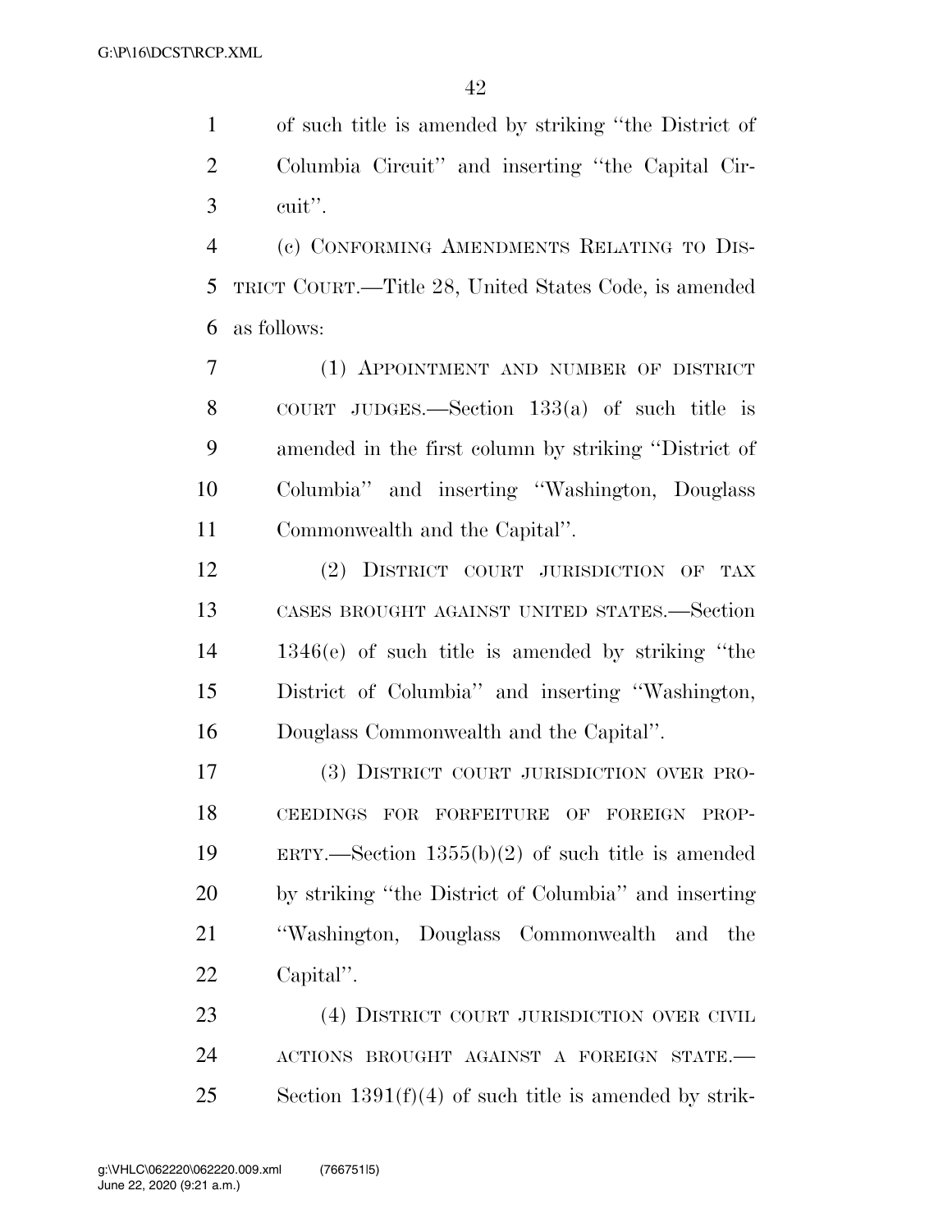of such title is amended by striking "the District of Columbia Circuit" and inserting "the Capital Circuit".

(c) CONFORMING AMENDMENTS RELATING TO DISTRICT COURT.—Title 28, United States Code, is amended as follows:

(1) APPOINTMENT AND NUMBER OF DISTRICT COURT JUDGES.—Section 133(a) of such title is amended in the first column by striking "District of Columbia" and inserting "Washington, Douglass Commonwealth and the Capital".

(2) DISTRICT COURT JURISDICTION OF TAX CASES BROUGHT AGAINST UNITED STATES.—Section 1346(e) of such title is amended by striking "the District of Columbia" and inserting "Washington, Douglass Commonwealth and the Capital".

(3) DISTRICT COURT JURISDICTION OVER PROCEEDINGS FOR FORFEITURE OF FOREIGN PROPERTY.—Section 1355(b)(2) of such title is amended by striking "the District of Columbia" and inserting "Washington, Douglass Commonwealth and the Capital".

(4) DISTRICT COURT JURISDICTION OVER CIVIL ACTIONS BROUGHT AGAINST A FOREIGN STATE.—Section 1391(f)(4) of such title is amended by strik-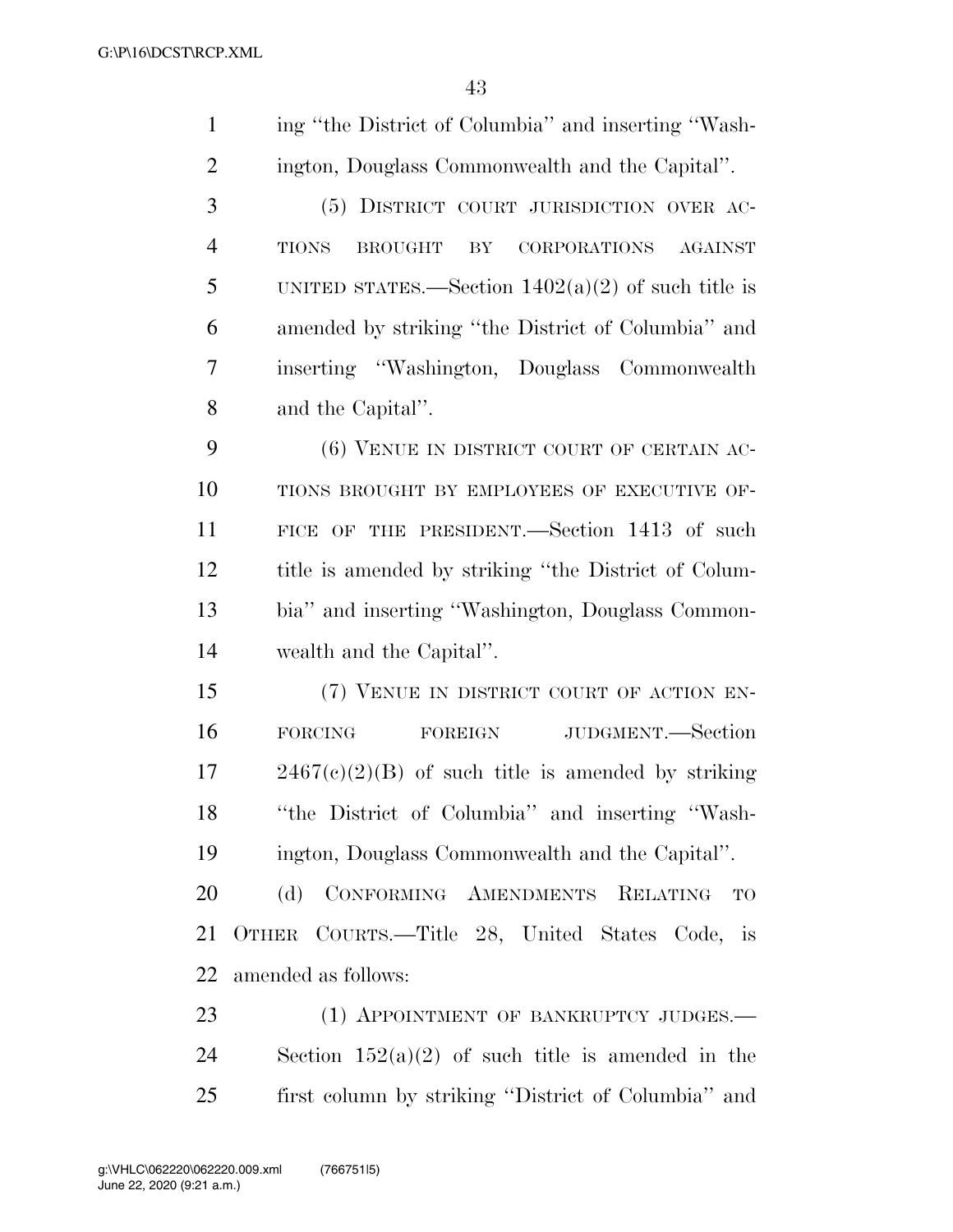ing "the District of Columbia" and inserting "Washington, Douglass Commonwealth and the Capital".

(5) DISTRICT COURT JURISDICTION OVER ACTIONS BROUGHT BY CORPORATIONS AGAINST UNITED STATES.—Section 1402(a)(2) of such title is amended by striking "the District of Columbia" and inserting "Washington, Douglass Commonwealth and the Capital".

(6) VENUE IN DISTRICT COURT OF CERTAIN ACTIONS BROUGHT BY EMPLOYEES OF EXECUTIVE OFFICE OF THE PRESIDENT.—Section 1413 of such title is amended by striking "the District of Columbia" and inserting "Washington, Douglass Commonwealth and the Capital".

(7) VENUE IN DISTRICT COURT OF ACTION ENFORCING FOREIGN JUDGMENT.—Section 2467(c)(2)(B) of such title is amended by striking "the District of Columbia" and inserting "Washington, Douglass Commonwealth and the Capital".

(d) CONFORMING AMENDMENTS RELATING TO OTHER COURTS.—Title 28, United States Code, is amended as follows:

(1) APPOINTMENT OF BANKRUPTCY JUDGES.—Section 152(a)(2) of such title is amended in the first column by striking "District of Columbia" and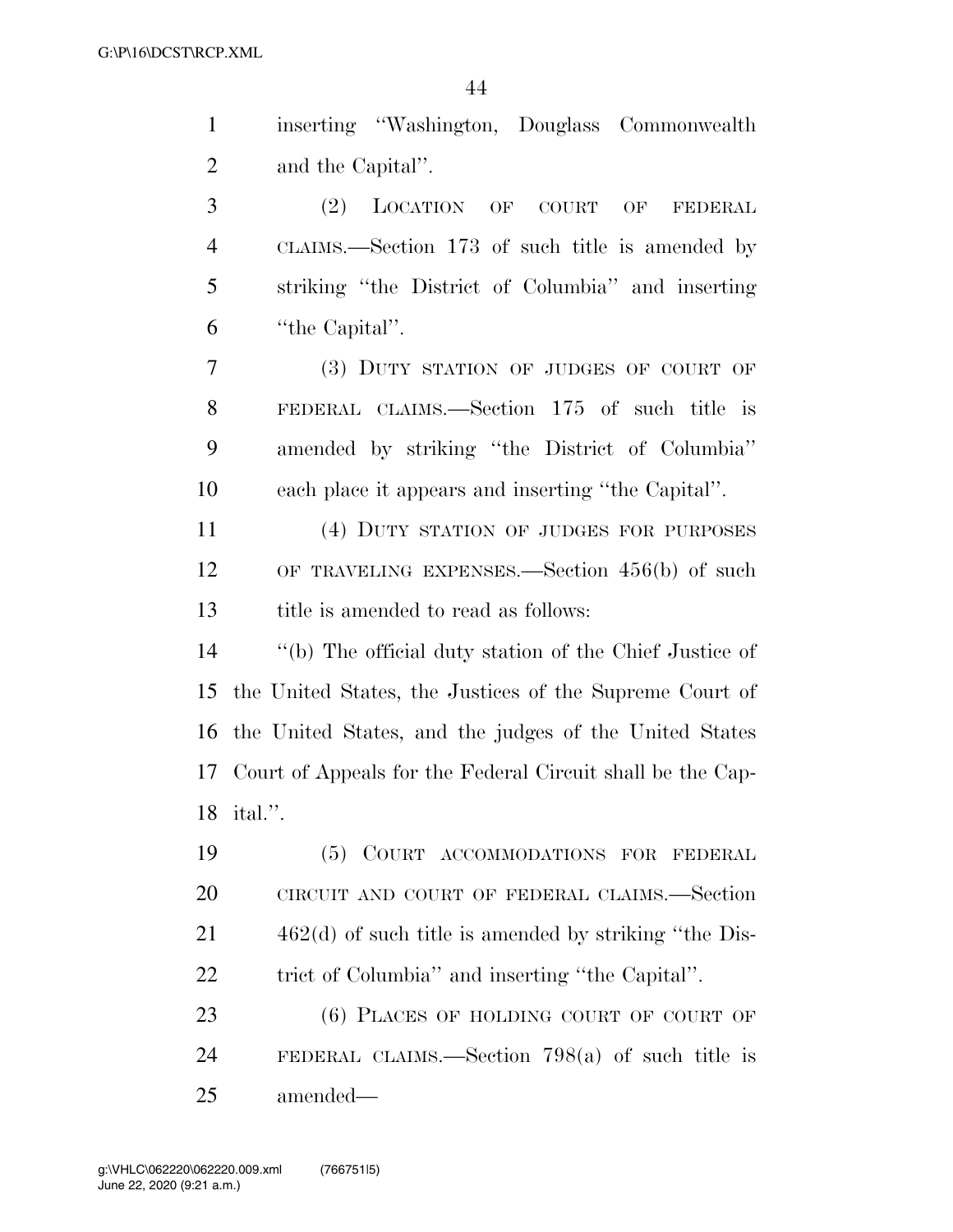inserting "Washington, Douglass Commonwealth and the Capital".

(2) LOCATION OF COURT OF FEDERAL CLAIMS.—Section 173 of such title is amended by striking "the District of Columbia" and inserting "the Capital".

(3) DUTY STATION OF JUDGES OF COURT OF FEDERAL CLAIMS.—Section 175 of such title is amended by striking "the District of Columbia" each place it appears and inserting "the Capital".

(4) DUTY STATION OF JUDGES FOR PURPOSES OF TRAVELING EXPENSES.—Section 456(b) of such title is amended to read as follows:

"(b) The official duty station of the Chief Justice of the United States, the Justices of the Supreme Court of the United States, and the judges of the United States Court of Appeals for the Federal Circuit shall be the Capital.".

(5) COURT ACCOMMODATIONS FOR FEDERAL CIRCUIT AND COURT OF FEDERAL CLAIMS.—Section 462(d) of such title is amended by striking "the District of Columbia" and inserting "the Capital".

(6) PLACES OF HOLDING COURT OF COURT OF FEDERAL CLAIMS.—Section 798(a) of such title is amended—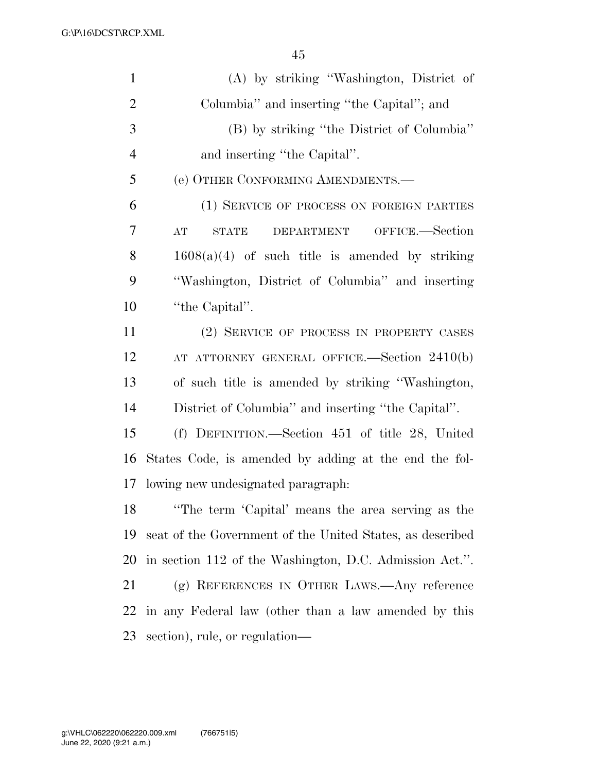(A) by striking "Washington, District of Columbia" and inserting "the Capital"; and

(B) by striking "the District of Columbia" and inserting "the Capital".

(e) OTHER CONFORMING AMENDMENTS.—

(1) SERVICE OF PROCESS ON FOREIGN PARTIES AT STATE DEPARTMENT OFFICE.—Section 1608(a)(4) of such title is amended by striking "Washington, District of Columbia" and inserting "the Capital".

(2) SERVICE OF PROCESS IN PROPERTY CASES AT ATTORNEY GENERAL OFFICE.—Section 2410(b) of such title is amended by striking "Washington, District of Columbia" and inserting "the Capital".

(f) DEFINITION.—Section 451 of title 28, United States Code, is amended by adding at the end the following new undesignated paragraph:

"The term 'Capital' means the area serving as the seat of the Government of the United States, as described in section 112 of the Washington, D.C. Admission Act.".

(g) REFERENCES IN OTHER LAWS.—Any reference in any Federal law (other than a law amended by this section), rule, or regulation—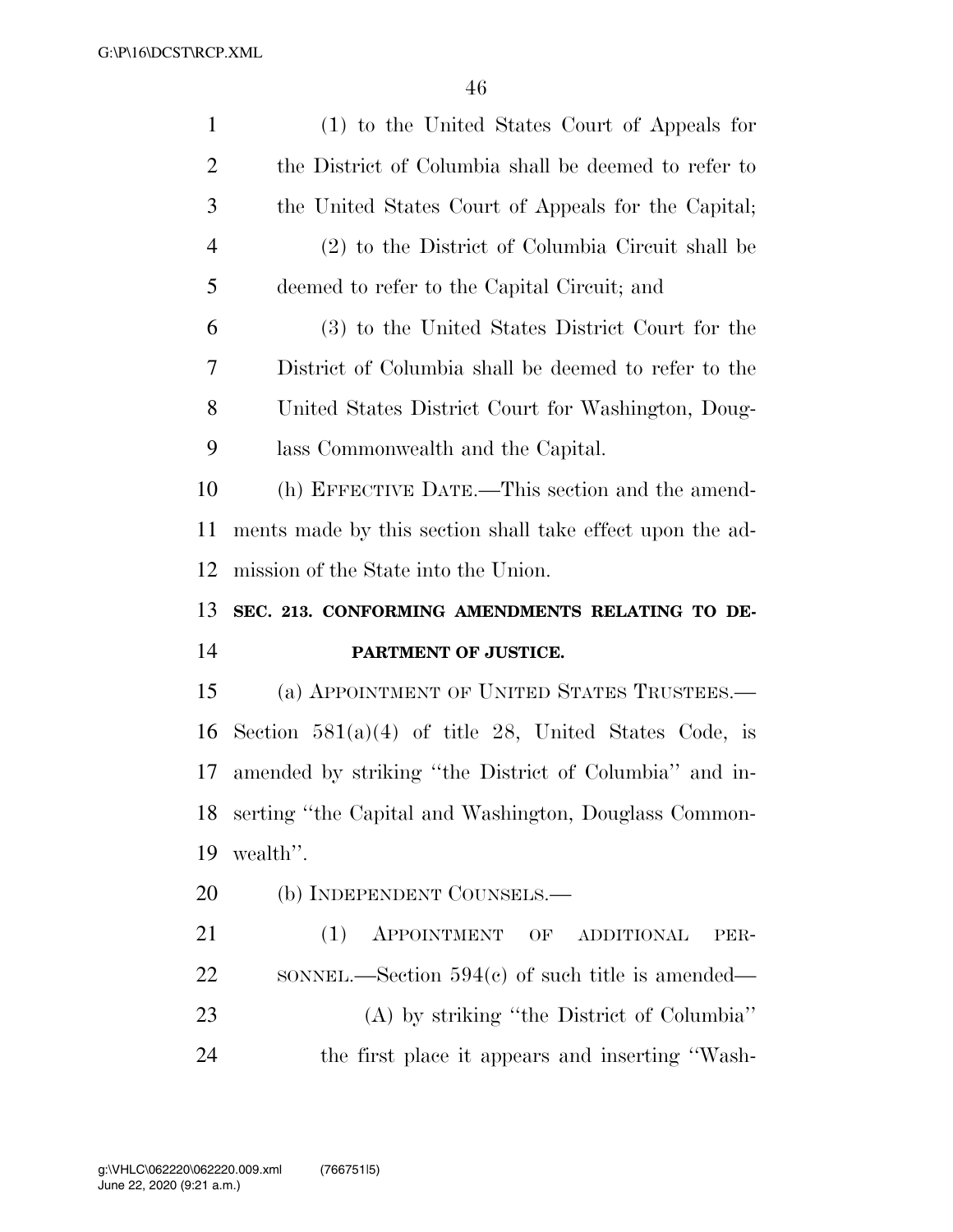(1) to the United States Court of Appeals for the District of Columbia shall be deemed to refer to the United States Court of Appeals for the Capital;

(2) to the District of Columbia Circuit shall be deemed to refer to the Capital Circuit; and

(3) to the United States District Court for the District of Columbia shall be deemed to refer to the United States District Court for Washington, Douglass Commonwealth and the Capital.

(h) EFFECTIVE DATE.—This section and the amendments made by this section shall take effect upon the admission of the State into the Union.

**SEC. 213. CONFORMING AMENDMENTS RELATING TO DEPARTMENT OF JUSTICE.**

(a) APPOINTMENT OF UNITED STATES TRUSTEES.—Section 581(a)(4) of title 28, United States Code, is amended by striking ''the District of Columbia'' and inserting ''the Capital and Washington, Douglass Commonwealth''.

(b) INDEPENDENT COUNSELS.—

(1) APPOINTMENT OF ADDITIONAL PERSONNEL.—Section 594(c) of such title is amended—

(A) by striking ''the District of Columbia'' the first place it appears and inserting ''Wash-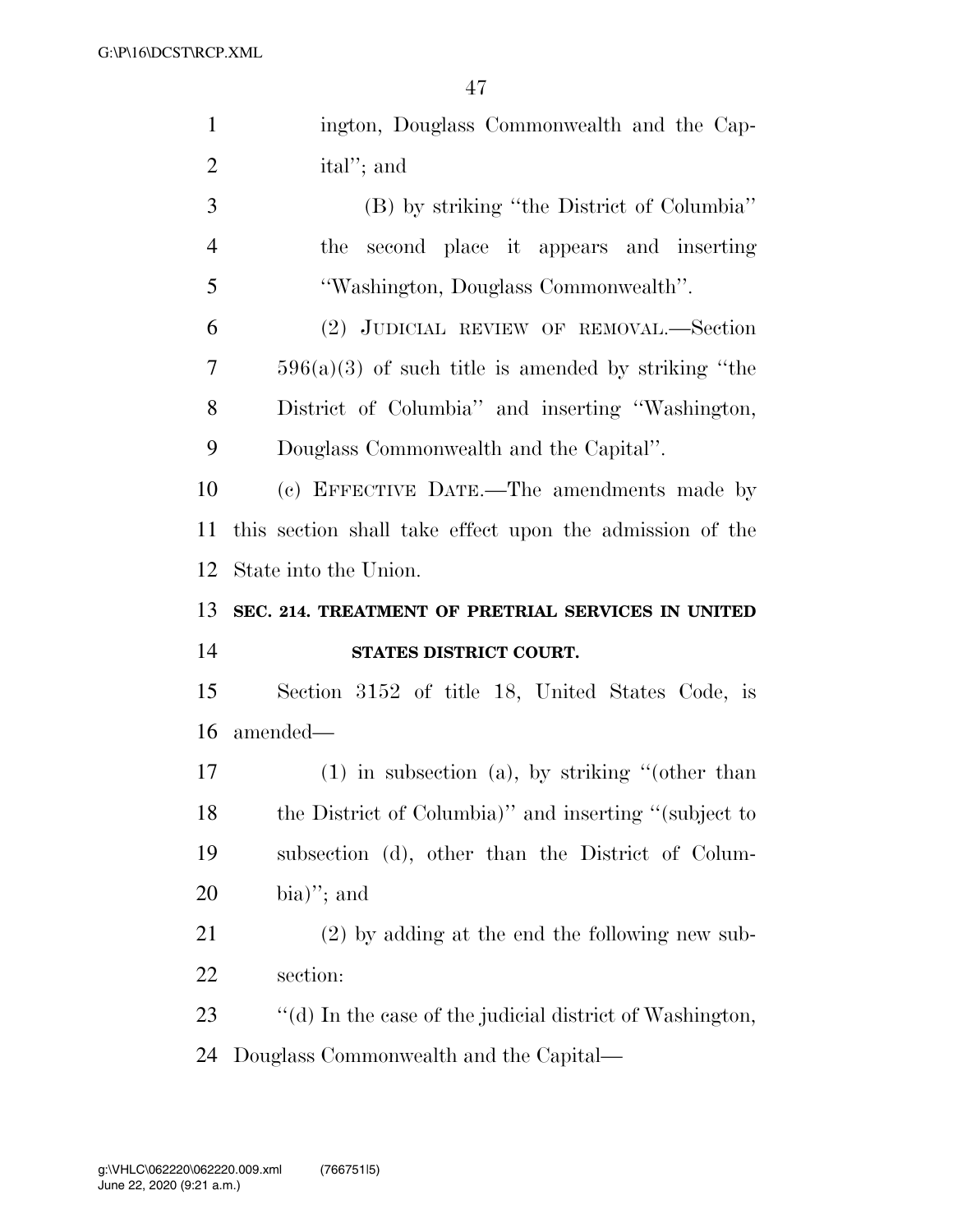ington, Douglass Commonwealth and the Capital''; and

(B) by striking ''the District of Columbia'' the second place it appears and inserting ''Washington, Douglass Commonwealth''.

(2) JUDICIAL REVIEW OF REMOVAL.—Section 596(a)(3) of such title is amended by striking ''the District of Columbia'' and inserting ''Washington, Douglass Commonwealth and the Capital''.

(c) EFFECTIVE DATE.—The amendments made by this section shall take effect upon the admission of the State into the Union.

**SEC. 214. TREATMENT OF PRETRIAL SERVICES IN UNITED STATES DISTRICT COURT.**

Section 3152 of title 18, United States Code, is amended—

(1) in subsection (a), by striking ''(other than the District of Columbia)'' and inserting ''(subject to subsection (d), other than the District of Columbia)''; and

(2) by adding at the end the following new subsection:

''(d) In the case of the judicial district of Washington, Douglass Commonwealth and the Capital—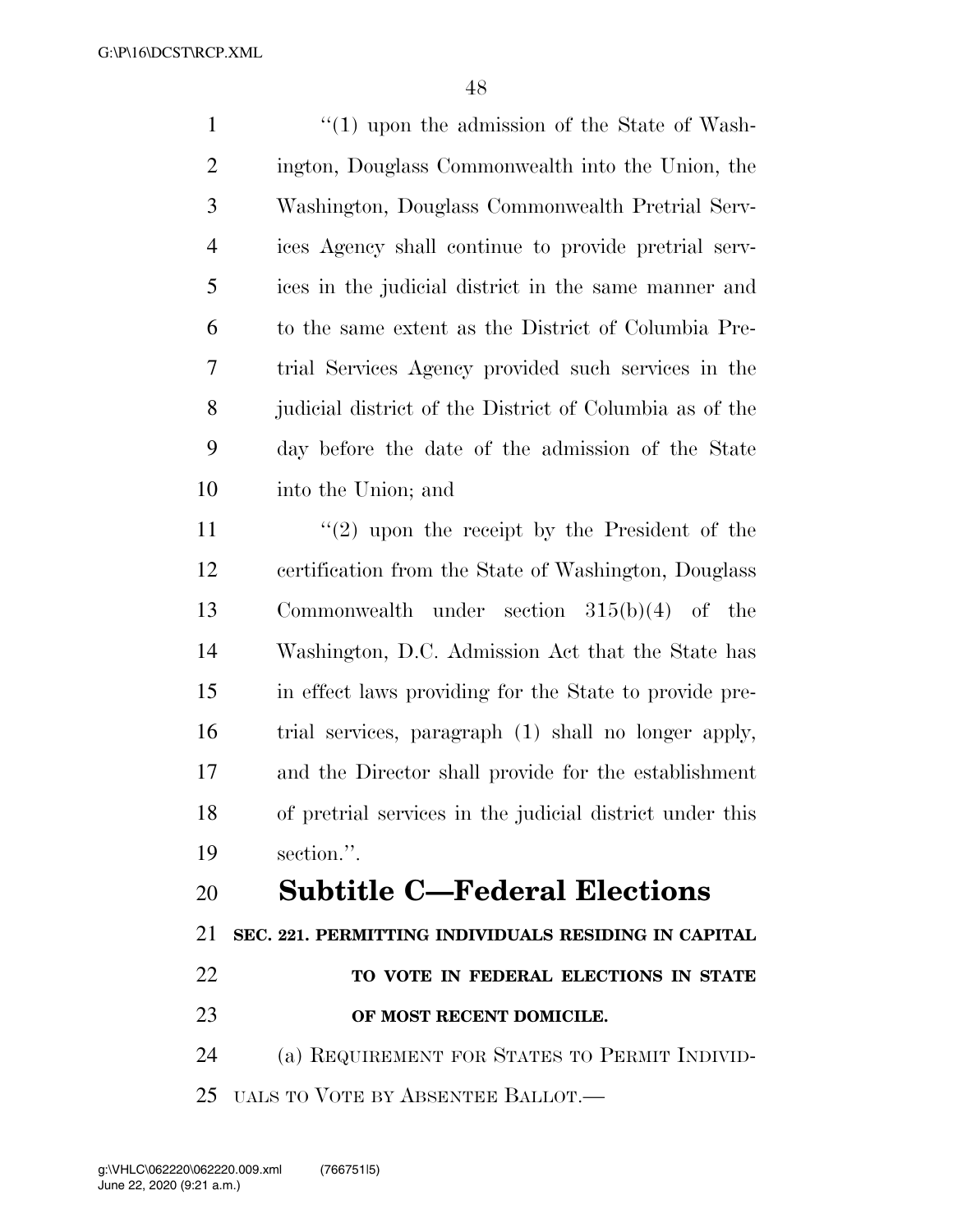"(1) upon the admission of the State of Washington, Douglass Commonwealth into the Union, the Washington, Douglass Commonwealth Pretrial Services Agency shall continue to provide pretrial services in the judicial district in the same manner and to the same extent as the District of Columbia Pretrial Services Agency provided such services in the judicial district of the District of Columbia as of the day before the date of the admission of the State into the Union; and

"(2) upon the receipt by the President of the certification from the State of Washington, Douglass Commonwealth under section 315(b)(4) of the Washington, D.C. Admission Act that the State has in effect laws providing for the State to provide pretrial services, paragraph (1) shall no longer apply, and the Director shall provide for the establishment of pretrial services in the judicial district under this section.".

## Subtitle C—Federal Elections

### SEC. 221. PERMITTING INDIVIDUALS RESIDING IN CAPITAL TO VOTE IN FEDERAL ELECTIONS IN STATE OF MOST RECENT DOMICILE.

(a) REQUIREMENT FOR STATES TO PERMIT INDIVIDUALS TO VOTE BY ABSENTEE BALLOT.—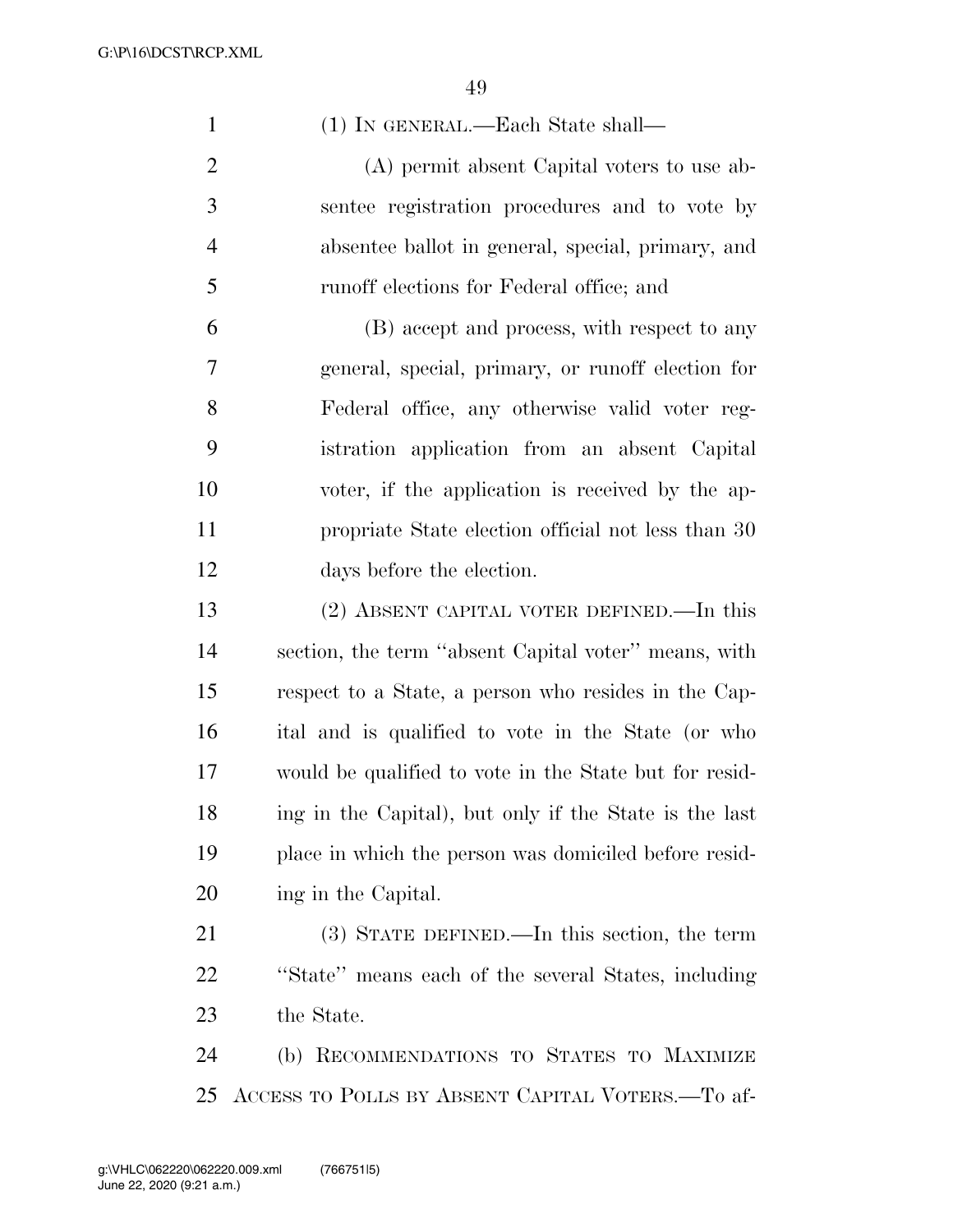(1) In general.—Each State shall—

(A) permit absent Capital voters to use absentee registration procedures and to vote by absentee ballot in general, special, primary, and runoff elections for Federal office; and

(B) accept and process, with respect to any general, special, primary, or runoff election for Federal office, any otherwise valid voter registration application from an absent Capital voter, if the application is received by the appropriate State election official not less than 30 days before the election.

(2) Absent capital voter defined.—In this section, the term "absent Capital voter" means, with respect to a State, a person who resides in the Capital and is qualified to vote in the State (or who would be qualified to vote in the State but for residing in the Capital), but only if the State is the last place in which the person was domiciled before residing in the Capital.

(3) State defined.—In this section, the term "State" means each of the several States, including the State.

(b) Recommendations to States to Maximize Access to Polls by Absent Capital Voters.—To af-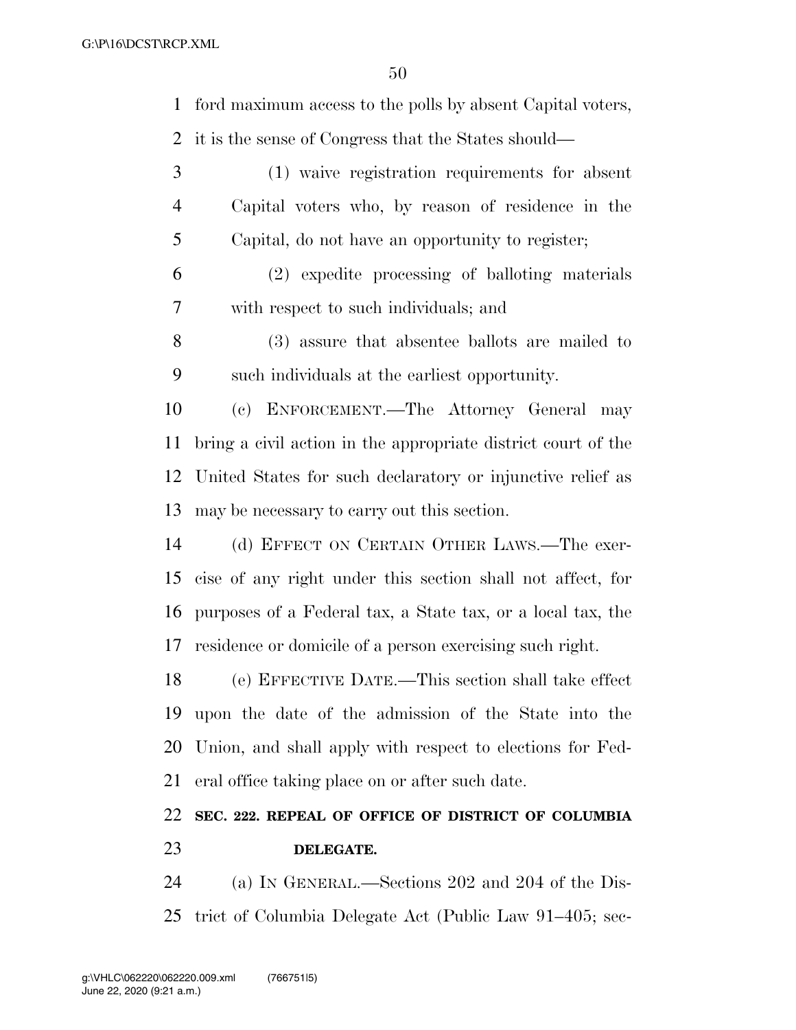ford maximum access to the polls by absent Capital voters, it is the sense of Congress that the States should—

(1) waive registration requirements for absent Capital voters who, by reason of residence in the Capital, do not have an opportunity to register;

(2) expedite processing of balloting materials with respect to such individuals; and

(3) assure that absentee ballots are mailed to such individuals at the earliest opportunity.

(c) ENFORCEMENT.—The Attorney General may bring a civil action in the appropriate district court of the United States for such declaratory or injunctive relief as may be necessary to carry out this section.

(d) EFFECT ON CERTAIN OTHER LAWS.—The exercise of any right under this section shall not affect, for purposes of a Federal tax, a State tax, or a local tax, the residence or domicile of a person exercising such right.

(e) EFFECTIVE DATE.—This section shall take effect upon the date of the admission of the State into the Union, and shall apply with respect to elections for Federal office taking place on or after such date.

**SEC. 222. REPEAL OF OFFICE OF DISTRICT OF COLUMBIA DELEGATE.**

(a) IN GENERAL.—Sections 202 and 204 of the District of Columbia Delegate Act (Public Law 91–405; sec-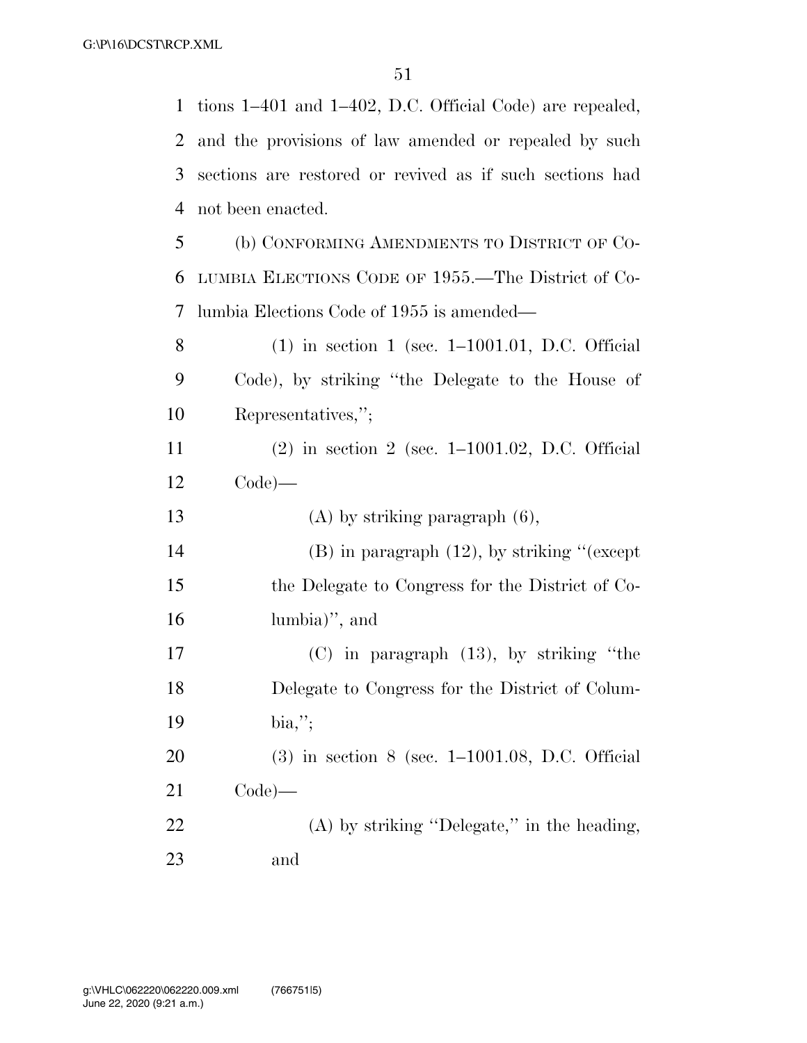tions 1–401 and 1–402, D.C. Official Code) are repealed, and the provisions of law amended or repealed by such sections are restored or revived as if such sections had not been enacted.

(b) CONFORMING AMENDMENTS TO DISTRICT OF COLUMBIA ELECTIONS CODE OF 1955.—The District of Columbia Elections Code of 1955 is amended—

(1) in section 1 (sec. 1–1001.01, D.C. Official Code), by striking "the Delegate to the House of Representatives,";

(2) in section 2 (sec. 1–1001.02, D.C. Official Code)—

(A) by striking paragraph (6),

(B) in paragraph (12), by striking "(except the Delegate to Congress for the District of Columbia)", and

(C) in paragraph (13), by striking "the Delegate to Congress for the District of Columbia,";

(3) in section 8 (sec. 1–1001.08, D.C. Official Code)—

(A) by striking "Delegate," in the heading, and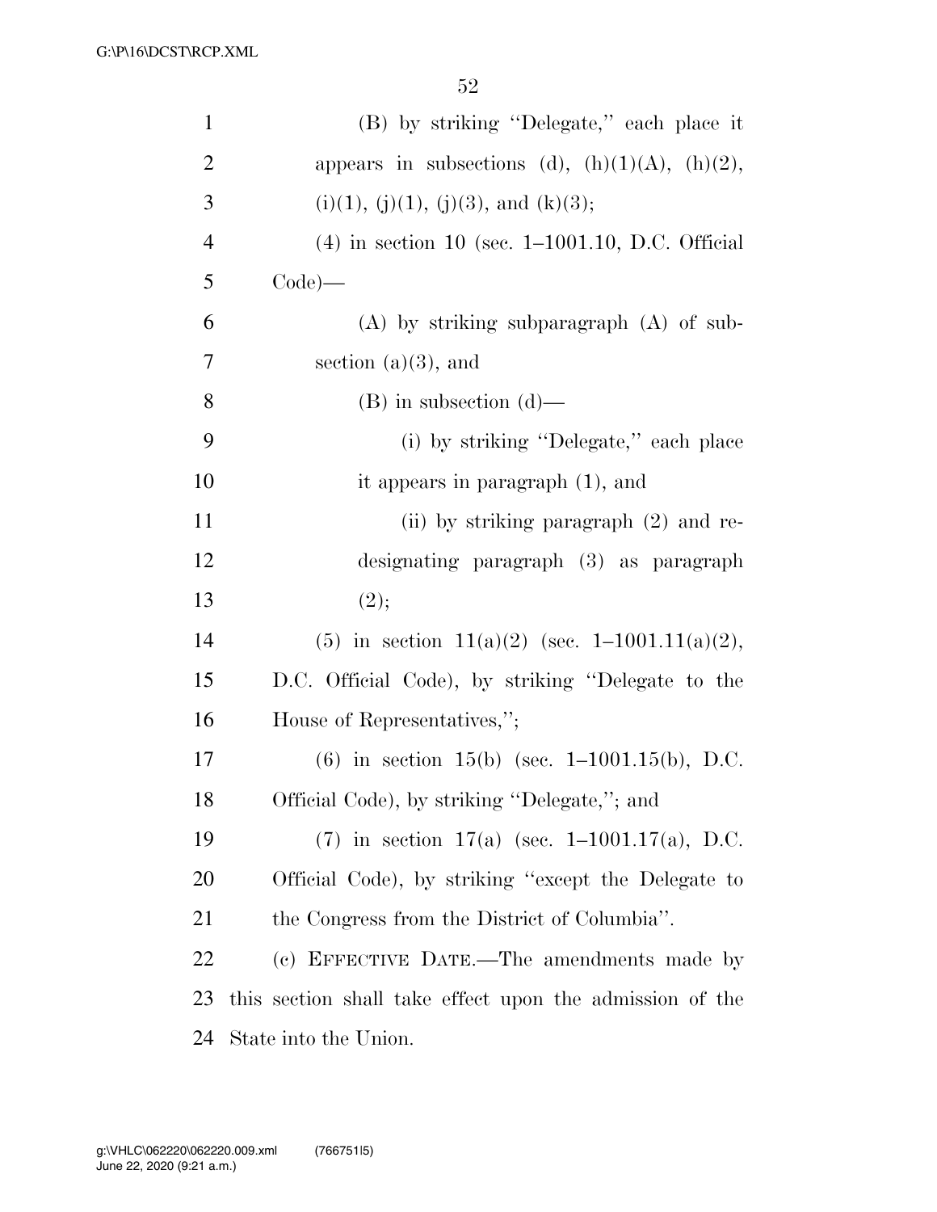(B) by striking "Delegate," each place it appears in subsections (d), (h)(1)(A), (h)(2), (i)(1), (j)(1), (j)(3), and (k)(3);

(4) in section 10 (sec. 1–1001.10, D.C. Official Code)—

(A) by striking subparagraph (A) of subsection (a)(3), and

(B) in subsection (d)—

(i) by striking "Delegate," each place it appears in paragraph (1), and

(ii) by striking paragraph (2) and redesignating paragraph (3) as paragraph (2);

(5) in section 11(a)(2) (sec. 1–1001.11(a)(2), D.C. Official Code), by striking "Delegate to the House of Representatives,";

(6) in section 15(b) (sec. 1–1001.15(b), D.C. Official Code), by striking "Delegate,"; and

(7) in section 17(a) (sec. 1–1001.17(a), D.C. Official Code), by striking "except the Delegate to the Congress from the District of Columbia".

(c) EFFECTIVE DATE.—The amendments made by this section shall take effect upon the admission of the State into the Union.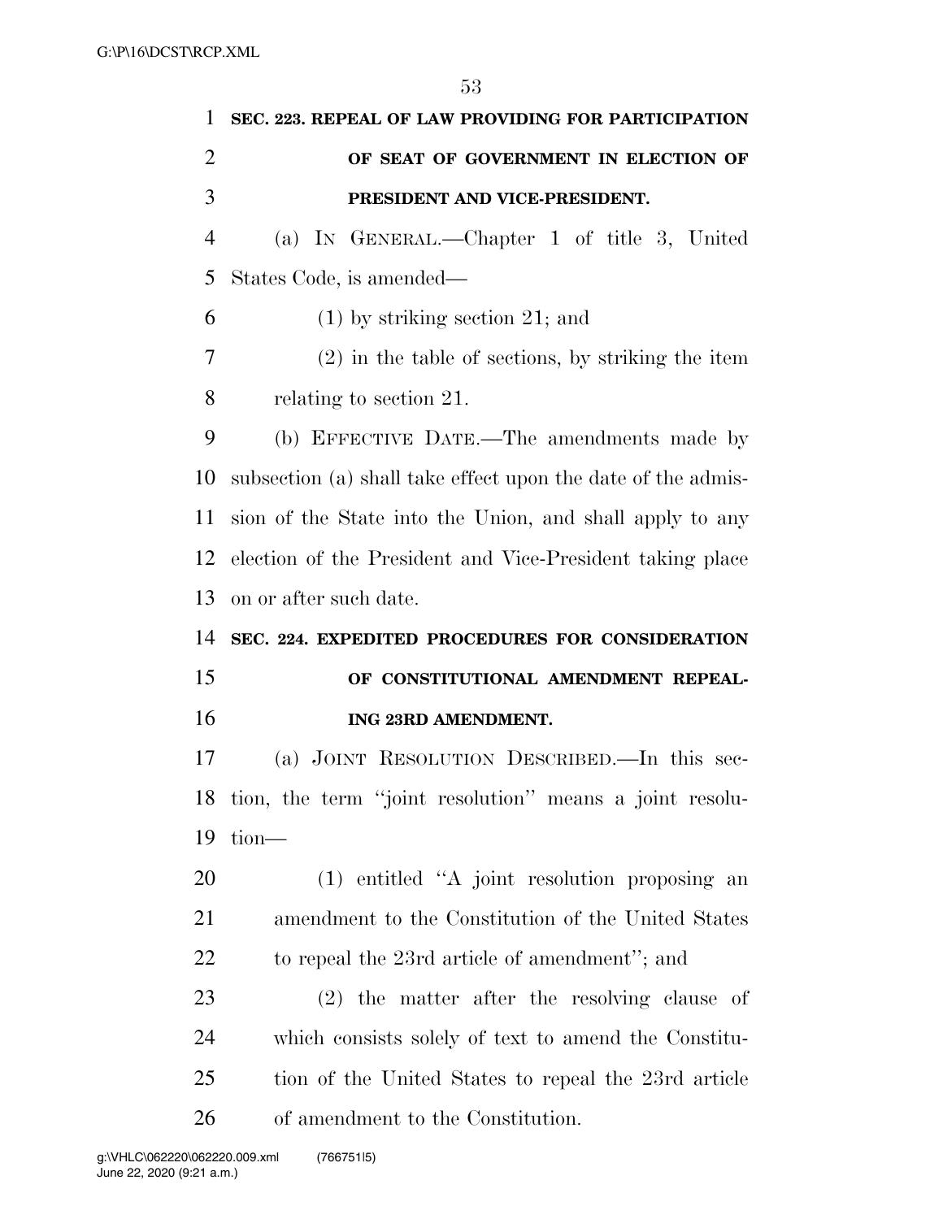**SEC. 223. REPEAL OF LAW PROVIDING FOR PARTICIPATION OF SEAT OF GOVERNMENT IN ELECTION OF PRESIDENT AND VICE-PRESIDENT.**

(a) IN GENERAL.—Chapter 1 of title 3, United States Code, is amended—

(1) by striking section 21; and

(2) in the table of sections, by striking the item relating to section 21.

(b) EFFECTIVE DATE.—The amendments made by subsection (a) shall take effect upon the date of the admission of the State into the Union, and shall apply to any election of the President and Vice-President taking place on or after such date.

**SEC. 224. EXPEDITED PROCEDURES FOR CONSIDERATION OF CONSTITUTIONAL AMENDMENT REPEALING 23RD AMENDMENT.**

(a) JOINT RESOLUTION DESCRIBED.—In this section, the term "joint resolution" means a joint resolution—

(1) entitled "A joint resolution proposing an amendment to the Constitution of the United States to repeal the 23rd article of amendment"; and

(2) the matter after the resolving clause of which consists solely of text to amend the Constitution of the United States to repeal the 23rd article of amendment to the Constitution.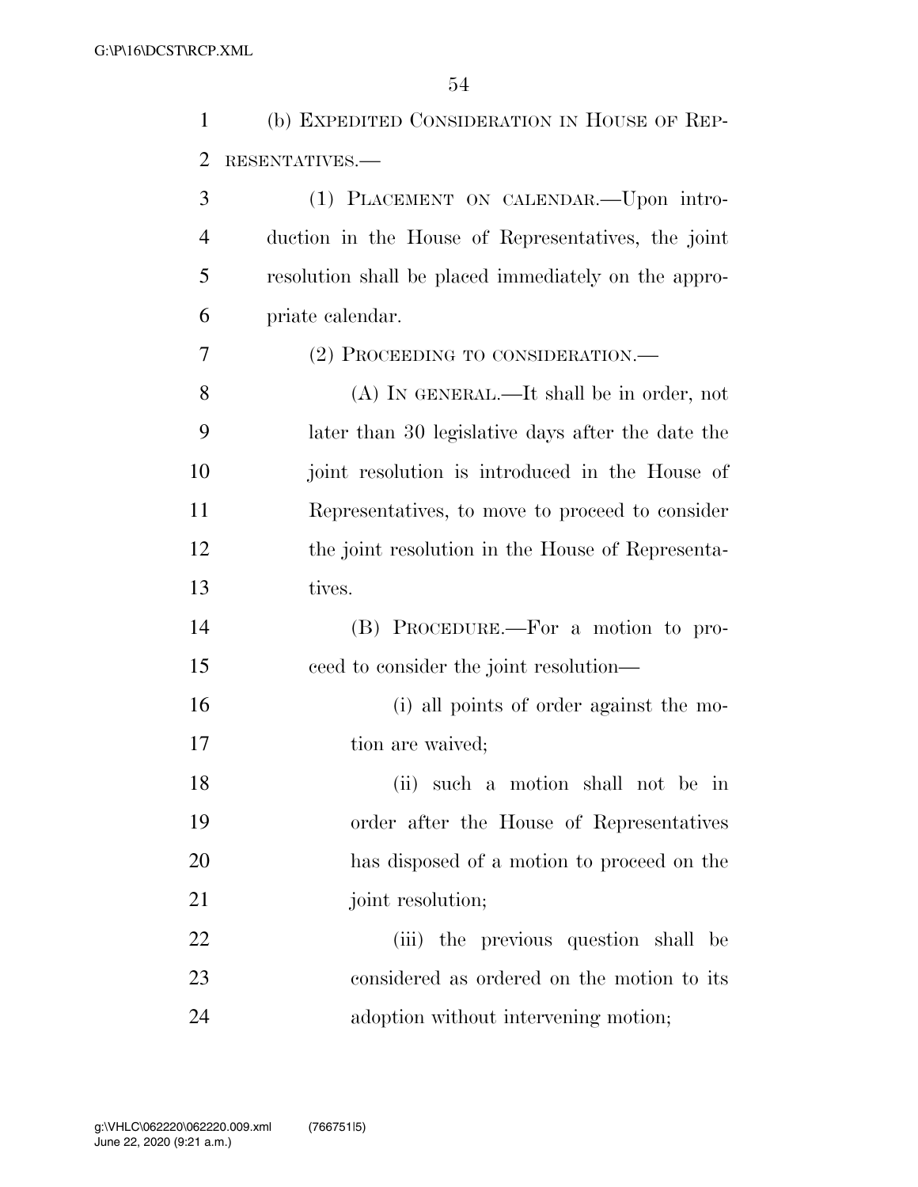(b) EXPEDITED CONSIDERATION IN HOUSE OF REPRESENTATIVES.—

(1) PLACEMENT ON CALENDAR.—Upon introduction in the House of Representatives, the joint resolution shall be placed immediately on the appropriate calendar.

(2) PROCEEDING TO CONSIDERATION.—

(A) IN GENERAL.—It shall be in order, not later than 30 legislative days after the date the joint resolution is introduced in the House of Representatives, to move to proceed to consider the joint resolution in the House of Representatives.

(B) PROCEDURE.—For a motion to proceed to consider the joint resolution—

(i) all points of order against the motion are waived;

(ii) such a motion shall not be in order after the House of Representatives has disposed of a motion to proceed on the joint resolution;

(iii) the previous question shall be considered as ordered on the motion to its adoption without intervening motion;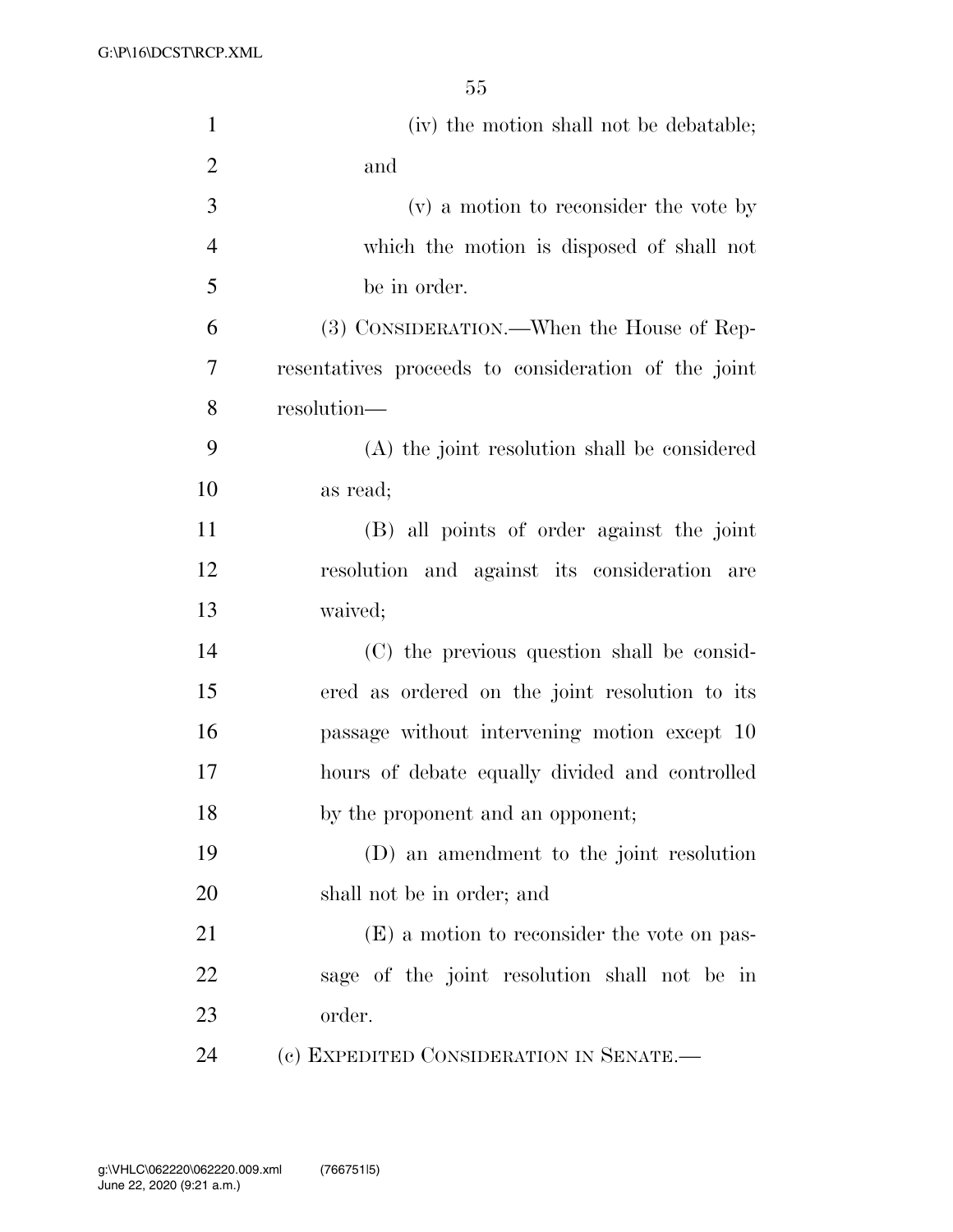(iv) the motion shall not be debatable; and

(v) a motion to reconsider the vote by which the motion is disposed of shall not be in order.

(3) CONSIDERATION.—When the House of Representatives proceeds to consideration of the joint resolution—

(A) the joint resolution shall be considered as read;

(B) all points of order against the joint resolution and against its consideration are waived;

(C) the previous question shall be considered as ordered on the joint resolution to its passage without intervening motion except 10 hours of debate equally divided and controlled by the proponent and an opponent;

(D) an amendment to the joint resolution shall not be in order; and

(E) a motion to reconsider the vote on passage of the joint resolution shall not be in order.

(c) EXPEDITED CONSIDERATION IN SENATE.—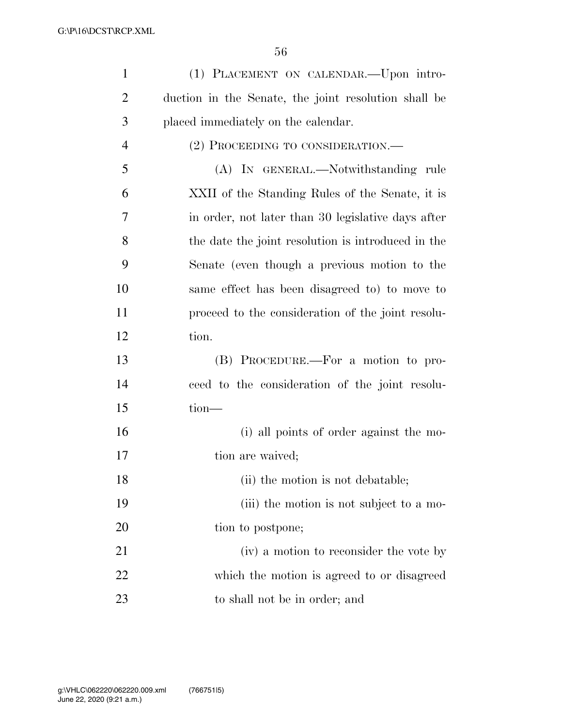(1) PLACEMENT ON CALENDAR.—Upon introduction in the Senate, the joint resolution shall be placed immediately on the calendar.

(2) PROCEEDING TO CONSIDERATION.—

(A) IN GENERAL.—Notwithstanding rule XXII of the Standing Rules of the Senate, it is in order, not later than 30 legislative days after the date the joint resolution is introduced in the Senate (even though a previous motion to the same effect has been disagreed to) to move to proceed to the consideration of the joint resolution.

(B) PROCEDURE.—For a motion to proceed to the consideration of the joint resolution—

(i) all points of order against the motion are waived;

(ii) the motion is not debatable;

(iii) the motion is not subject to a motion to postpone;

(iv) a motion to reconsider the vote by which the motion is agreed to or disagreed to shall not be in order; and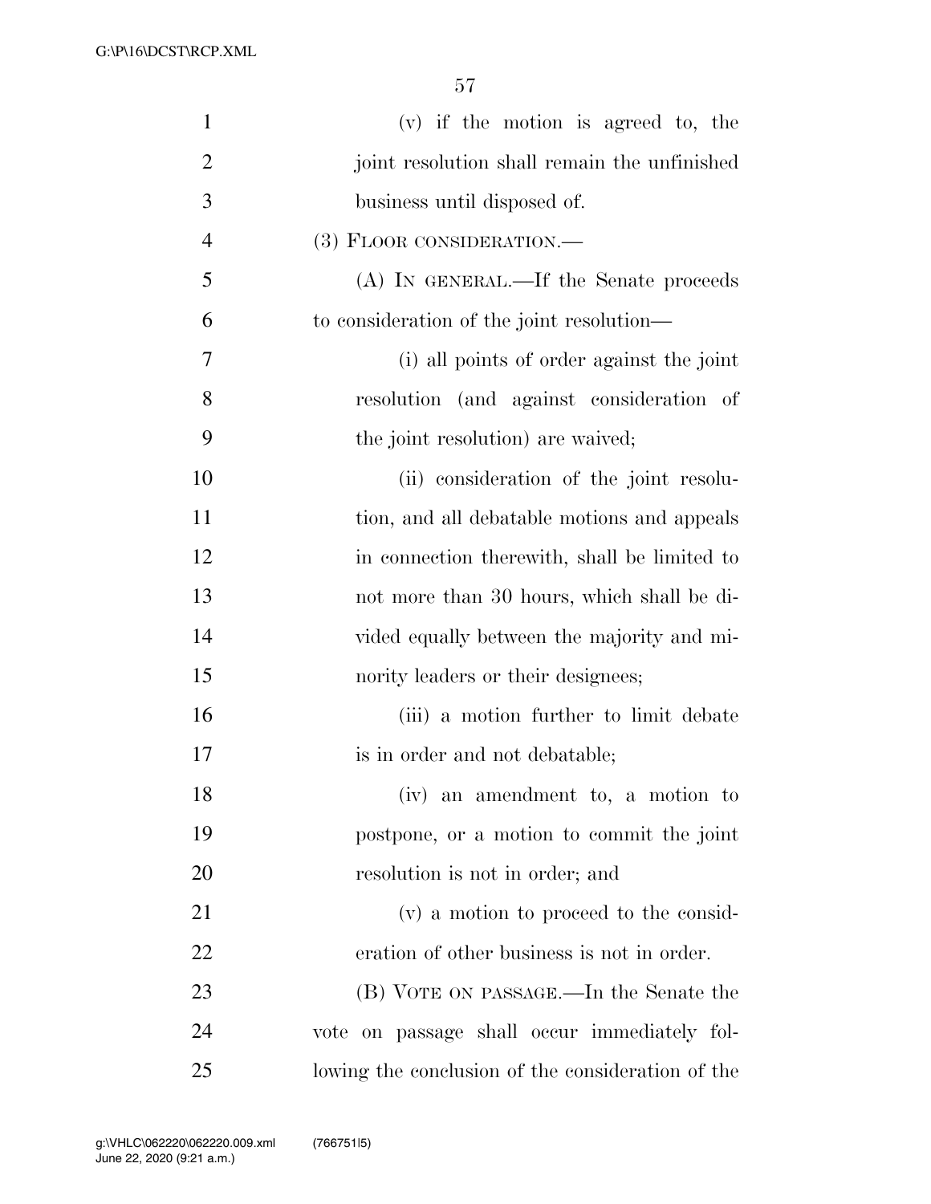(v) if the motion is agreed to, the joint resolution shall remain the unfinished business until disposed of.

(3) FLOOR CONSIDERATION.—

(A) IN GENERAL.—If the Senate proceeds to consideration of the joint resolution—

(i) all points of order against the joint resolution (and against consideration of the joint resolution) are waived;

(ii) consideration of the joint resolution, and all debatable motions and appeals in connection therewith, shall be limited to not more than 30 hours, which shall be divided equally between the majority and minority leaders or their designees;

(iii) a motion further to limit debate is in order and not debatable;

(iv) an amendment to, a motion to postpone, or a motion to commit the joint resolution is not in order; and

(v) a motion to proceed to the consideration of other business is not in order.

(B) VOTE ON PASSAGE.—In the Senate the vote on passage shall occur immediately following the conclusion of the consideration of the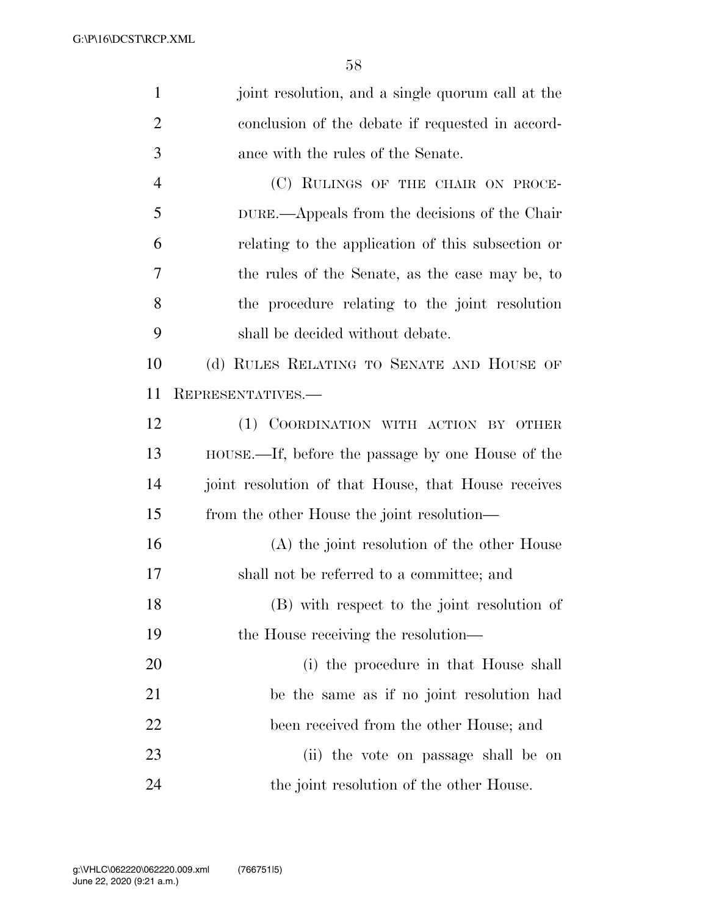joint resolution, and a single quorum call at the conclusion of the debate if requested in accordance with the rules of the Senate.

(C) RULINGS OF THE CHAIR ON PROCEDURE.—Appeals from the decisions of the Chair relating to the application of this subsection or the rules of the Senate, as the case may be, to the procedure relating to the joint resolution shall be decided without debate.

(d) RULES RELATING TO SENATE AND HOUSE OF REPRESENTATIVES.—

(1) COORDINATION WITH ACTION BY OTHER HOUSE.—If, before the passage by one House of the joint resolution of that House, that House receives from the other House the joint resolution—

(A) the joint resolution of the other House shall not be referred to a committee; and

(B) with respect to the joint resolution of the House receiving the resolution—

(i) the procedure in that House shall be the same as if no joint resolution had been received from the other House; and

(ii) the vote on passage shall be on the joint resolution of the other House.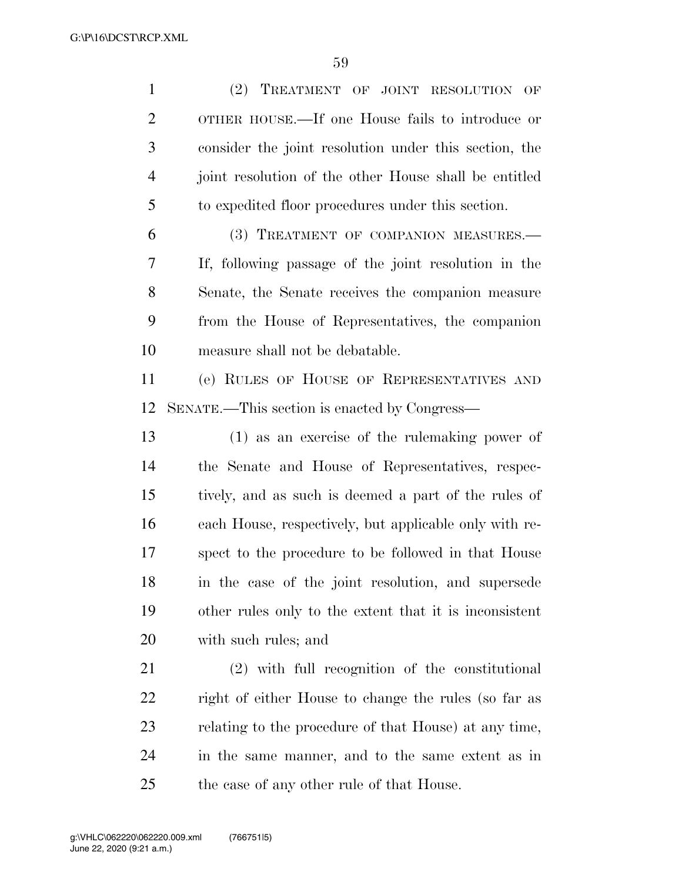(2) TREATMENT OF JOINT RESOLUTION OF OTHER HOUSE.—If one House fails to introduce or consider the joint resolution under this section, the joint resolution of the other House shall be entitled to expedited floor procedures under this section.

(3) TREATMENT OF COMPANION MEASURES.—If, following passage of the joint resolution in the Senate, the Senate receives the companion measure from the House of Representatives, the companion measure shall not be debatable.

(e) RULES OF HOUSE OF REPRESENTATIVES AND SENATE.—This section is enacted by Congress—

(1) as an exercise of the rulemaking power of the Senate and House of Representatives, respectively, and as such is deemed a part of the rules of each House, respectively, but applicable only with respect to the procedure to be followed in that House in the case of the joint resolution, and supersede other rules only to the extent that it is inconsistent with such rules; and

(2) with full recognition of the constitutional right of either House to change the rules (so far as relating to the procedure of that House) at any time, in the same manner, and to the same extent as in the case of any other rule of that House.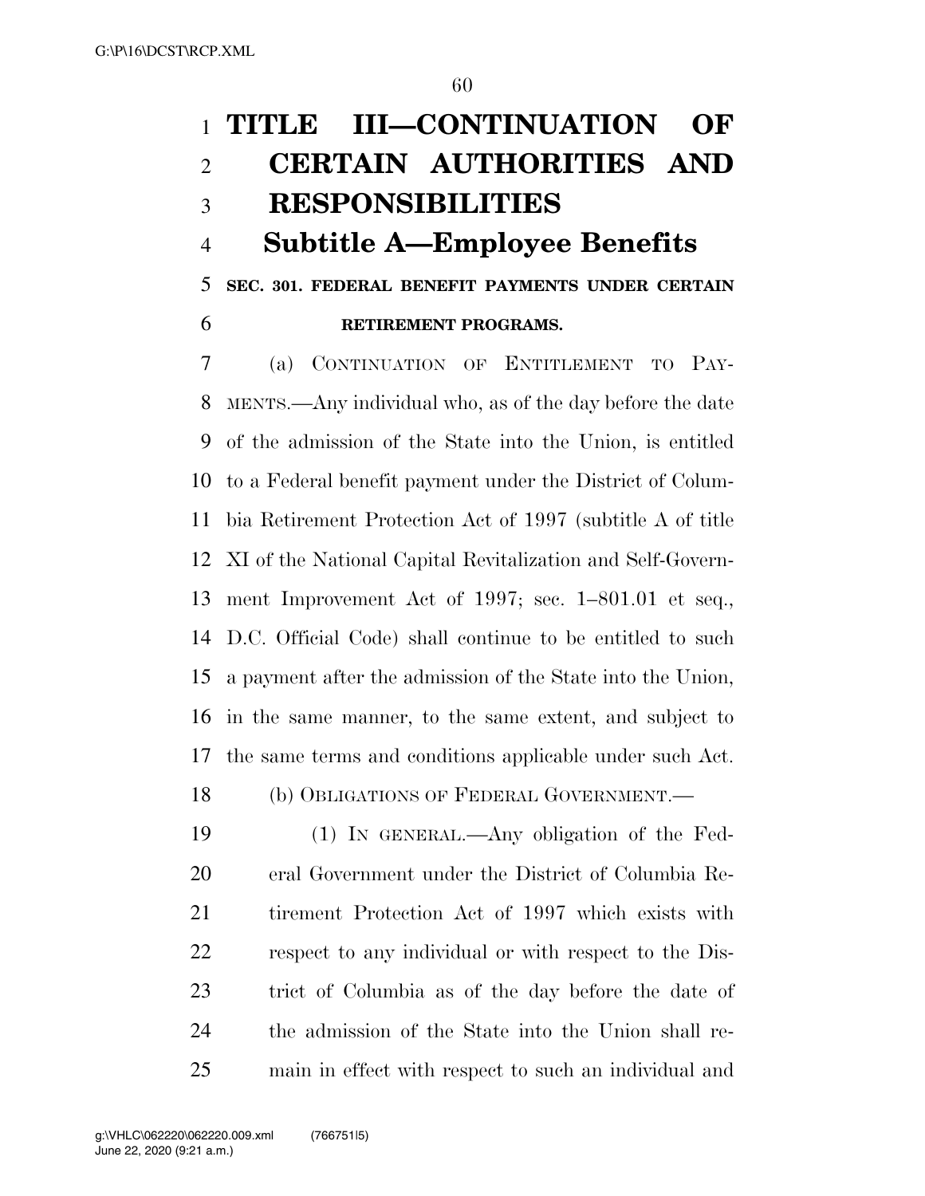# TITLE III—CONTINUATION OF CERTAIN AUTHORITIES AND RESPONSIBILITIES

## Subtitle A—Employee Benefits

### SEC. 301. FEDERAL BENEFIT PAYMENTS UNDER CERTAIN RETIREMENT PROGRAMS.

(a) CONTINUATION OF ENTITLEMENT TO PAYMENTS.—Any individual who, as of the day before the date of the admission of the State into the Union, is entitled to a Federal benefit payment under the District of Columbia Retirement Protection Act of 1997 (subtitle A of title XI of the National Capital Revitalization and Self-Government Improvement Act of 1997; sec. 1–801.01 et seq., D.C. Official Code) shall continue to be entitled to such a payment after the admission of the State into the Union, in the same manner, to the same extent, and subject to the same terms and conditions applicable under such Act.

(b) OBLIGATIONS OF FEDERAL GOVERNMENT.—

(1) IN GENERAL.—Any obligation of the Federal Government under the District of Columbia Retirement Protection Act of 1997 which exists with respect to any individual or with respect to the District of Columbia as of the day before the date of the admission of the State into the Union shall remain in effect with respect to such an individual and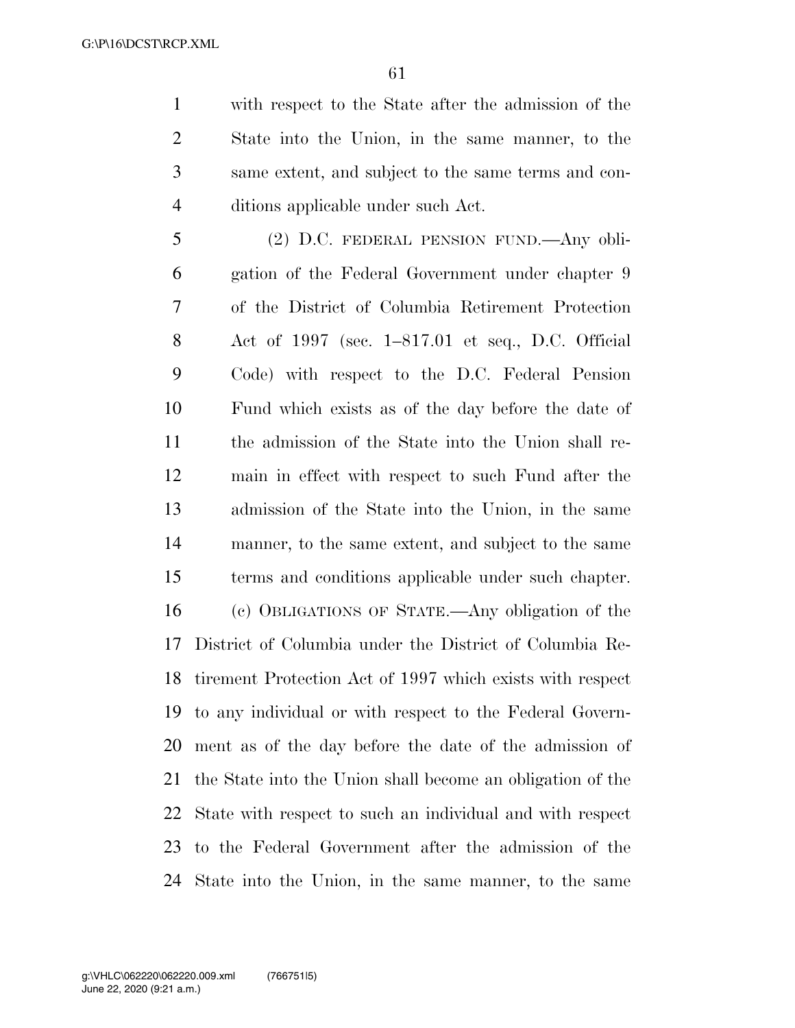with respect to the State after the admission of the State into the Union, in the same manner, to the same extent, and subject to the same terms and conditions applicable under such Act.

(2) D.C. FEDERAL PENSION FUND.—Any obligation of the Federal Government under chapter 9 of the District of Columbia Retirement Protection Act of 1997 (sec. 1–817.01 et seq., D.C. Official Code) with respect to the D.C. Federal Pension Fund which exists as of the day before the date of the admission of the State into the Union shall remain in effect with respect to such Fund after the admission of the State into the Union, in the same manner, to the same extent, and subject to the same terms and conditions applicable under such chapter.

(c) OBLIGATIONS OF STATE.—Any obligation of the District of Columbia under the District of Columbia Retirement Protection Act of 1997 which exists with respect to any individual or with respect to the Federal Government as of the day before the date of the admission of the State into the Union shall become an obligation of the State with respect to such an individual and with respect to the Federal Government after the admission of the State into the Union, in the same manner, to the same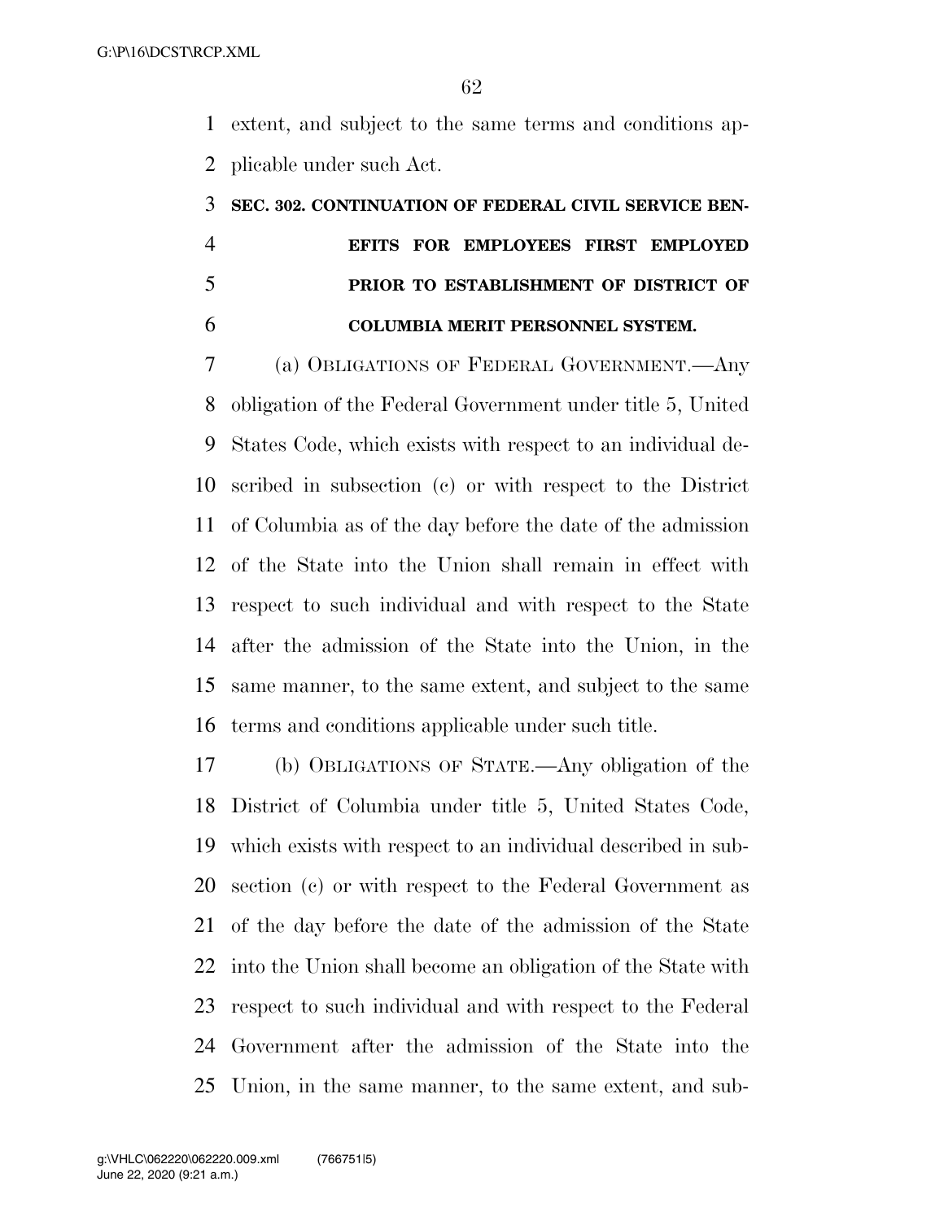extent, and subject to the same terms and conditions applicable under such Act.

### SEC. 302. CONTINUATION OF FEDERAL CIVIL SERVICE BENEFITS FOR EMPLOYEES FIRST EMPLOYED PRIOR TO ESTABLISHMENT OF DISTRICT OF COLUMBIA MERIT PERSONNEL SYSTEM.

(a) OBLIGATIONS OF FEDERAL GOVERNMENT.—Any obligation of the Federal Government under title 5, United States Code, which exists with respect to an individual described in subsection (c) or with respect to the District of Columbia as of the day before the date of the admission of the State into the Union shall remain in effect with respect to such individual and with respect to the State after the admission of the State into the Union, in the same manner, to the same extent, and subject to the same terms and conditions applicable under such title.

(b) OBLIGATIONS OF STATE.—Any obligation of the District of Columbia under title 5, United States Code, which exists with respect to an individual described in subsection (c) or with respect to the Federal Government as of the day before the date of the admission of the State into the Union shall become an obligation of the State with respect to such individual and with respect to the Federal Government after the admission of the State into the Union, in the same manner, to the same extent, and sub-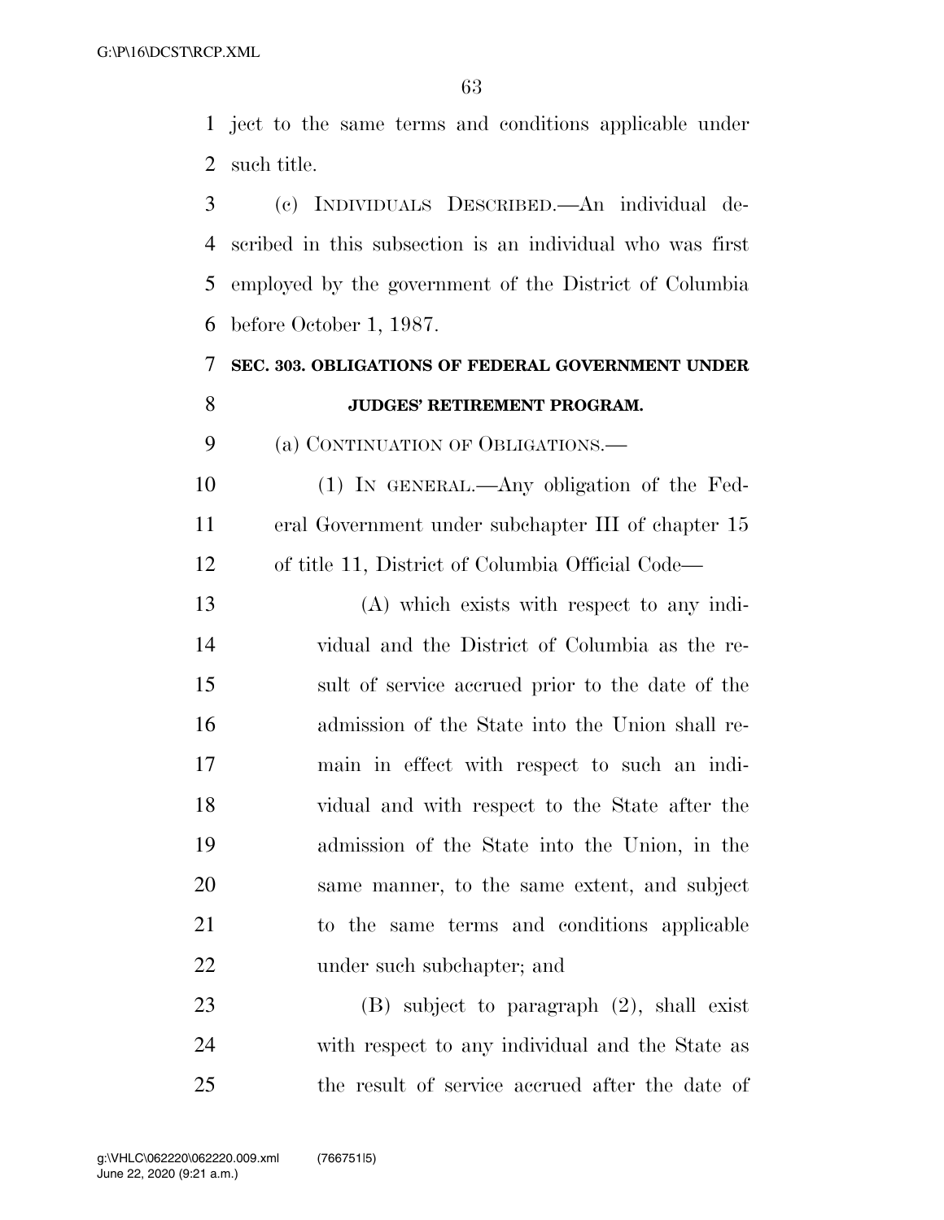ject to the same terms and conditions applicable under such title.

(c) INDIVIDUALS DESCRIBED.—An individual described in this subsection is an individual who was first employed by the government of the District of Columbia before October 1, 1987.

### SEC. 303. OBLIGATIONS OF FEDERAL GOVERNMENT UNDER JUDGES' RETIREMENT PROGRAM.

(a) CONTINUATION OF OBLIGATIONS.—

(1) IN GENERAL.—Any obligation of the Federal Government under subchapter III of chapter 15 of title 11, District of Columbia Official Code—

(A) which exists with respect to any individual and the District of Columbia as the result of service accrued prior to the date of the admission of the State into the Union shall remain in effect with respect to such an individual and with respect to the State after the admission of the State into the Union, in the same manner, to the same extent, and subject to the same terms and conditions applicable under such subchapter; and

(B) subject to paragraph (2), shall exist with respect to any individual and the State as the result of service accrued after the date of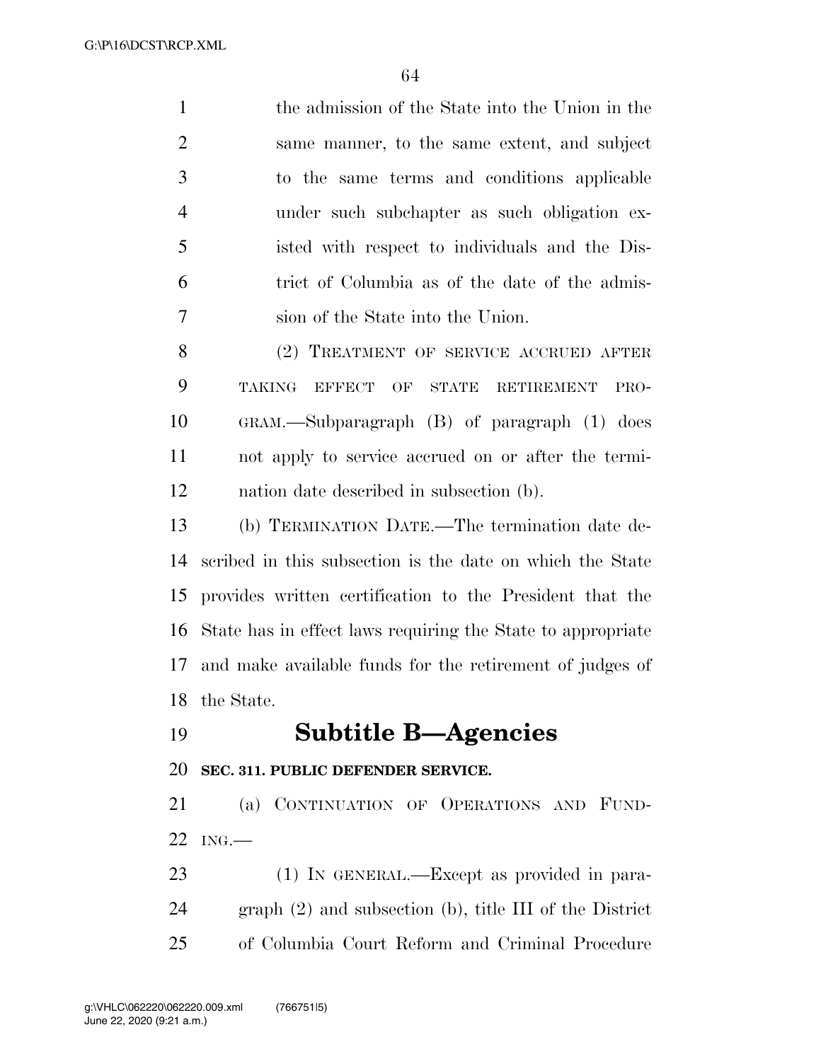the admission of the State into the Union in the same manner, to the same extent, and subject to the same terms and conditions applicable under such subchapter as such obligation existed with respect to individuals and the District of Columbia as of the date of the admission of the State into the Union.

(2) TREATMENT OF SERVICE ACCRUED AFTER TAKING EFFECT OF STATE RETIREMENT PROGRAM.—Subparagraph (B) of paragraph (1) does not apply to service accrued on or after the termination date described in subsection (b).

(b) TERMINATION DATE.—The termination date described in this subsection is the date on which the State provides written certification to the President that the State has in effect laws requiring the State to appropriate and make available funds for the retirement of judges of the State.

## Subtitle B—Agencies

**SEC. 311. PUBLIC DEFENDER SERVICE.**

(a) CONTINUATION OF OPERATIONS AND FUNDING.—

(1) IN GENERAL.—Except as provided in paragraph (2) and subsection (b), title III of the District of Columbia Court Reform and Criminal Procedure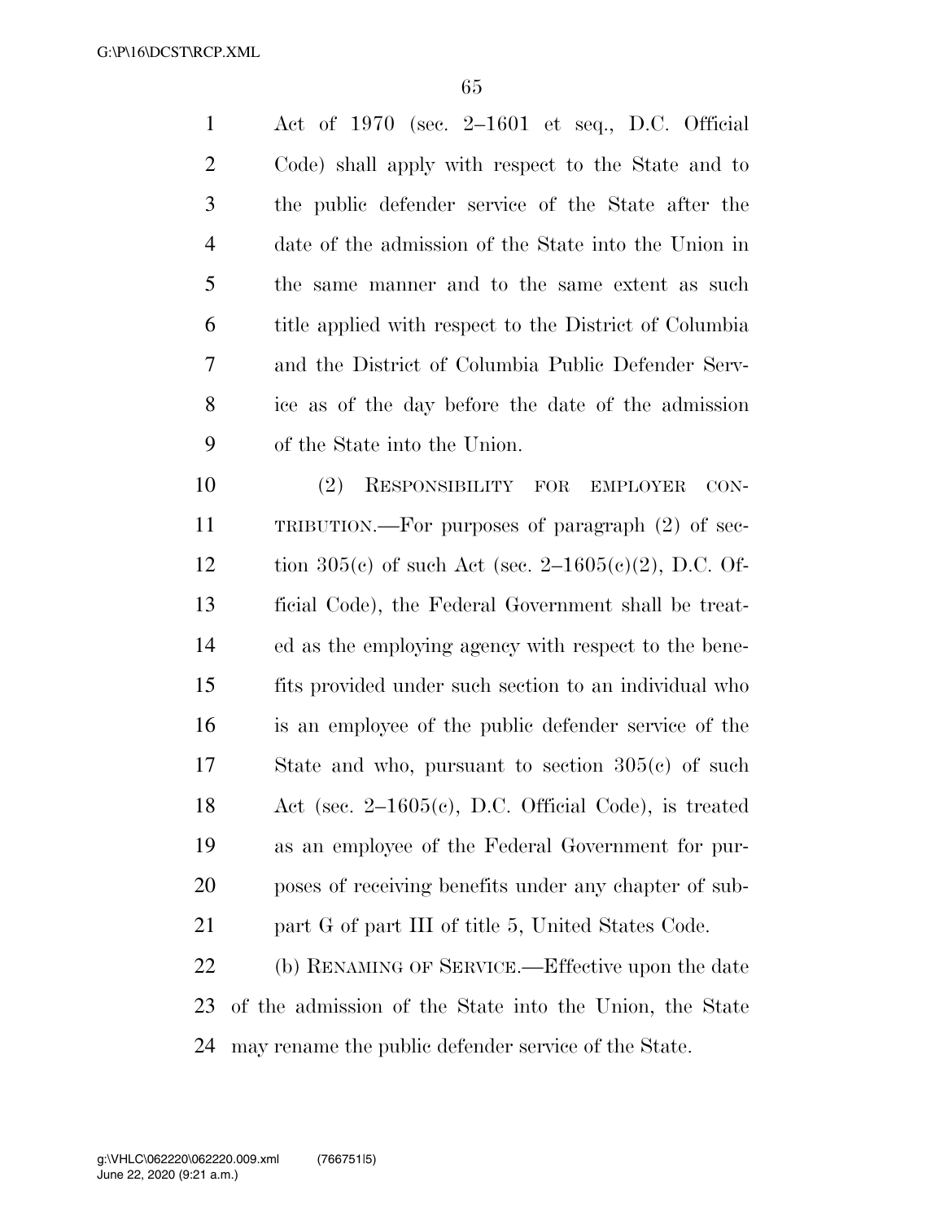Act of 1970 (sec. 2–1601 et seq., D.C. Official Code) shall apply with respect to the State and to the public defender service of the State after the date of the admission of the State into the Union in the same manner and to the same extent as such title applied with respect to the District of Columbia and the District of Columbia Public Defender Service as of the day before the date of the admission of the State into the Union.

(2) RESPONSIBILITY FOR EMPLOYER CONTRIBUTION.—For purposes of paragraph (2) of section 305(c) of such Act (sec. 2–1605(c)(2), D.C. Official Code), the Federal Government shall be treated as the employing agency with respect to the benefits provided under such section to an individual who is an employee of the public defender service of the State and who, pursuant to section 305(c) of such Act (sec. 2–1605(c), D.C. Official Code), is treated as an employee of the Federal Government for purposes of receiving benefits under any chapter of subpart G of part III of title 5, United States Code.

(b) RENAMING OF SERVICE.—Effective upon the date of the admission of the State into the Union, the State may rename the public defender service of the State.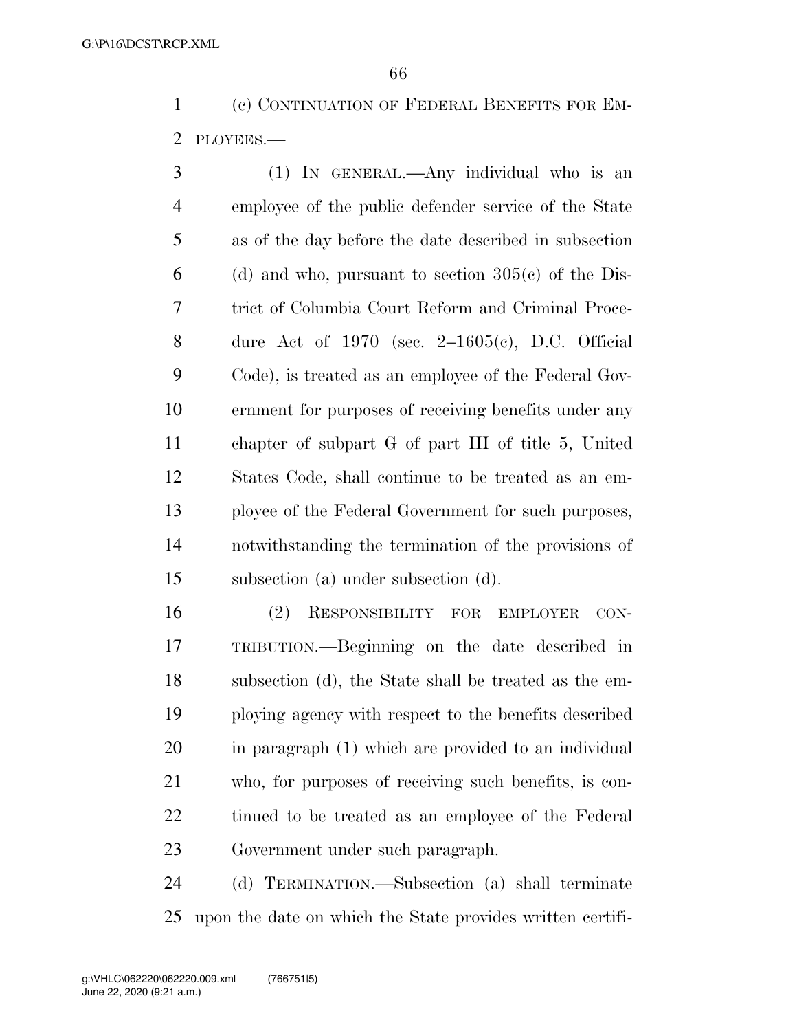(c) CONTINUATION OF FEDERAL BENEFITS FOR EMPLOYEES.—

(1) IN GENERAL.—Any individual who is an employee of the public defender service of the State as of the day before the date described in subsection (d) and who, pursuant to section 305(c) of the District of Columbia Court Reform and Criminal Procedure Act of 1970 (sec. 2–1605(c), D.C. Official Code), is treated as an employee of the Federal Government for purposes of receiving benefits under any chapter of subpart G of part III of title 5, United States Code, shall continue to be treated as an employee of the Federal Government for such purposes, notwithstanding the termination of the provisions of subsection (a) under subsection (d).

(2) RESPONSIBILITY FOR EMPLOYER CONTRIBUTION.—Beginning on the date described in subsection (d), the State shall be treated as the employing agency with respect to the benefits described in paragraph (1) which are provided to an individual who, for purposes of receiving such benefits, is continued to be treated as an employee of the Federal Government under such paragraph.

(d) TERMINATION.—Subsection (a) shall terminate upon the date on which the State provides written certifi-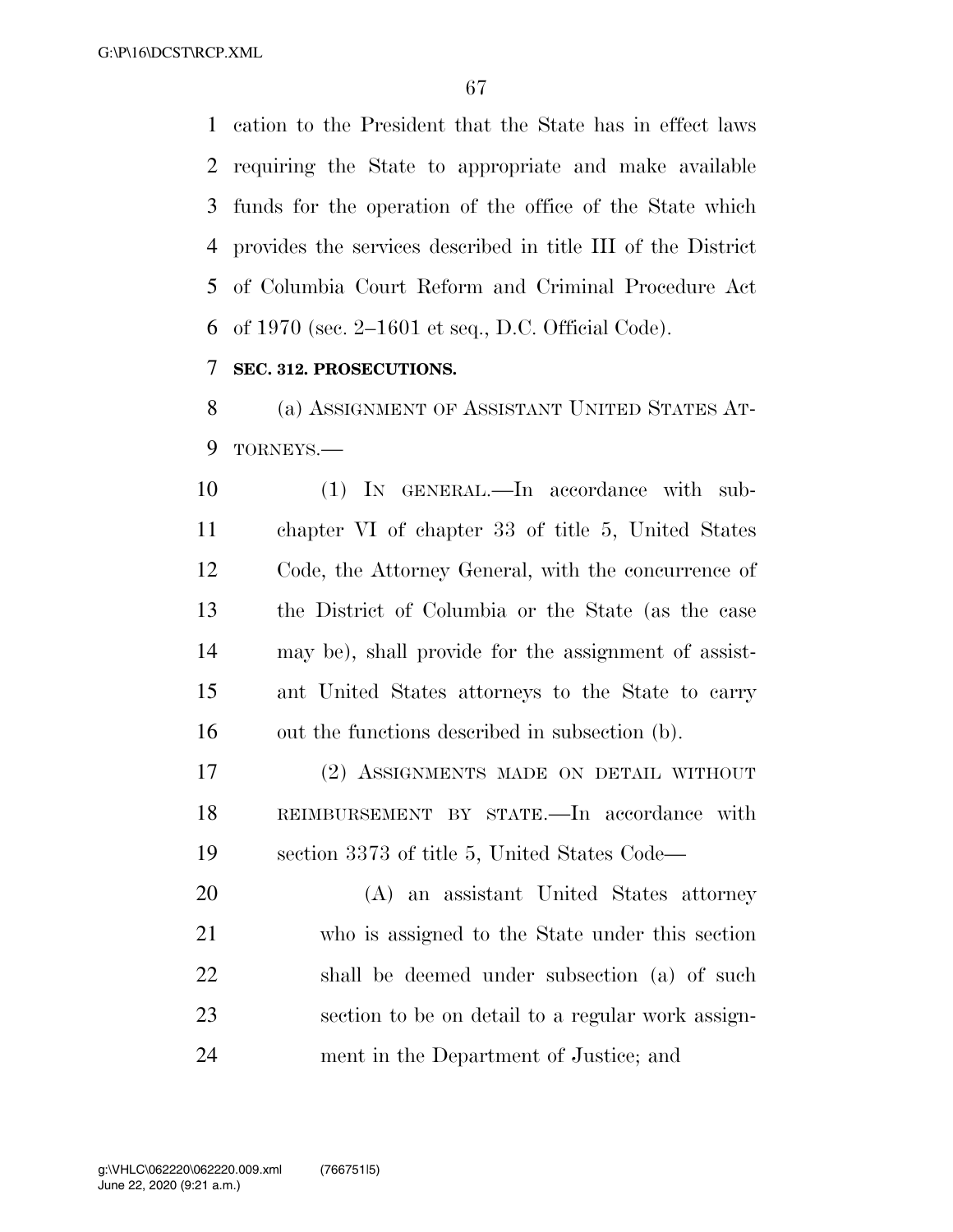cation to the President that the State has in effect laws requiring the State to appropriate and make available funds for the operation of the office of the State which provides the services described in title III of the District of Columbia Court Reform and Criminal Procedure Act of 1970 (sec. 2–1601 et seq., D.C. Official Code).

**SEC. 312. PROSECUTIONS.**

(a) ASSIGNMENT OF ASSISTANT UNITED STATES ATTORNEYS.—

(1) IN GENERAL.—In accordance with subchapter VI of chapter 33 of title 5, United States Code, the Attorney General, with the concurrence of the District of Columbia or the State (as the case may be), shall provide for the assignment of assistant United States attorneys to the State to carry out the functions described in subsection (b).

(2) ASSIGNMENTS MADE ON DETAIL WITHOUT REIMBURSEMENT BY STATE.—In accordance with section 3373 of title 5, United States Code—

(A) an assistant United States attorney who is assigned to the State under this section shall be deemed under subsection (a) of such section to be on detail to a regular work assignment in the Department of Justice; and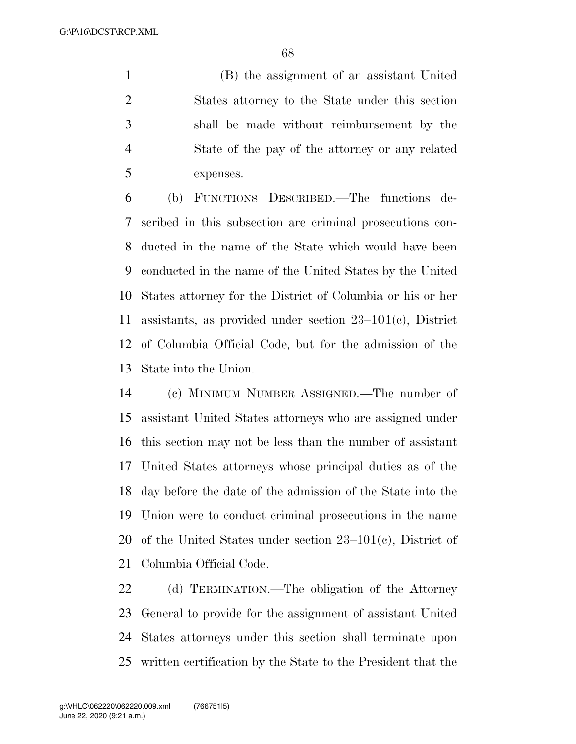(B) the assignment of an assistant United States attorney to the State under this section shall be made without reimbursement by the State of the pay of the attorney or any related expenses.

(b) FUNCTIONS DESCRIBED.—The functions described in this subsection are criminal prosecutions conducted in the name of the State which would have been conducted in the name of the United States by the United States attorney for the District of Columbia or his or her assistants, as provided under section 23–101(c), District of Columbia Official Code, but for the admission of the State into the Union.

(c) MINIMUM NUMBER ASSIGNED.—The number of assistant United States attorneys who are assigned under this section may not be less than the number of assistant United States attorneys whose principal duties as of the day before the date of the admission of the State into the Union were to conduct criminal prosecutions in the name of the United States under section 23–101(c), District of Columbia Official Code.

(d) TERMINATION.—The obligation of the Attorney General to provide for the assignment of assistant United States attorneys under this section shall terminate upon written certification by the State to the President that the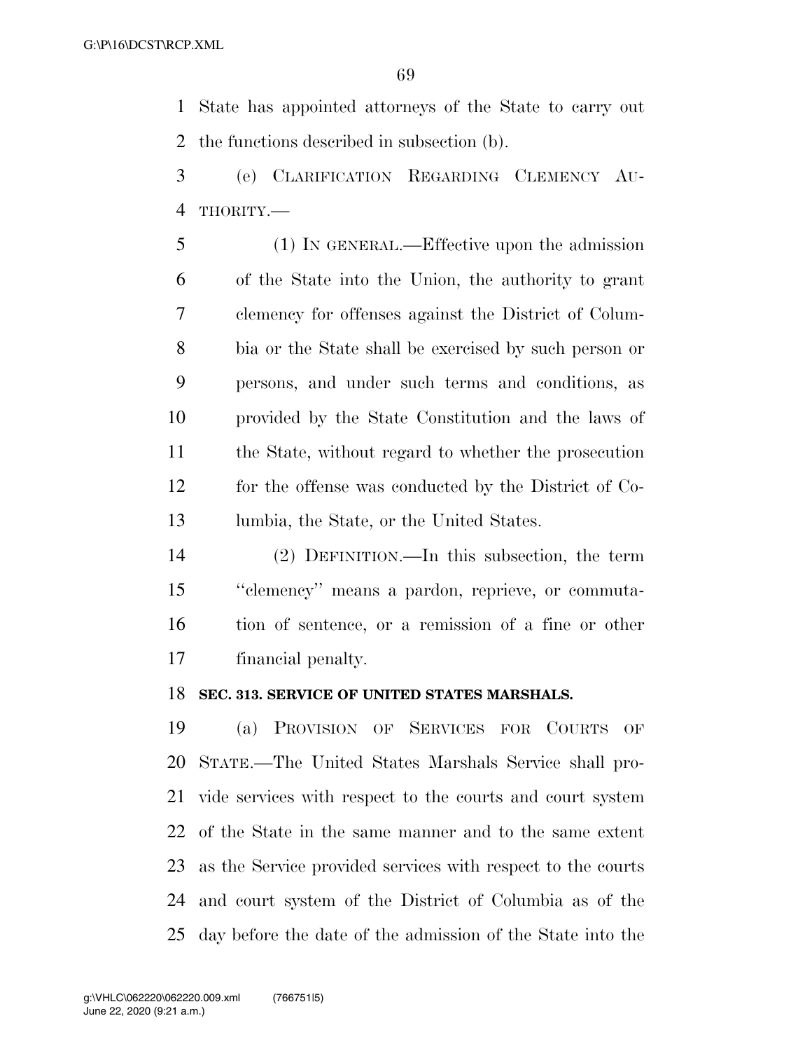State has appointed attorneys of the State to carry out the functions described in subsection (b).

(e) CLARIFICATION REGARDING CLEMENCY AUTHORITY.—

(1) IN GENERAL.—Effective upon the admission of the State into the Union, the authority to grant clemency for offenses against the District of Columbia or the State shall be exercised by such person or persons, and under such terms and conditions, as provided by the State Constitution and the laws of the State, without regard to whether the prosecution for the offense was conducted by the District of Columbia, the State, or the United States.

(2) DEFINITION.—In this subsection, the term "clemency" means a pardon, reprieve, or commutation of sentence, or a remission of a fine or other financial penalty.

**SEC. 313. SERVICE OF UNITED STATES MARSHALS.**

(a) PROVISION OF SERVICES FOR COURTS OF STATE.—The United States Marshals Service shall provide services with respect to the courts and court system of the State in the same manner and to the same extent as the Service provided services with respect to the courts and court system of the District of Columbia as of the day before the date of the admission of the State into the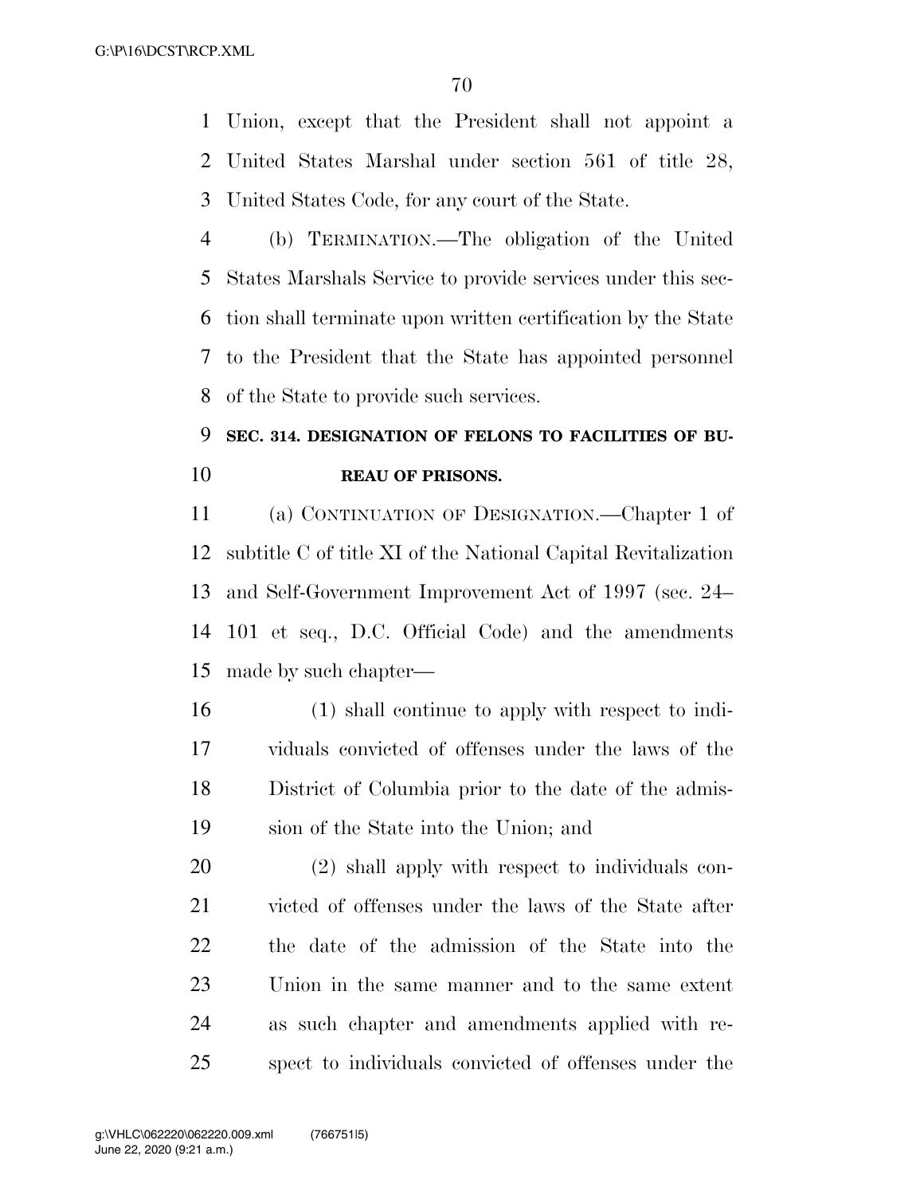Union, except that the President shall not appoint a United States Marshal under section 561 of title 28, United States Code, for any court of the State.

(b) TERMINATION.—The obligation of the United States Marshals Service to provide services under this section shall terminate upon written certification by the State to the President that the State has appointed personnel of the State to provide such services.

### SEC. 314. DESIGNATION OF FELONS TO FACILITIES OF BUREAU OF PRISONS.

(a) CONTINUATION OF DESIGNATION.—Chapter 1 of subtitle C of title XI of the National Capital Revitalization and Self-Government Improvement Act of 1997 (sec. 24–101 et seq., D.C. Official Code) and the amendments made by such chapter—

(1) shall continue to apply with respect to individuals convicted of offenses under the laws of the District of Columbia prior to the date of the admission of the State into the Union; and

(2) shall apply with respect to individuals convicted of offenses under the laws of the State after the date of the admission of the State into the Union in the same manner and to the same extent as such chapter and amendments applied with respect to individuals convicted of offenses under the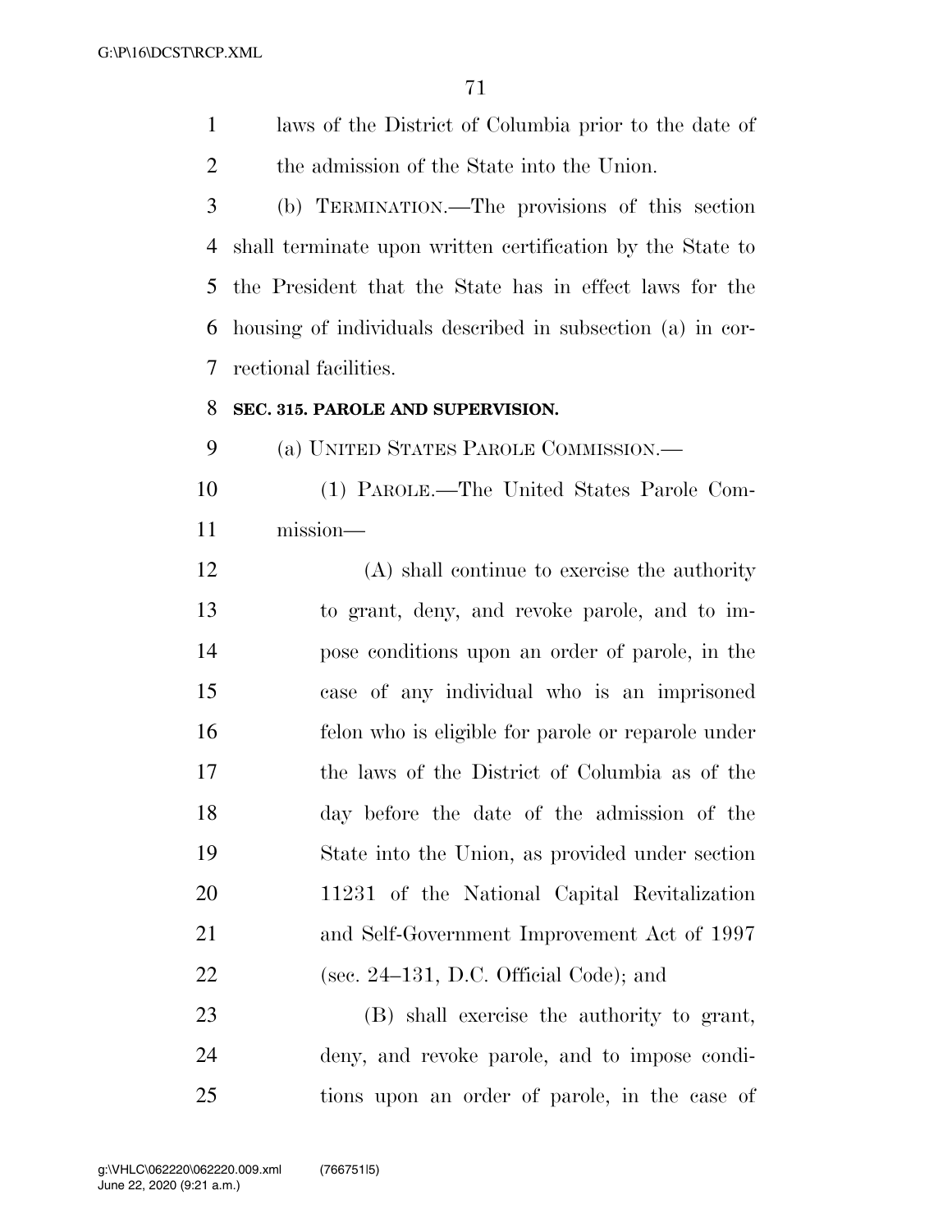laws of the District of Columbia prior to the date of the admission of the State into the Union.

(b) TERMINATION.—The provisions of this section shall terminate upon written certification by the State to the President that the State has in effect laws for the housing of individuals described in subsection (a) in correctional facilities.

**SEC. 315. PAROLE AND SUPERVISION.**

(a) UNITED STATES PAROLE COMMISSION.—

(1) PAROLE.—The United States Parole Commission—

(A) shall continue to exercise the authority to grant, deny, and revoke parole, and to impose conditions upon an order of parole, in the case of any individual who is an imprisoned felon who is eligible for parole or reparole under the laws of the District of Columbia as of the day before the date of the admission of the State into the Union, as provided under section 11231 of the National Capital Revitalization and Self-Government Improvement Act of 1997 (sec. 24–131, D.C. Official Code); and

(B) shall exercise the authority to grant, deny, and revoke parole, and to impose conditions upon an order of parole, in the case of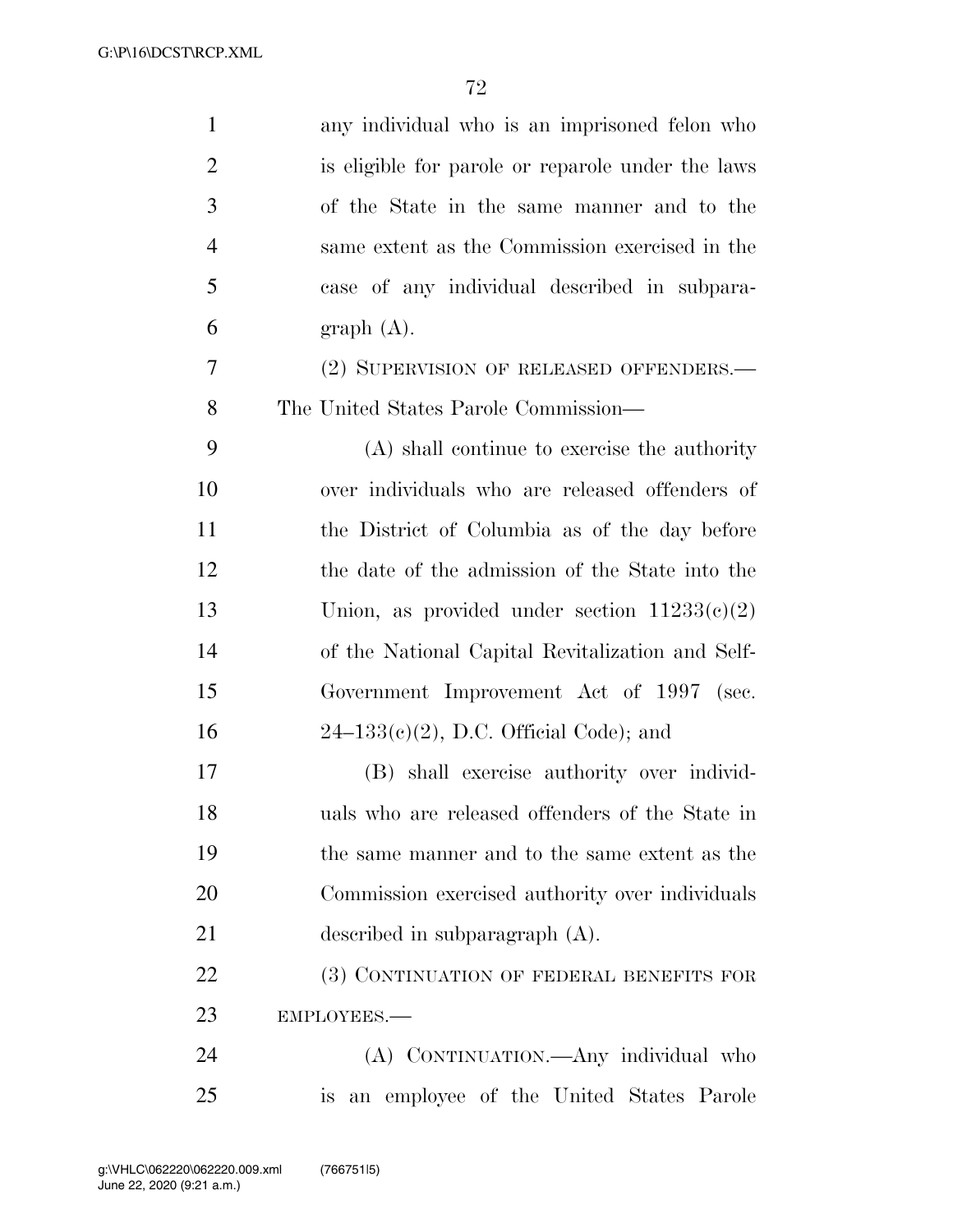any individual who is an imprisoned felon who is eligible for parole or reparole under the laws of the State in the same manner and to the same extent as the Commission exercised in the case of any individual described in subparagraph (A).

(2) SUPERVISION OF RELEASED OFFENDERS.—The United States Parole Commission—

(A) shall continue to exercise the authority over individuals who are released offenders of the District of Columbia as of the day before the date of the admission of the State into the Union, as provided under section 11233(c)(2) of the National Capital Revitalization and Self-Government Improvement Act of 1997 (sec. 24–133(c)(2), D.C. Official Code); and

(B) shall exercise authority over individuals who are released offenders of the State in the same manner and to the same extent as the Commission exercised authority over individuals described in subparagraph (A).

(3) CONTINUATION OF FEDERAL BENEFITS FOR EMPLOYEES.—

(A) CONTINUATION.—Any individual who is an employee of the United States Parole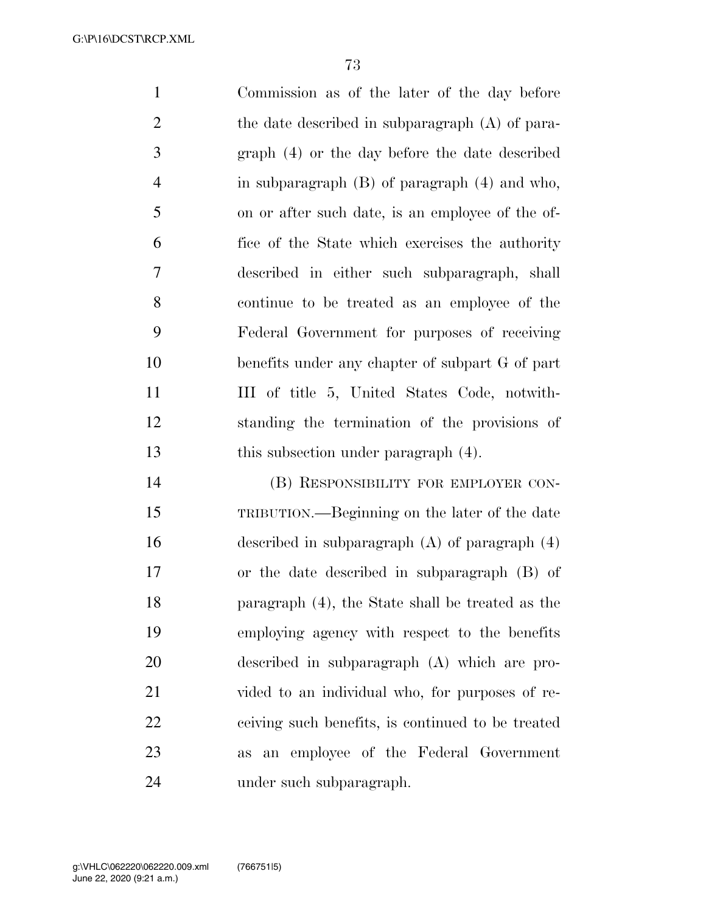Commission as of the later of the day before the date described in subparagraph (A) of paragraph (4) or the day before the date described in subparagraph (B) of paragraph (4) and who, on or after such date, is an employee of the office of the State which exercises the authority described in either such subparagraph, shall continue to be treated as an employee of the Federal Government for purposes of receiving benefits under any chapter of subpart G of part III of title 5, United States Code, notwithstanding the termination of the provisions of this subsection under paragraph (4).

(B) RESPONSIBILITY FOR EMPLOYER CONTRIBUTION.—Beginning on the later of the date described in subparagraph (A) of paragraph (4) or the date described in subparagraph (B) of paragraph (4), the State shall be treated as the employing agency with respect to the benefits described in subparagraph (A) which are provided to an individual who, for purposes of receiving such benefits, is continued to be treated as an employee of the Federal Government under such subparagraph.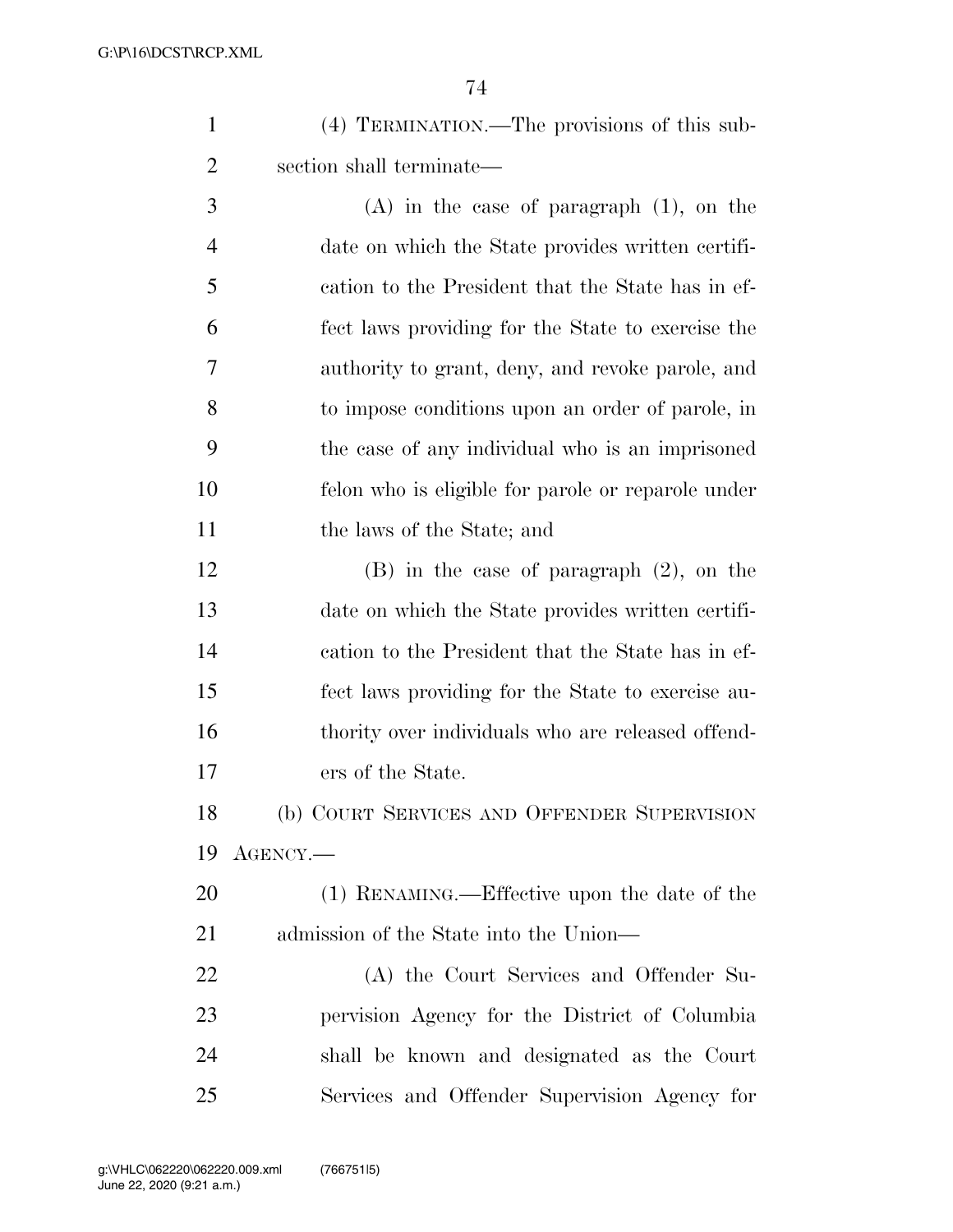(4) TERMINATION.—The provisions of this subsection shall terminate—

(A) in the case of paragraph (1), on the date on which the State provides written certification to the President that the State has in effect laws providing for the State to exercise the authority to grant, deny, and revoke parole, and to impose conditions upon an order of parole, in the case of any individual who is an imprisoned felon who is eligible for parole or reparole under the laws of the State; and

(B) in the case of paragraph (2), on the date on which the State provides written certification to the President that the State has in effect laws providing for the State to exercise authority over individuals who are released offenders of the State.

(b) COURT SERVICES AND OFFENDER SUPERVISION AGENCY.—

(1) RENAMING.—Effective upon the date of the admission of the State into the Union—

(A) the Court Services and Offender Supervision Agency for the District of Columbia shall be known and designated as the Court Services and Offender Supervision Agency for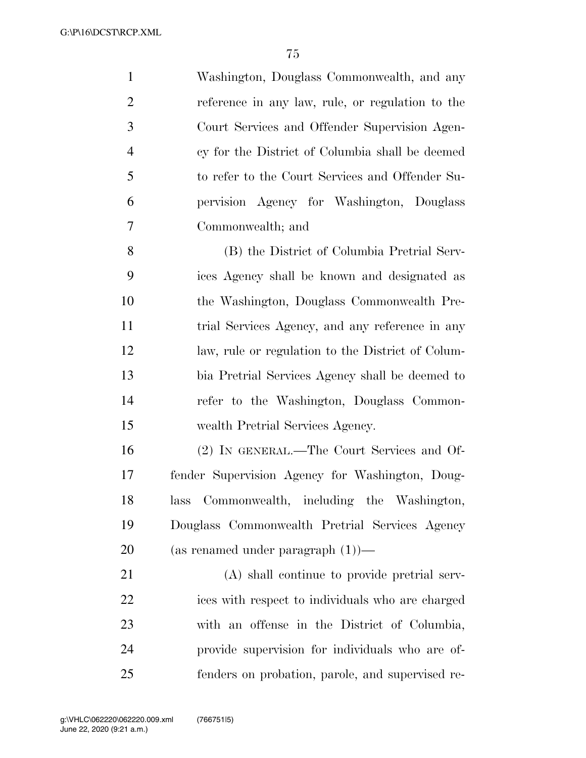Washington, Douglass Commonwealth, and any reference in any law, rule, or regulation to the Court Services and Offender Supervision Agency for the District of Columbia shall be deemed to refer to the Court Services and Offender Supervision Agency for Washington, Douglass Commonwealth; and

(B) the District of Columbia Pretrial Services Agency shall be known and designated as the Washington, Douglass Commonwealth Pretrial Services Agency, and any reference in any law, rule or regulation to the District of Columbia Pretrial Services Agency shall be deemed to refer to the Washington, Douglass Commonwealth Pretrial Services Agency.

(2) IN GENERAL.—The Court Services and Offender Supervision Agency for Washington, Douglass Commonwealth, including the Washington, Douglass Commonwealth Pretrial Services Agency (as renamed under paragraph (1))—

(A) shall continue to provide pretrial services with respect to individuals who are charged with an offense in the District of Columbia, provide supervision for individuals who are offenders on probation, parole, and supervised re-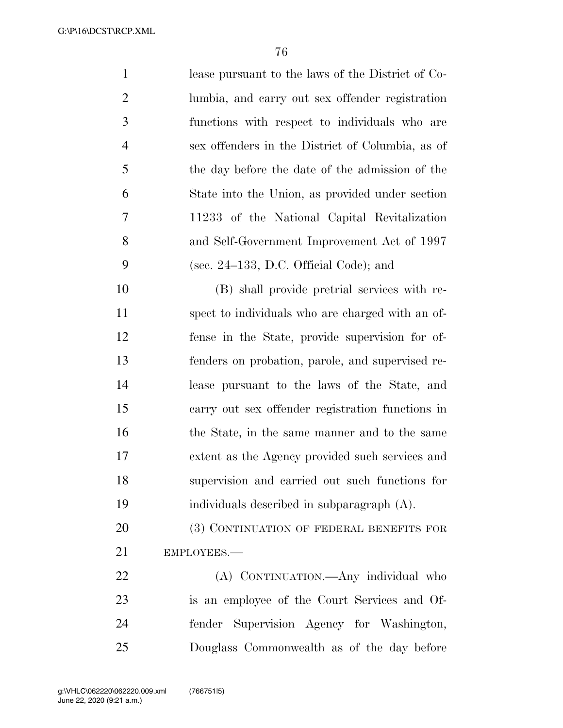lease pursuant to the laws of the District of Columbia, and carry out sex offender registration functions with respect to individuals who are sex offenders in the District of Columbia, as of the day before the date of the admission of the State into the Union, as provided under section 11233 of the National Capital Revitalization and Self-Government Improvement Act of 1997 (sec. 24–133, D.C. Official Code); and

(B) shall provide pretrial services with respect to individuals who are charged with an offense in the State, provide supervision for offenders on probation, parole, and supervised release pursuant to the laws of the State, and carry out sex offender registration functions in the State, in the same manner and to the same extent as the Agency provided such services and supervision and carried out such functions for individuals described in subparagraph (A).

(3) CONTINUATION OF FEDERAL BENEFITS FOR EMPLOYEES.—

(A) CONTINUATION.—Any individual who is an employee of the Court Services and Offender Supervision Agency for Washington, Douglass Commonwealth as of the day before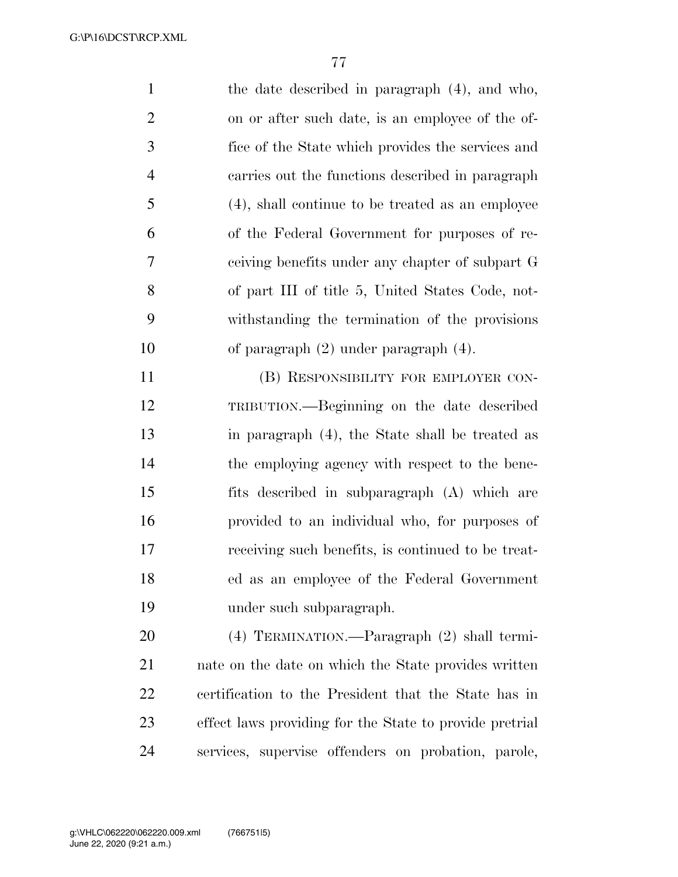the date described in paragraph (4), and who, on or after such date, is an employee of the office of the State which provides the services and carries out the functions described in paragraph (4), shall continue to be treated as an employee of the Federal Government for purposes of receiving benefits under any chapter of subpart G of part III of title 5, United States Code, notwithstanding the termination of the provisions of paragraph (2) under paragraph (4).

(B) RESPONSIBILITY FOR EMPLOYER CONTRIBUTION.—Beginning on the date described in paragraph (4), the State shall be treated as the employing agency with respect to the benefits described in subparagraph (A) which are provided to an individual who, for purposes of receiving such benefits, is continued to be treated as an employee of the Federal Government under such subparagraph.

(4) TERMINATION.—Paragraph (2) shall terminate on the date on which the State provides written certification to the President that the State has in effect laws providing for the State to provide pretrial services, supervise offenders on probation, parole,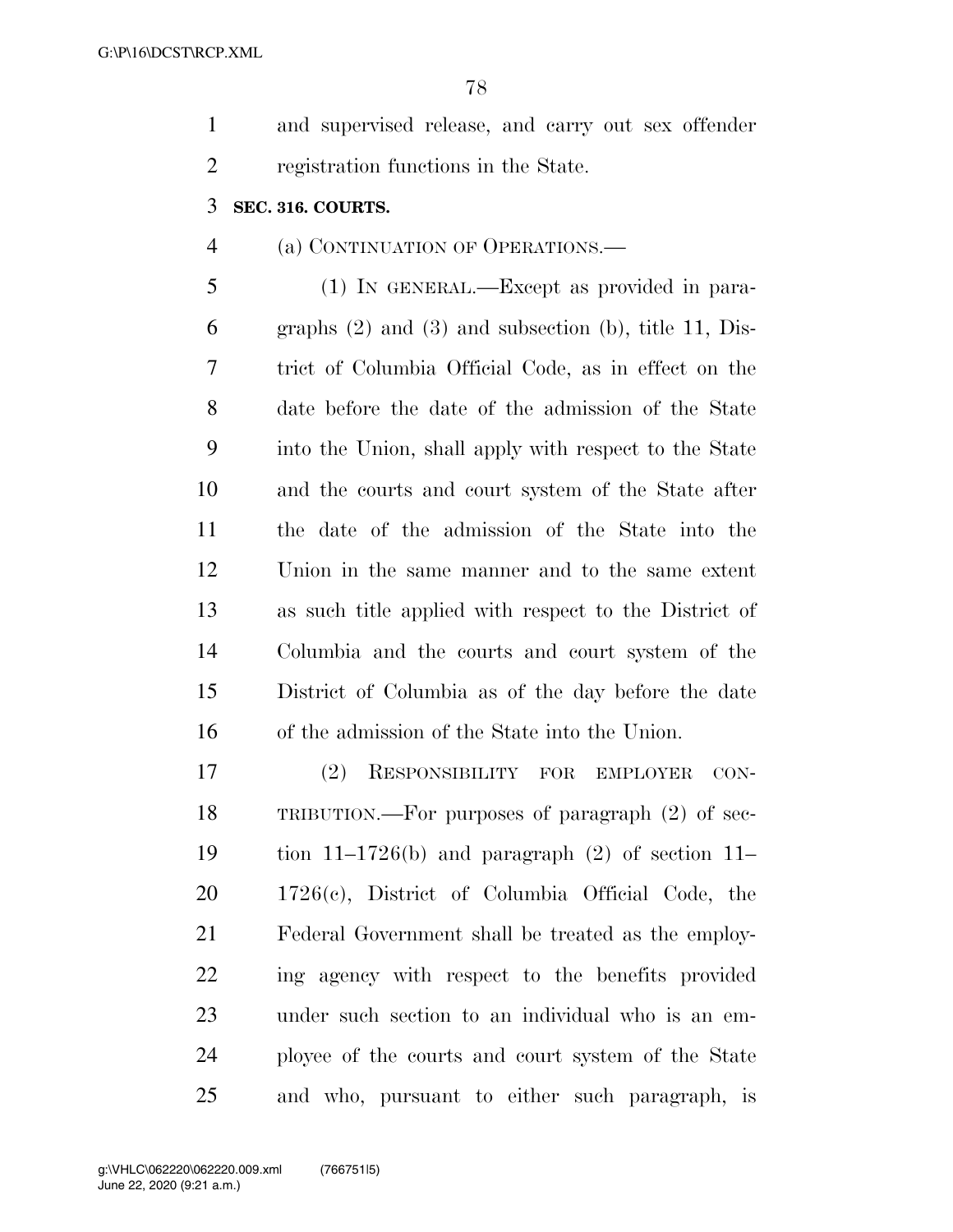and supervised release, and carry out sex offender registration functions in the State.

**SEC. 316. COURTS.**

(a) CONTINUATION OF OPERATIONS.—

(1) IN GENERAL.—Except as provided in paragraphs (2) and (3) and subsection (b), title 11, District of Columbia Official Code, as in effect on the date before the date of the admission of the State into the Union, shall apply with respect to the State and the courts and court system of the State after the date of the admission of the State into the Union in the same manner and to the same extent as such title applied with respect to the District of Columbia and the courts and court system of the District of Columbia as of the day before the date of the admission of the State into the Union.

(2) RESPONSIBILITY FOR EMPLOYER CONTRIBUTION.—For purposes of paragraph (2) of section 11–1726(b) and paragraph (2) of section 11–1726(c), District of Columbia Official Code, the Federal Government shall be treated as the employing agency with respect to the benefits provided under such section to an individual who is an employee of the courts and court system of the State and who, pursuant to either such paragraph, is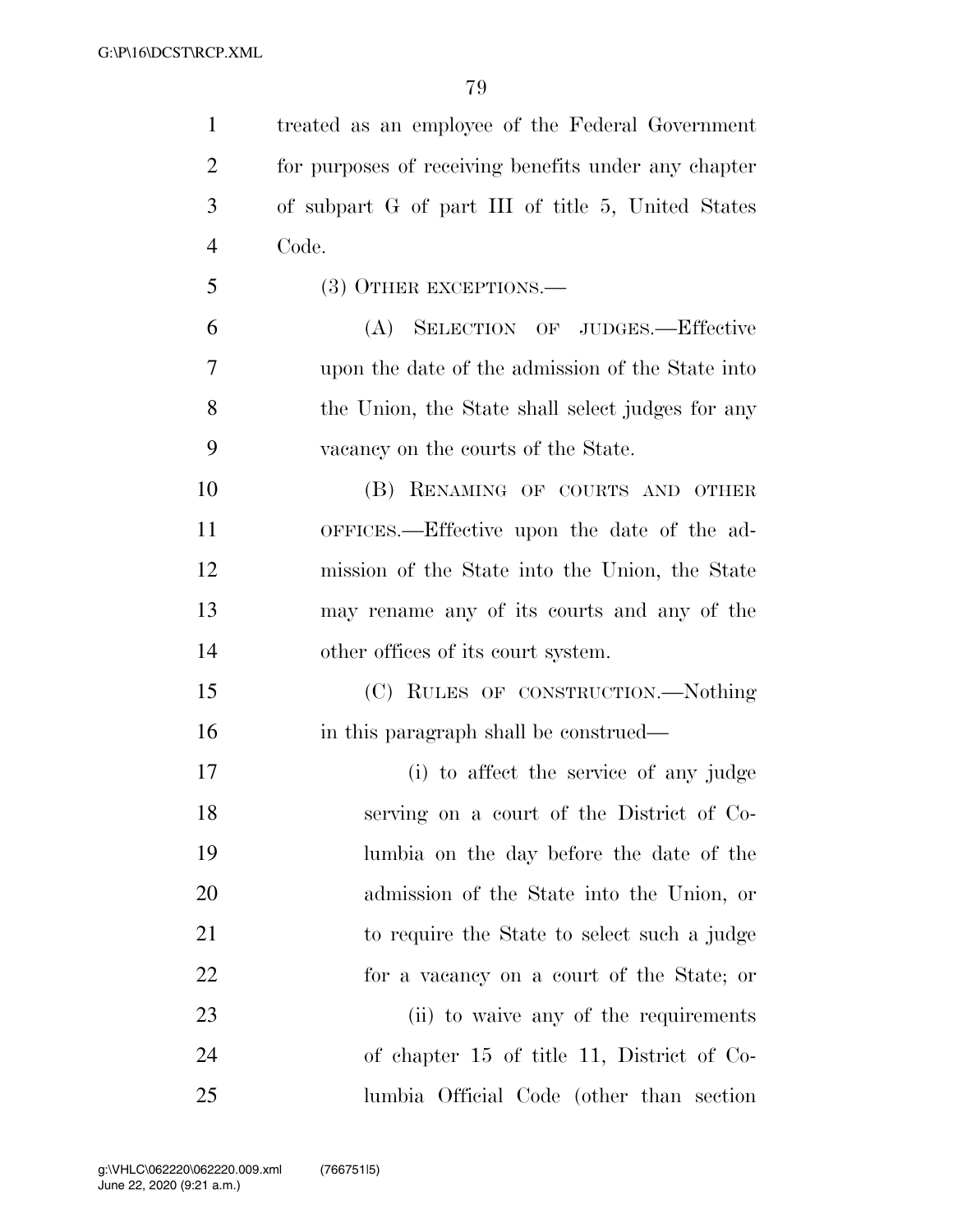treated as an employee of the Federal Government for purposes of receiving benefits under any chapter of subpart G of part III of title 5, United States Code.

(3) OTHER EXCEPTIONS.—

(A) SELECTION OF JUDGES.—Effective upon the date of the admission of the State into the Union, the State shall select judges for any vacancy on the courts of the State.

(B) RENAMING OF COURTS AND OTHER OFFICES.—Effective upon the date of the admission of the State into the Union, the State may rename any of its courts and any of the other offices of its court system.

(C) RULES OF CONSTRUCTION.—Nothing in this paragraph shall be construed—

(i) to affect the service of any judge serving on a court of the District of Columbia on the day before the date of the admission of the State into the Union, or to require the State to select such a judge for a vacancy on a court of the State; or

(ii) to waive any of the requirements of chapter 15 of title 11, District of Columbia Official Code (other than section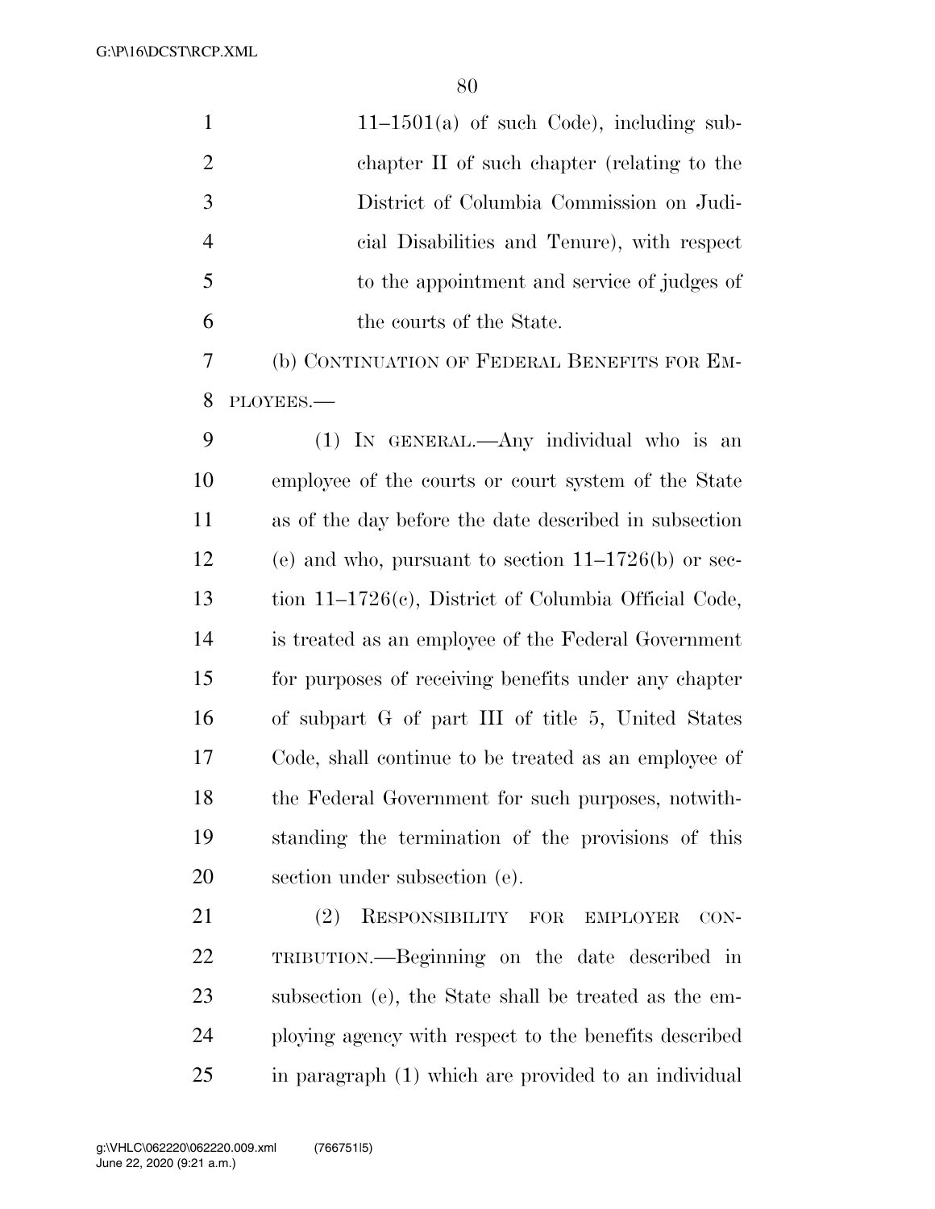11–1501(a) of such Code), including subchapter II of such chapter (relating to the District of Columbia Commission on Judicial Disabilities and Tenure), with respect to the appointment and service of judges of the courts of the State.

(b) CONTINUATION OF FEDERAL BENEFITS FOR EMPLOYEES.—

(1) IN GENERAL.—Any individual who is an employee of the courts or court system of the State as of the day before the date described in subsection (e) and who, pursuant to section 11–1726(b) or section 11–1726(c), District of Columbia Official Code, is treated as an employee of the Federal Government for purposes of receiving benefits under any chapter of subpart G of part III of title 5, United States Code, shall continue to be treated as an employee of the Federal Government for such purposes, notwithstanding the termination of the provisions of this section under subsection (e).

(2) RESPONSIBILITY FOR EMPLOYER CONTRIBUTION.—Beginning on the date described in subsection (e), the State shall be treated as the employing agency with respect to the benefits described in paragraph (1) which are provided to an individual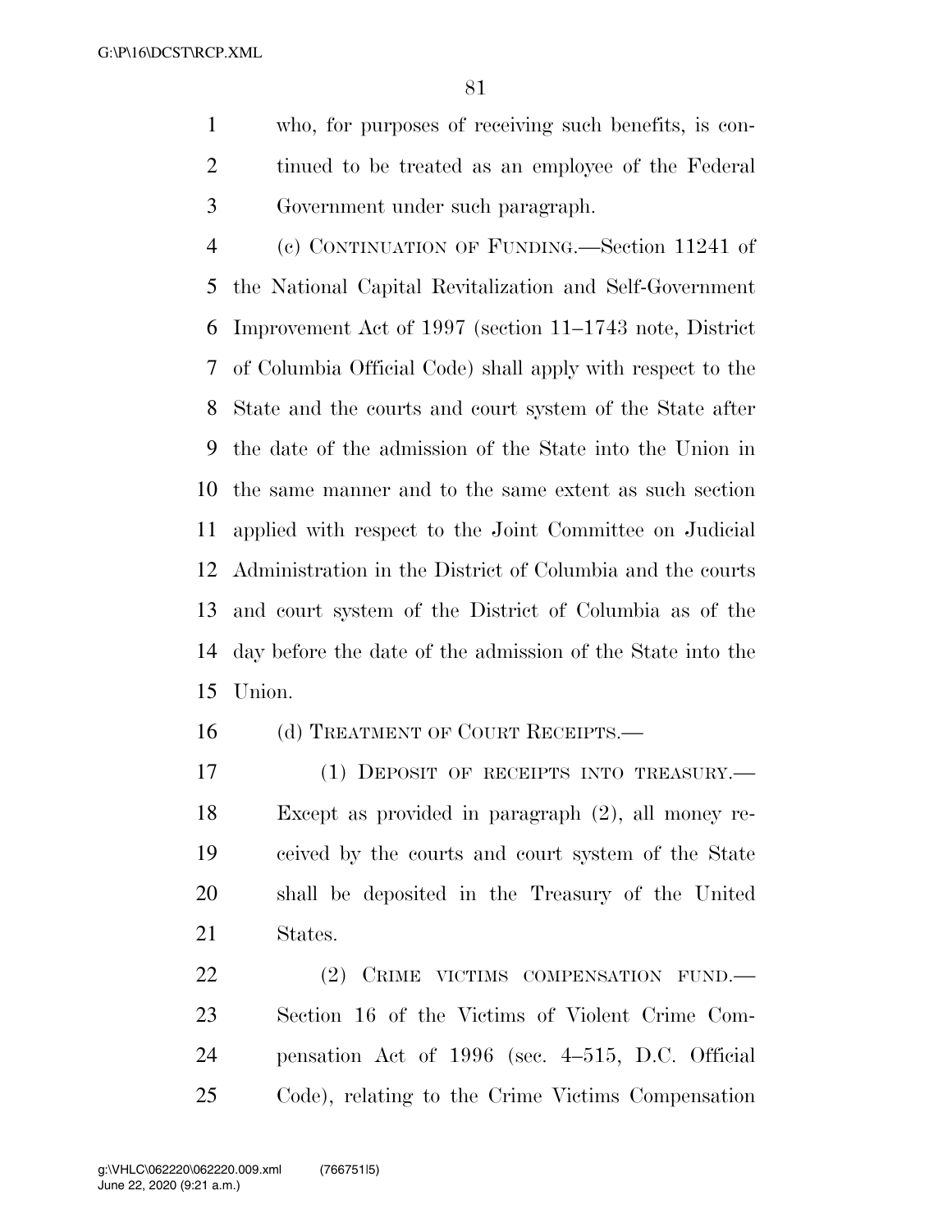who, for purposes of receiving such benefits, is continued to be treated as an employee of the Federal Government under such paragraph.

(c) CONTINUATION OF FUNDING.—Section 11241 of the National Capital Revitalization and Self-Government Improvement Act of 1997 (section 11–1743 note, District of Columbia Official Code) shall apply with respect to the State and the courts and court system of the State after the date of the admission of the State into the Union in the same manner and to the same extent as such section applied with respect to the Joint Committee on Judicial Administration in the District of Columbia and the courts and court system of the District of Columbia as of the day before the date of the admission of the State into the Union.

(d) TREATMENT OF COURT RECEIPTS.—

(1) DEPOSIT OF RECEIPTS INTO TREASURY.—Except as provided in paragraph (2), all money received by the courts and court system of the State shall be deposited in the Treasury of the United States.

(2) CRIME VICTIMS COMPENSATION FUND.—Section 16 of the Victims of Violent Crime Compensation Act of 1996 (sec. 4–515, D.C. Official Code), relating to the Crime Victims Compensation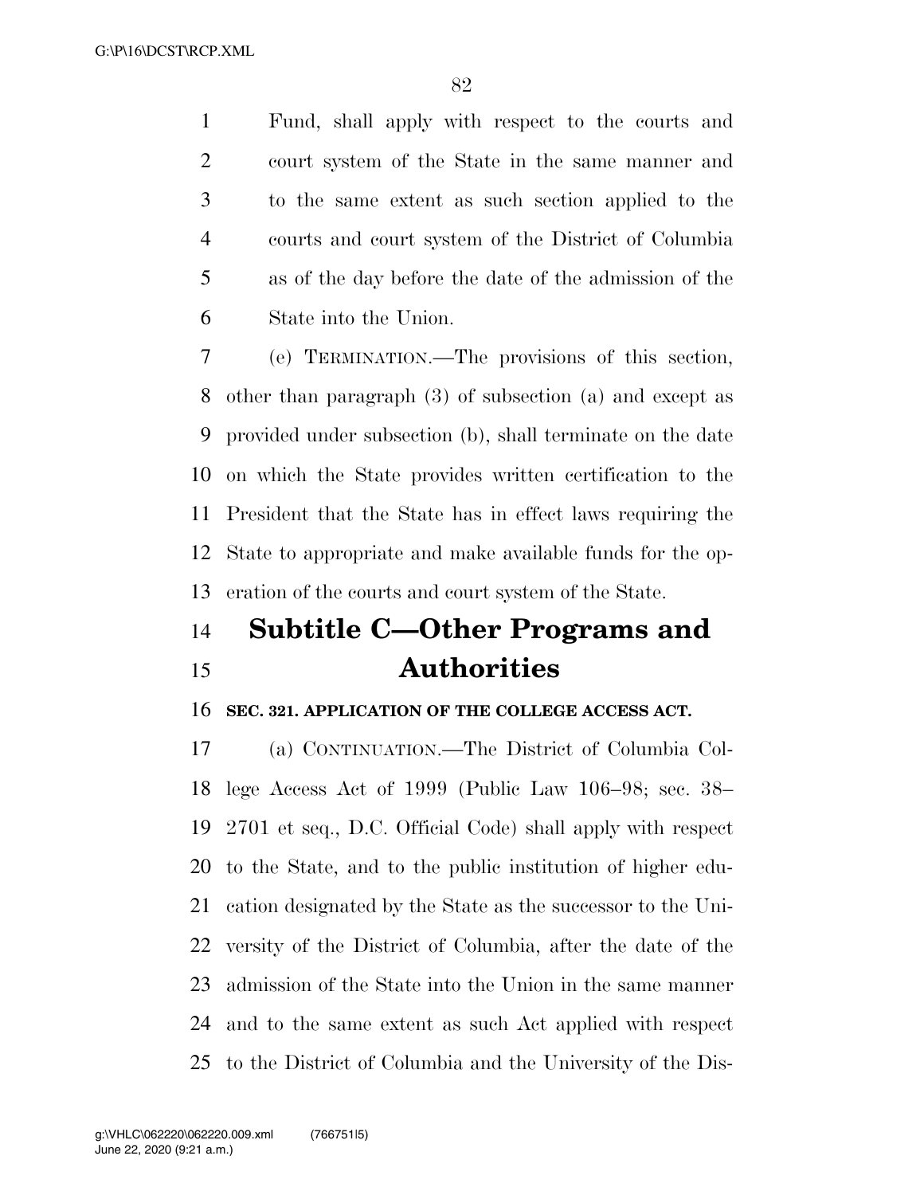Fund, shall apply with respect to the courts and court system of the State in the same manner and to the same extent as such section applied to the courts and court system of the District of Columbia as of the day before the date of the admission of the State into the Union.

(e) TERMINATION.—The provisions of this section, other than paragraph (3) of subsection (a) and except as provided under subsection (b), shall terminate on the date on which the State provides written certification to the President that the State has in effect laws requiring the State to appropriate and make available funds for the operation of the courts and court system of the State.

## Subtitle C—Other Programs and Authorities

**SEC. 321. APPLICATION OF THE COLLEGE ACCESS ACT.**

(a) CONTINUATION.—The District of Columbia College Access Act of 1999 (Public Law 106–98; sec. 38–2701 et seq., D.C. Official Code) shall apply with respect to the State, and to the public institution of higher education designated by the State as the successor to the University of the District of Columbia, after the date of the admission of the State into the Union in the same manner and to the same extent as such Act applied with respect to the District of Columbia and the University of the Dis-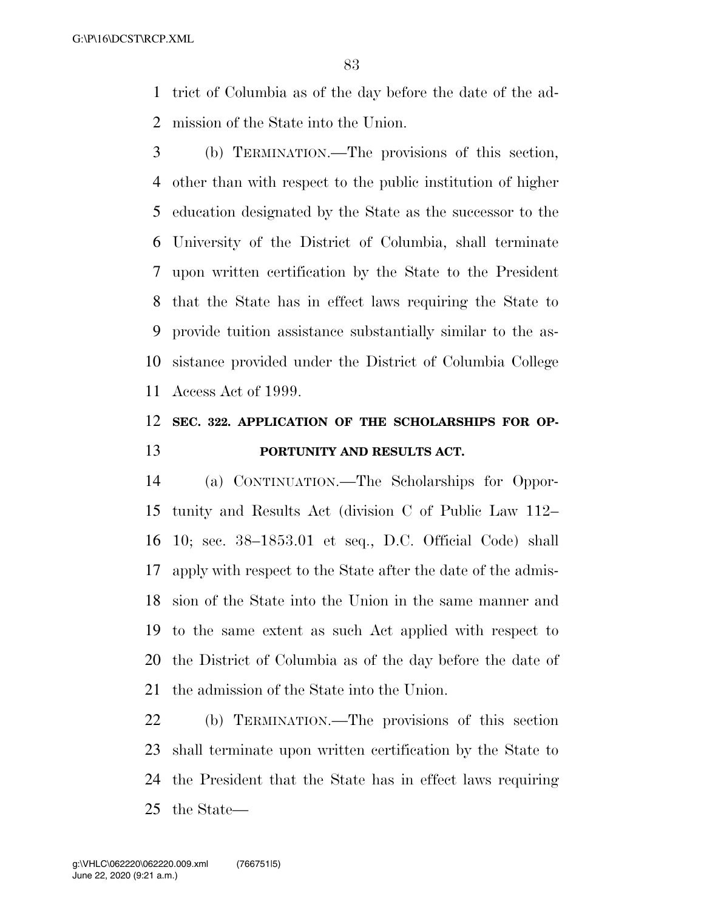trict of Columbia as of the day before the date of the admission of the State into the Union.

(b) TERMINATION.—The provisions of this section, other than with respect to the public institution of higher education designated by the State as the successor to the University of the District of Columbia, shall terminate upon written certification by the State to the President that the State has in effect laws requiring the State to provide tuition assistance substantially similar to the assistance provided under the District of Columbia College Access Act of 1999.

**SEC. 322. APPLICATION OF THE SCHOLARSHIPS FOR OPPORTUNITY AND RESULTS ACT.**

(a) CONTINUATION.—The Scholarships for Opportunity and Results Act (division C of Public Law 112–10; sec. 38–1853.01 et seq., D.C. Official Code) shall apply with respect to the State after the date of the admission of the State into the Union in the same manner and to the same extent as such Act applied with respect to the District of Columbia as of the day before the date of the admission of the State into the Union.

(b) TERMINATION.—The provisions of this section shall terminate upon written certification by the State to the President that the State has in effect laws requiring the State—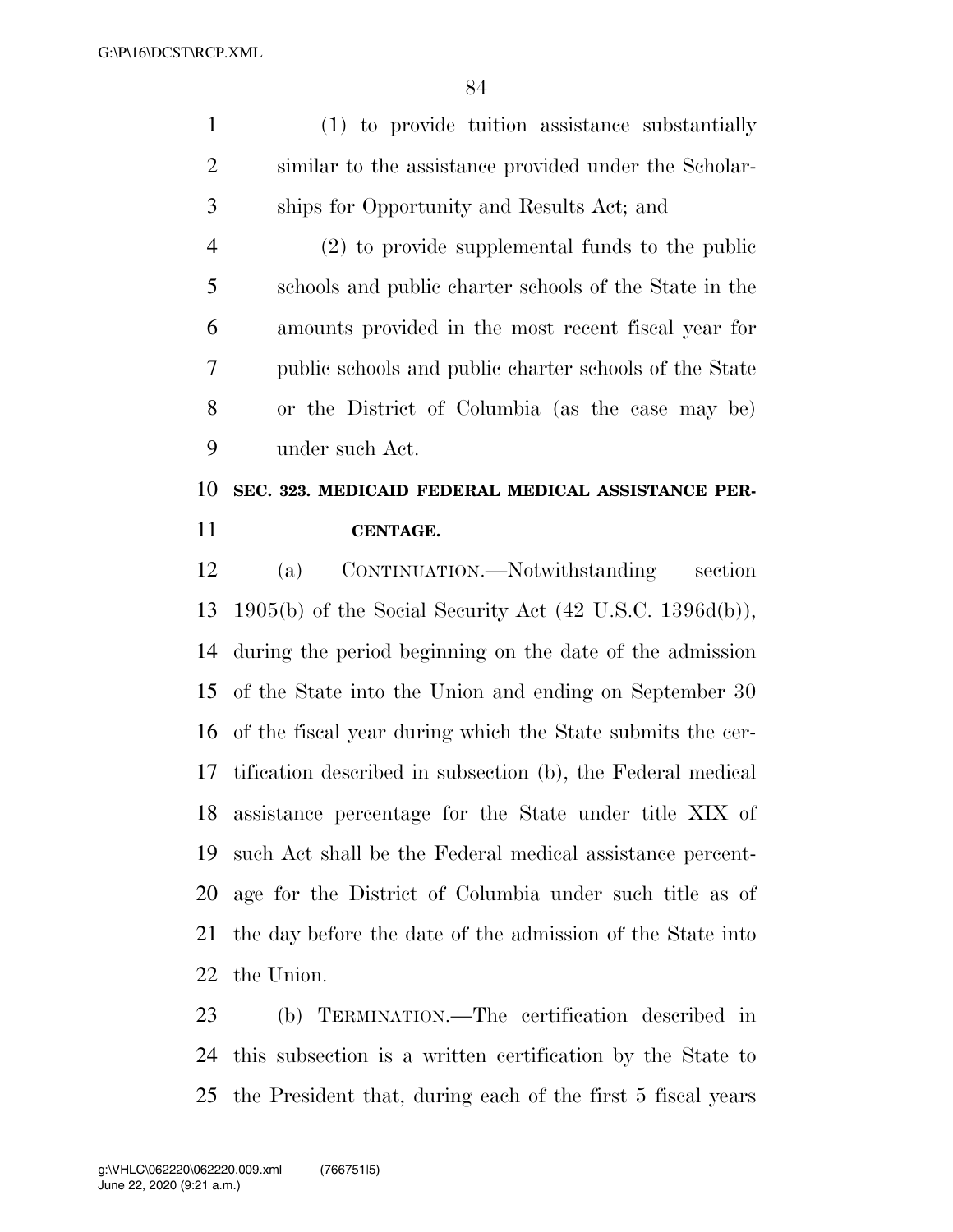(1) to provide tuition assistance substantially similar to the assistance provided under the Scholarships for Opportunity and Results Act; and

(2) to provide supplemental funds to the public schools and public charter schools of the State in the amounts provided in the most recent fiscal year for public schools and public charter schools of the State or the District of Columbia (as the case may be) under such Act.

**SEC. 323. MEDICAID FEDERAL MEDICAL ASSISTANCE PERCENTAGE.**

(a) CONTINUATION.—Notwithstanding section 1905(b) of the Social Security Act (42 U.S.C. 1396d(b)), during the period beginning on the date of the admission of the State into the Union and ending on September 30 of the fiscal year during which the State submits the certification described in subsection (b), the Federal medical assistance percentage for the State under title XIX of such Act shall be the Federal medical assistance percentage for the District of Columbia under such title as of the day before the date of the admission of the State into the Union.

(b) TERMINATION.—The certification described in this subsection is a written certification by the State to the President that, during each of the first 5 fiscal years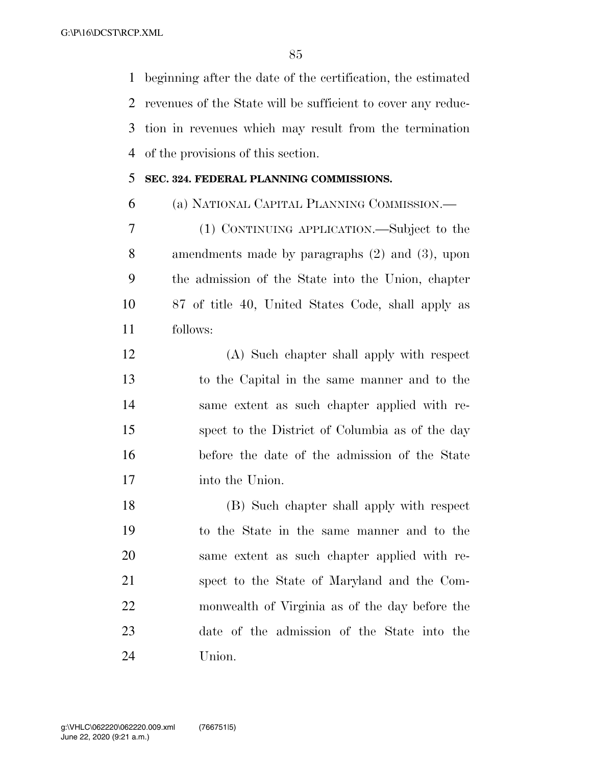beginning after the date of the certification, the estimated revenues of the State will be sufficient to cover any reduction in revenues which may result from the termination of the provisions of this section.

**SEC. 324. FEDERAL PLANNING COMMISSIONS.**

(a) NATIONAL CAPITAL PLANNING COMMISSION.—

(1) CONTINUING APPLICATION.—Subject to the amendments made by paragraphs (2) and (3), upon the admission of the State into the Union, chapter 87 of title 40, United States Code, shall apply as follows:

(A) Such chapter shall apply with respect to the Capital in the same manner and to the same extent as such chapter applied with respect to the District of Columbia as of the day before the date of the admission of the State into the Union.

(B) Such chapter shall apply with respect to the State in the same manner and to the same extent as such chapter applied with respect to the State of Maryland and the Commonwealth of Virginia as of the day before the date of the admission of the State into the Union.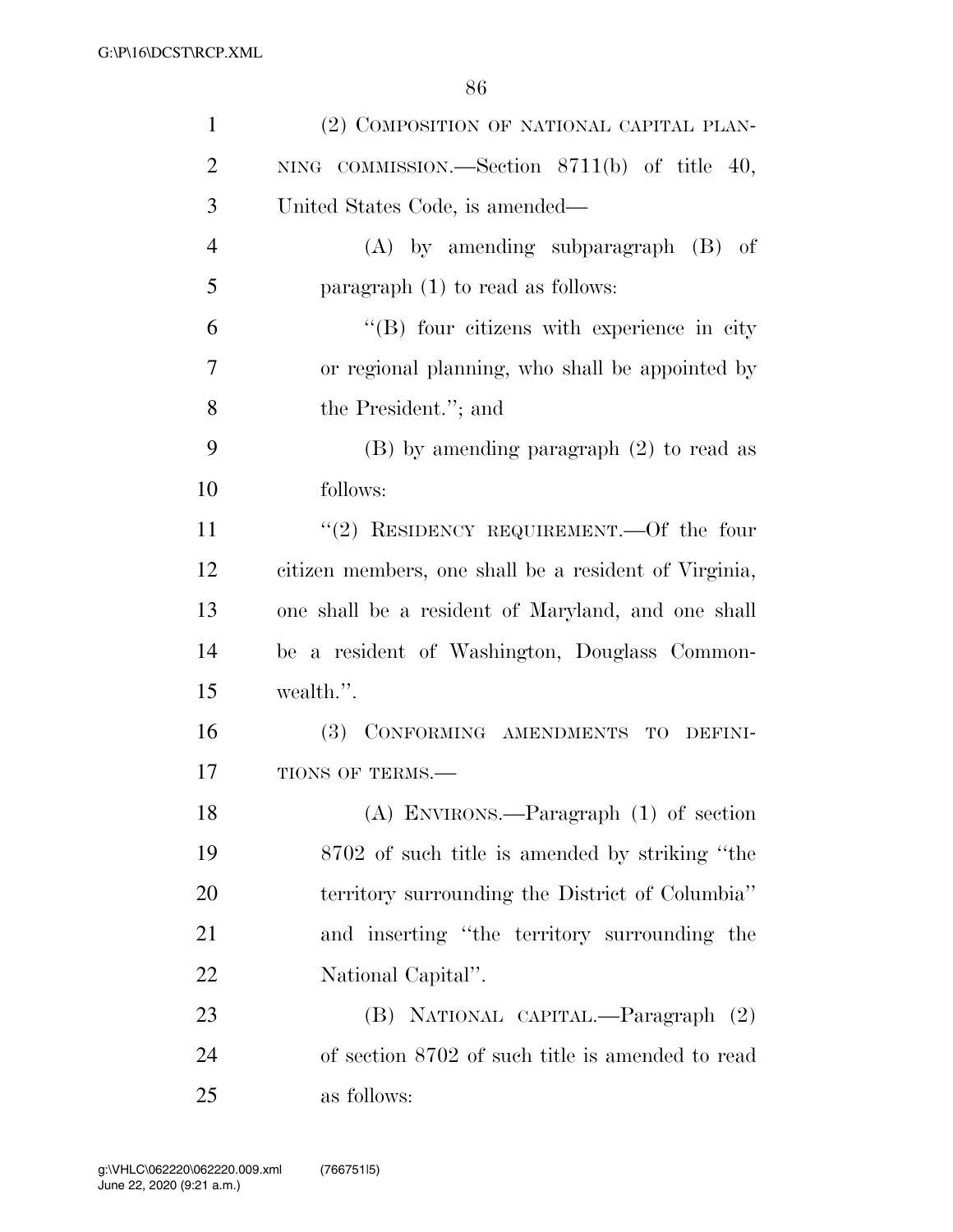(2) COMPOSITION OF NATIONAL CAPITAL PLANNING COMMISSION.—Section 8711(b) of title 40, United States Code, is amended—

(A) by amending subparagraph (B) of paragraph (1) to read as follows:

"(B) four citizens with experience in city or regional planning, who shall be appointed by the President."; and

(B) by amending paragraph (2) to read as follows:

"(2) RESIDENCY REQUIREMENT.—Of the four citizen members, one shall be a resident of Virginia, one shall be a resident of Maryland, and one shall be a resident of Washington, Douglass Commonwealth.".

(3) CONFORMING AMENDMENTS TO DEFINITIONS OF TERMS.—

(A) ENVIRONS.—Paragraph (1) of section 8702 of such title is amended by striking "the territory surrounding the District of Columbia" and inserting "the territory surrounding the National Capital".

(B) NATIONAL CAPITAL.—Paragraph (2) of section 8702 of such title is amended to read as follows: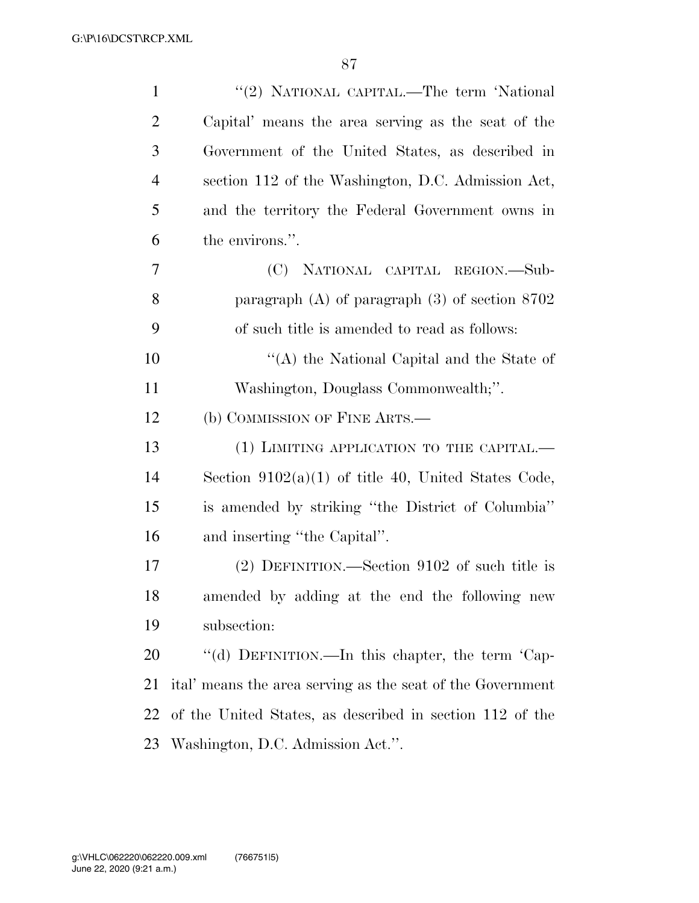"(2) NATIONAL CAPITAL.—The term 'National Capital' means the area serving as the seat of the Government of the United States, as described in section 112 of the Washington, D.C. Admission Act, and the territory the Federal Government owns in the environs.".

(C) NATIONAL CAPITAL REGION.—Subparagraph (A) of paragraph (3) of section 8702 of such title is amended to read as follows:

"(A) the National Capital and the State of Washington, Douglass Commonwealth;".

(b) COMMISSION OF FINE ARTS.—

(1) LIMITING APPLICATION TO THE CAPITAL.—Section 9102(a)(1) of title 40, United States Code, is amended by striking "the District of Columbia" and inserting "the Capital".

(2) DEFINITION.—Section 9102 of such title is amended by adding at the end the following new subsection:

"(d) DEFINITION.—In this chapter, the term 'Capital' means the area serving as the seat of the Government of the United States, as described in section 112 of the Washington, D.C. Admission Act.".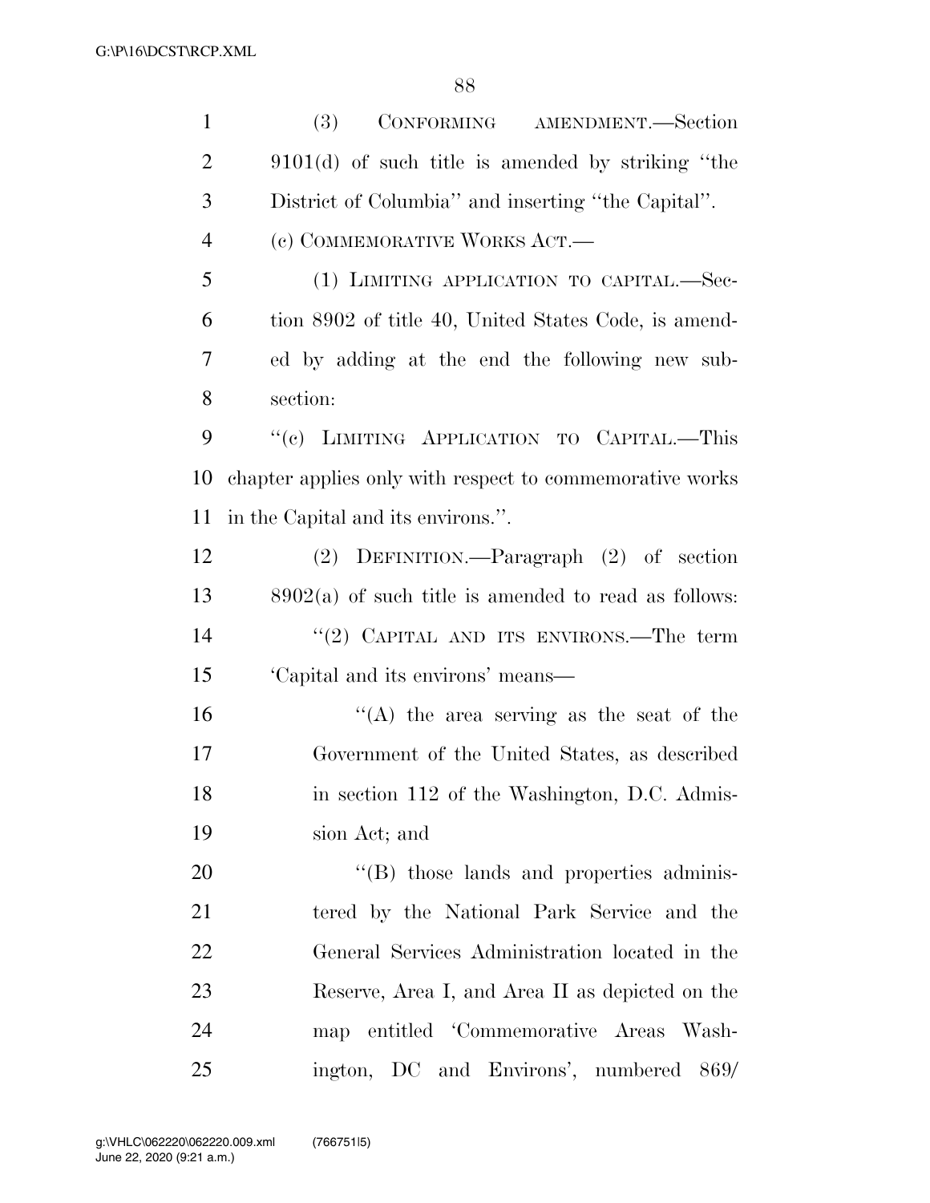(3) CONFORMING AMENDMENT.—Section 9101(d) of such title is amended by striking "the District of Columbia" and inserting "the Capital".

(c) COMMEMORATIVE WORKS ACT.—

(1) LIMITING APPLICATION TO CAPITAL.—Section 8902 of title 40, United States Code, is amended by adding at the end the following new subsection:

"(c) LIMITING APPLICATION TO CAPITAL.—This chapter applies only with respect to commemorative works in the Capital and its environs.".

(2) DEFINITION.—Paragraph (2) of section 8902(a) of such title is amended to read as follows:

"(2) CAPITAL AND ITS ENVIRONS.—The term 'Capital and its environs' means—

"(A) the area serving as the seat of the Government of the United States, as described in section 112 of the Washington, D.C. Admission Act; and

"(B) those lands and properties administered by the National Park Service and the General Services Administration located in the Reserve, Area I, and Area II as depicted on the map entitled 'Commemorative Areas Washington, DC and Environs', numbered 869/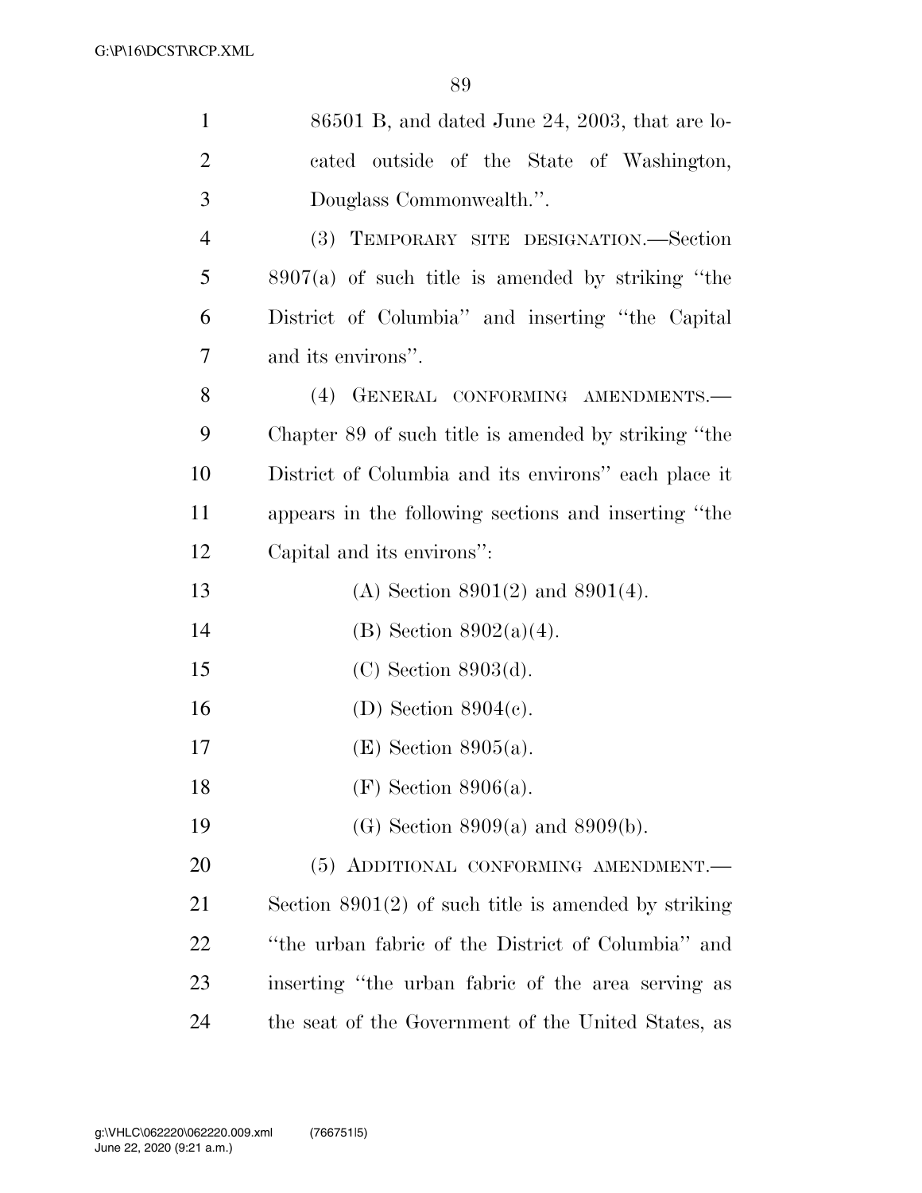86501 B, and dated June 24, 2003, that are located outside of the State of Washington, Douglass Commonwealth.''.

(3) TEMPORARY SITE DESIGNATION.—Section 8907(a) of such title is amended by striking ''the District of Columbia'' and inserting ''the Capital and its environs''.

(4) GENERAL CONFORMING AMENDMENTS.—Chapter 89 of such title is amended by striking ''the District of Columbia and its environs'' each place it appears in the following sections and inserting ''the Capital and its environs'':

(A) Section 8901(2) and 8901(4).

(B) Section 8902(a)(4).

(C) Section 8903(d).

(D) Section 8904(c).

(E) Section 8905(a).

(F) Section 8906(a).

(G) Section 8909(a) and 8909(b).

(5) ADDITIONAL CONFORMING AMENDMENT.—Section 8901(2) of such title is amended by striking ''the urban fabric of the District of Columbia'' and inserting ''the urban fabric of the area serving as the seat of the Government of the United States, as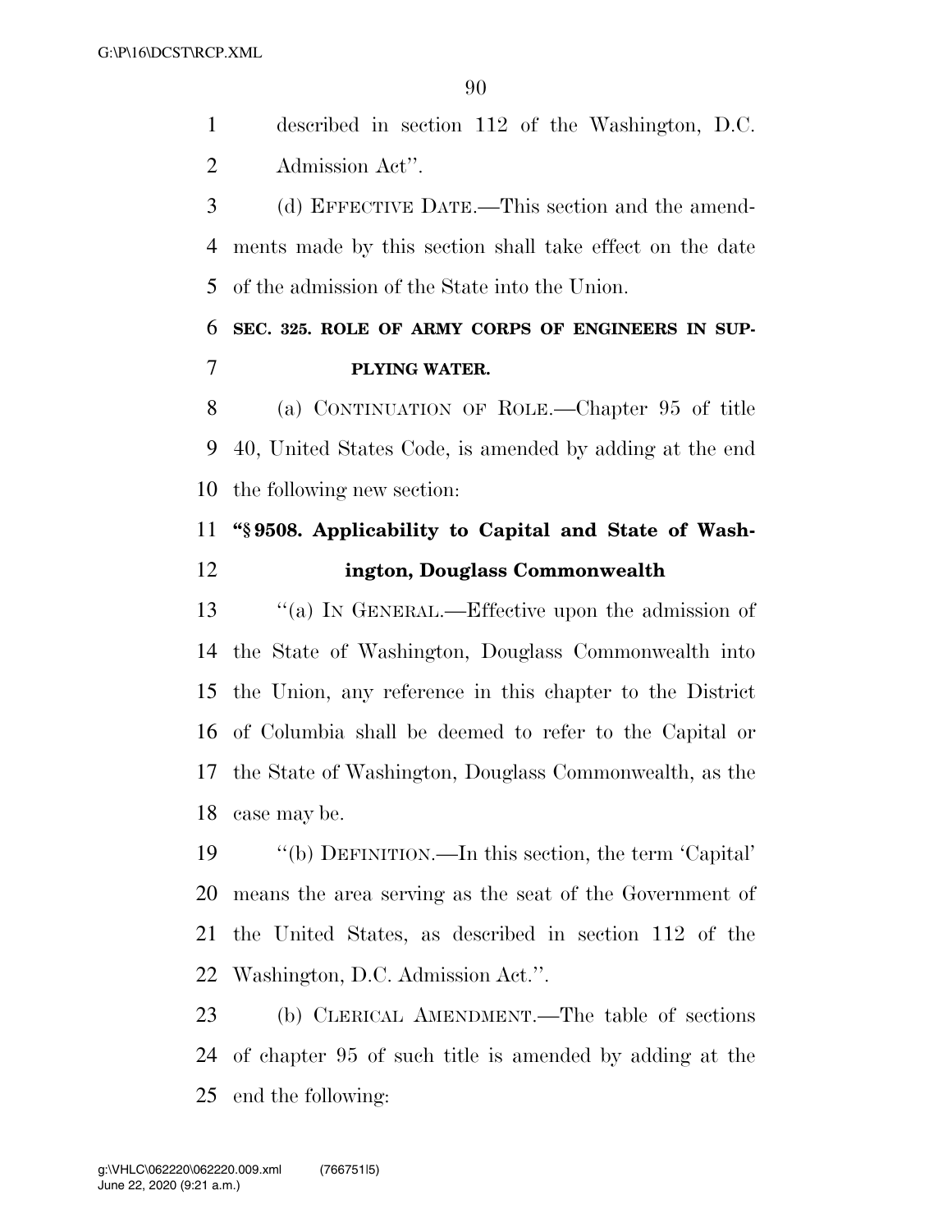described in section 112 of the Washington, D.C. Admission Act''.

(d) EFFECTIVE DATE.—This section and the amendments made by this section shall take effect on the date of the admission of the State into the Union.

**SEC. 325. ROLE OF ARMY CORPS OF ENGINEERS IN SUPPLYING WATER.**

(a) CONTINUATION OF ROLE.—Chapter 95 of title 40, United States Code, is amended by adding at the end the following new section:

**''§ 9508. Applicability to Capital and State of Washington, Douglass Commonwealth**

''(a) IN GENERAL.—Effective upon the admission of the State of Washington, Douglass Commonwealth into the Union, any reference in this chapter to the District of Columbia shall be deemed to refer to the Capital or the State of Washington, Douglass Commonwealth, as the case may be.

''(b) DEFINITION.—In this section, the term 'Capital' means the area serving as the seat of the Government of the United States, as described in section 112 of the Washington, D.C. Admission Act.''.

(b) CLERICAL AMENDMENT.—The table of sections of chapter 95 of such title is amended by adding at the end the following: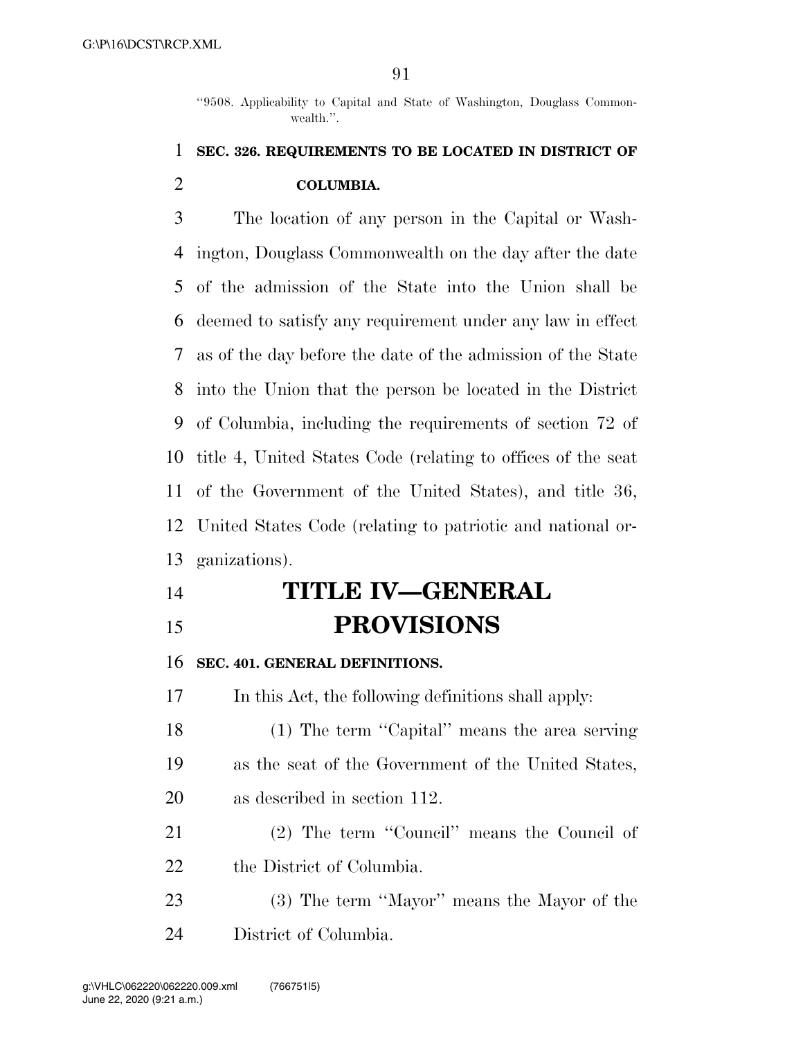"9508. Applicability to Capital and State of Washington, Douglass Commonwealth.".

### SEC. 326. REQUIREMENTS TO BE LOCATED IN DISTRICT OF COLUMBIA.

The location of any person in the Capital or Washington, Douglass Commonwealth on the day after the date of the admission of the State into the Union shall be deemed to satisfy any requirement under any law in effect as of the day before the date of the admission of the State into the Union that the person be located in the District of Columbia, including the requirements of section 72 of title 4, United States Code (relating to offices of the seat of the Government of the United States), and title 36, United States Code (relating to patriotic and national organizations).

# TITLE IV—GENERAL PROVISIONS

### SEC. 401. GENERAL DEFINITIONS.

In this Act, the following definitions shall apply:

(1) The term "Capital" means the area serving as the seat of the Government of the United States, as described in section 112.

(2) The term "Council" means the Council of the District of Columbia.

(3) The term "Mayor" means the Mayor of the District of Columbia.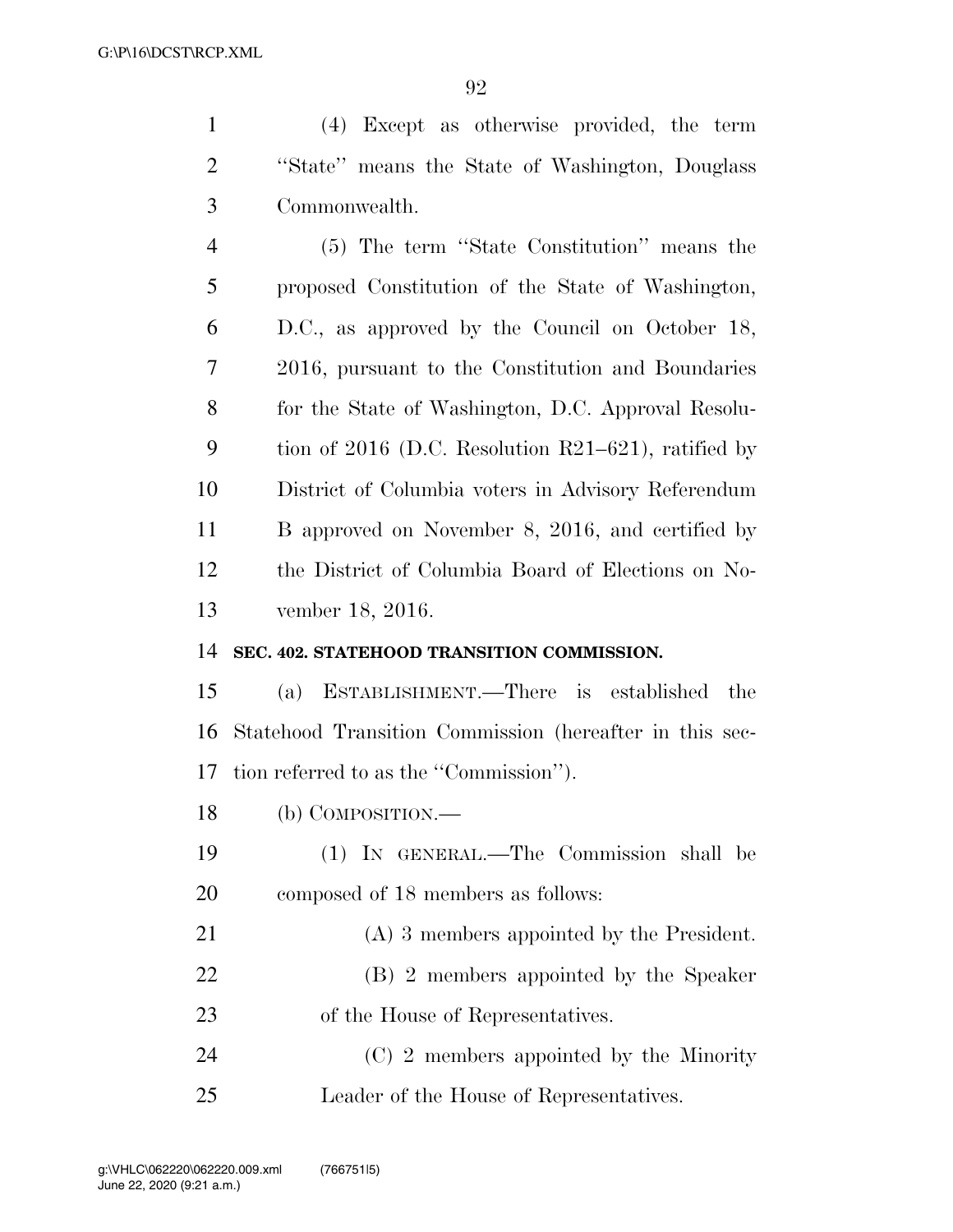(4) Except as otherwise provided, the term ''State'' means the State of Washington, Douglass Commonwealth.

(5) The term ''State Constitution'' means the proposed Constitution of the State of Washington, D.C., as approved by the Council on October 18, 2016, pursuant to the Constitution and Boundaries for the State of Washington, D.C. Approval Resolution of 2016 (D.C. Resolution R21–621), ratified by District of Columbia voters in Advisory Referendum B approved on November 8, 2016, and certified by the District of Columbia Board of Elections on November 18, 2016.

**SEC. 402. STATEHOOD TRANSITION COMMISSION.**

(a) ESTABLISHMENT.—There is established the Statehood Transition Commission (hereafter in this section referred to as the ''Commission'').

(b) COMPOSITION.—

(1) IN GENERAL.—The Commission shall be composed of 18 members as follows:

(A) 3 members appointed by the President.

(B) 2 members appointed by the Speaker of the House of Representatives.

(C) 2 members appointed by the Minority Leader of the House of Representatives.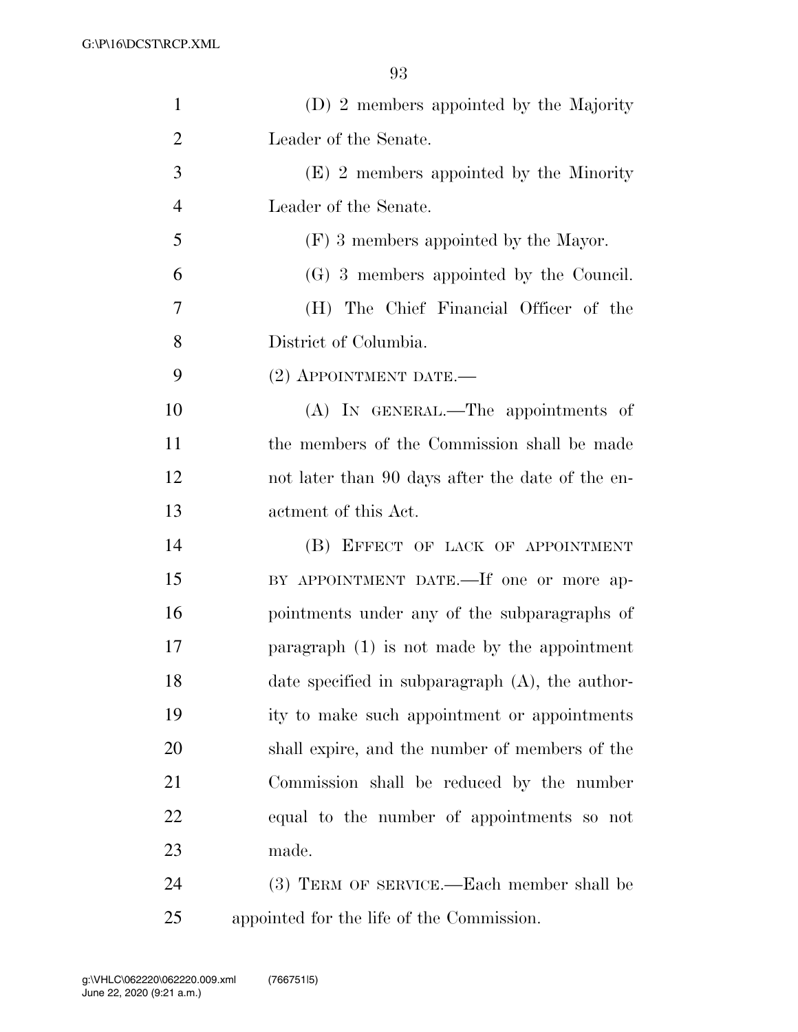(D) 2 members appointed by the Majority Leader of the Senate.

(E) 2 members appointed by the Minority Leader of the Senate.

(F) 3 members appointed by the Mayor.

(G) 3 members appointed by the Council.

(H) The Chief Financial Officer of the District of Columbia.

(2) APPOINTMENT DATE.—

(A) IN GENERAL.—The appointments of the members of the Commission shall be made not later than 90 days after the date of the enactment of this Act.

(B) EFFECT OF LACK OF APPOINTMENT BY APPOINTMENT DATE.—If one or more appointments under any of the subparagraphs of paragraph (1) is not made by the appointment date specified in subparagraph (A), the authority to make such appointment or appointments shall expire, and the number of members of the Commission shall be reduced by the number equal to the number of appointments so not made.

(3) TERM OF SERVICE.—Each member shall be appointed for the life of the Commission.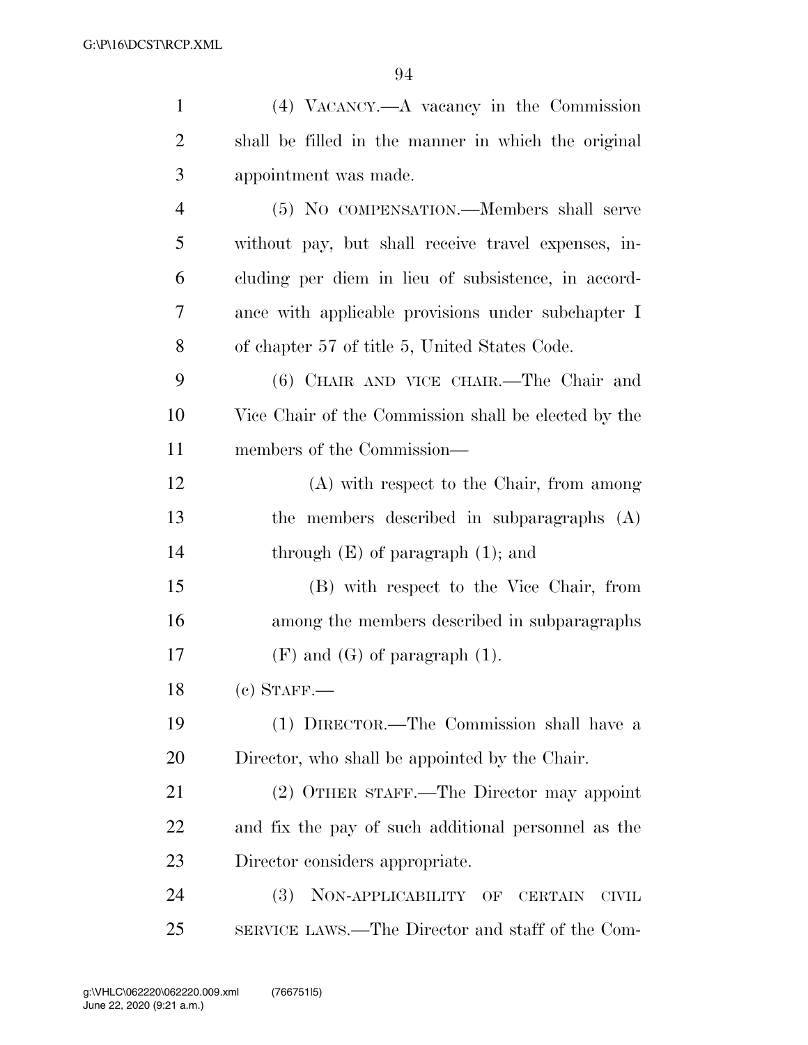(4) VACANCY.—A vacancy in the Commission shall be filled in the manner in which the original appointment was made.

(5) NO COMPENSATION.—Members shall serve without pay, but shall receive travel expenses, including per diem in lieu of subsistence, in accordance with applicable provisions under subchapter I of chapter 57 of title 5, United States Code.

(6) CHAIR AND VICE CHAIR.—The Chair and Vice Chair of the Commission shall be elected by the members of the Commission—

(A) with respect to the Chair, from among the members described in subparagraphs (A) through (E) of paragraph (1); and

(B) with respect to the Vice Chair, from among the members described in subparagraphs (F) and (G) of paragraph (1).

(c) STAFF.—

(1) DIRECTOR.—The Commission shall have a Director, who shall be appointed by the Chair.

(2) OTHER STAFF.—The Director may appoint and fix the pay of such additional personnel as the Director considers appropriate.

(3) NON-APPLICABILITY OF CERTAIN CIVIL SERVICE LAWS.—The Director and staff of the Com-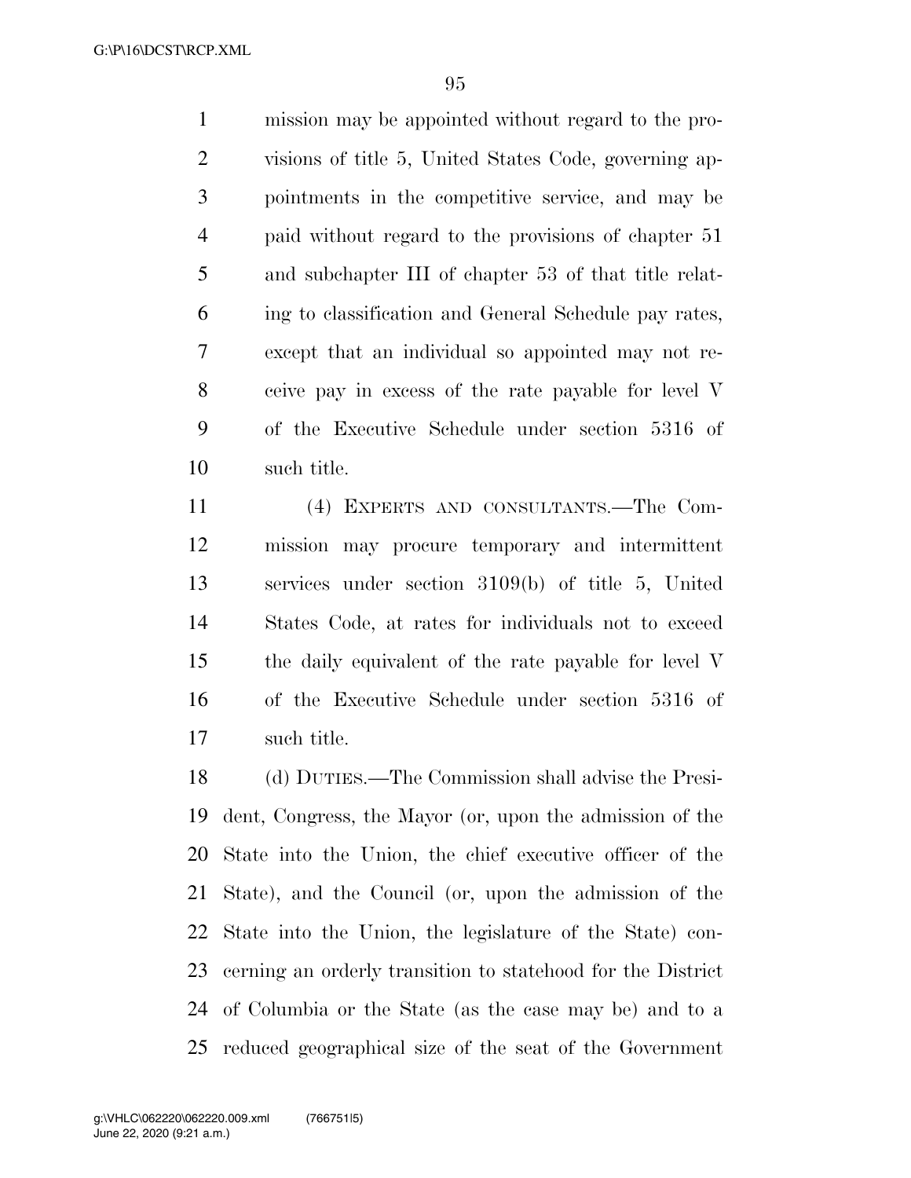mission may be appointed without regard to the provisions of title 5, United States Code, governing appointments in the competitive service, and may be paid without regard to the provisions of chapter 51 and subchapter III of chapter 53 of that title relating to classification and General Schedule pay rates, except that an individual so appointed may not receive pay in excess of the rate payable for level V of the Executive Schedule under section 5316 of such title.

(4) EXPERTS AND CONSULTANTS.—The Commission may procure temporary and intermittent services under section 3109(b) of title 5, United States Code, at rates for individuals not to exceed the daily equivalent of the rate payable for level V of the Executive Schedule under section 5316 of such title.

(d) DUTIES.—The Commission shall advise the President, Congress, the Mayor (or, upon the admission of the State into the Union, the chief executive officer of the State), and the Council (or, upon the admission of the State into the Union, the legislature of the State) concerning an orderly transition to statehood for the District of Columbia or the State (as the case may be) and to a reduced geographical size of the seat of the Government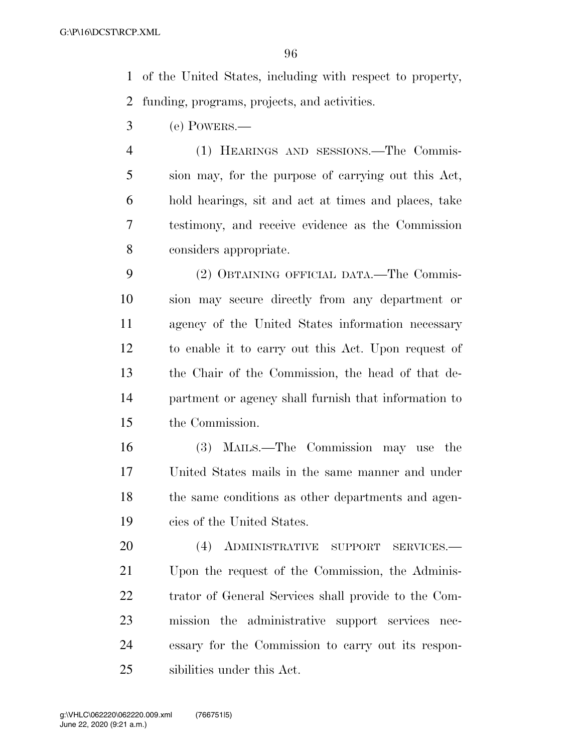of the United States, including with respect to property, funding, programs, projects, and activities.

(e) POWERS.—

(1) HEARINGS AND SESSIONS.—The Commission may, for the purpose of carrying out this Act, hold hearings, sit and act at times and places, take testimony, and receive evidence as the Commission considers appropriate.

(2) OBTAINING OFFICIAL DATA.—The Commission may secure directly from any department or agency of the United States information necessary to enable it to carry out this Act. Upon request of the Chair of the Commission, the head of that department or agency shall furnish that information to the Commission.

(3) MAILS.—The Commission may use the United States mails in the same manner and under the same conditions as other departments and agencies of the United States.

(4) ADMINISTRATIVE SUPPORT SERVICES.—Upon the request of the Commission, the Administrator of General Services shall provide to the Commission the administrative support services necessary for the Commission to carry out its responsibilities under this Act.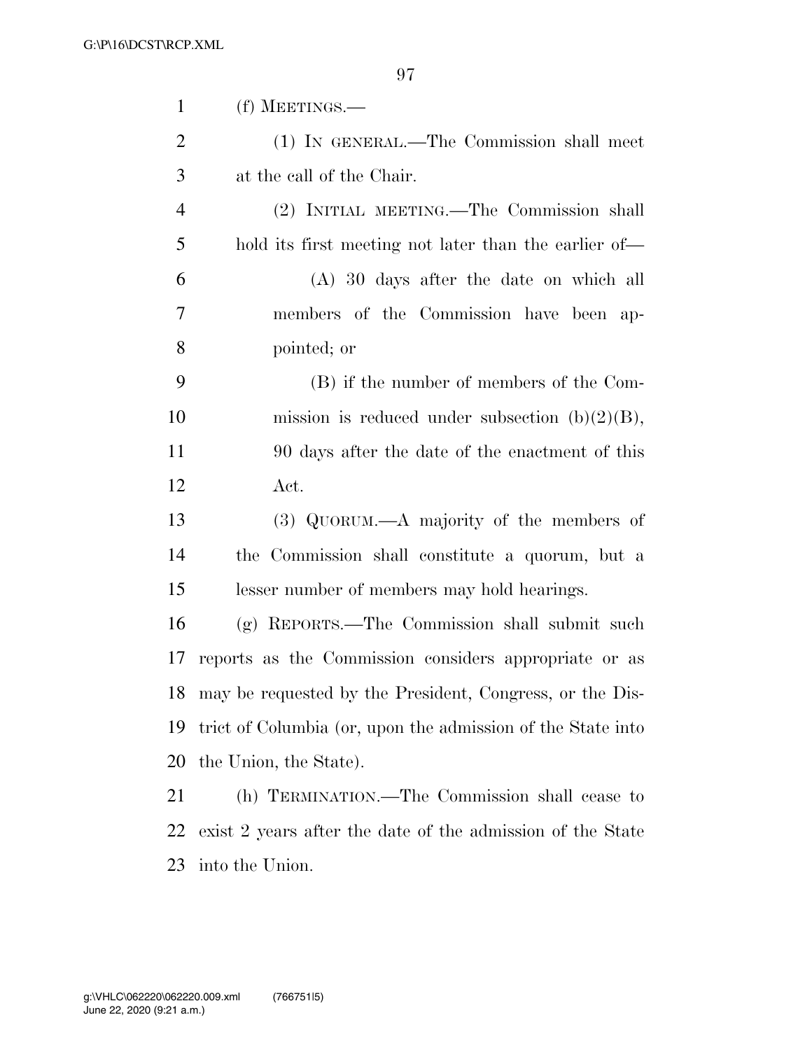(f) MEETINGS.—

(1) IN GENERAL.—The Commission shall meet at the call of the Chair.

(2) INITIAL MEETING.—The Commission shall hold its first meeting not later than the earlier of—

(A) 30 days after the date on which all members of the Commission have been appointed; or

(B) if the number of members of the Commission is reduced under subsection (b)(2)(B), 90 days after the date of the enactment of this Act.

(3) QUORUM.—A majority of the members of the Commission shall constitute a quorum, but a lesser number of members may hold hearings.

(g) REPORTS.—The Commission shall submit such reports as the Commission considers appropriate or as may be requested by the President, Congress, or the District of Columbia (or, upon the admission of the State into the Union, the State).

(h) TERMINATION.—The Commission shall cease to exist 2 years after the date of the admission of the State into the Union.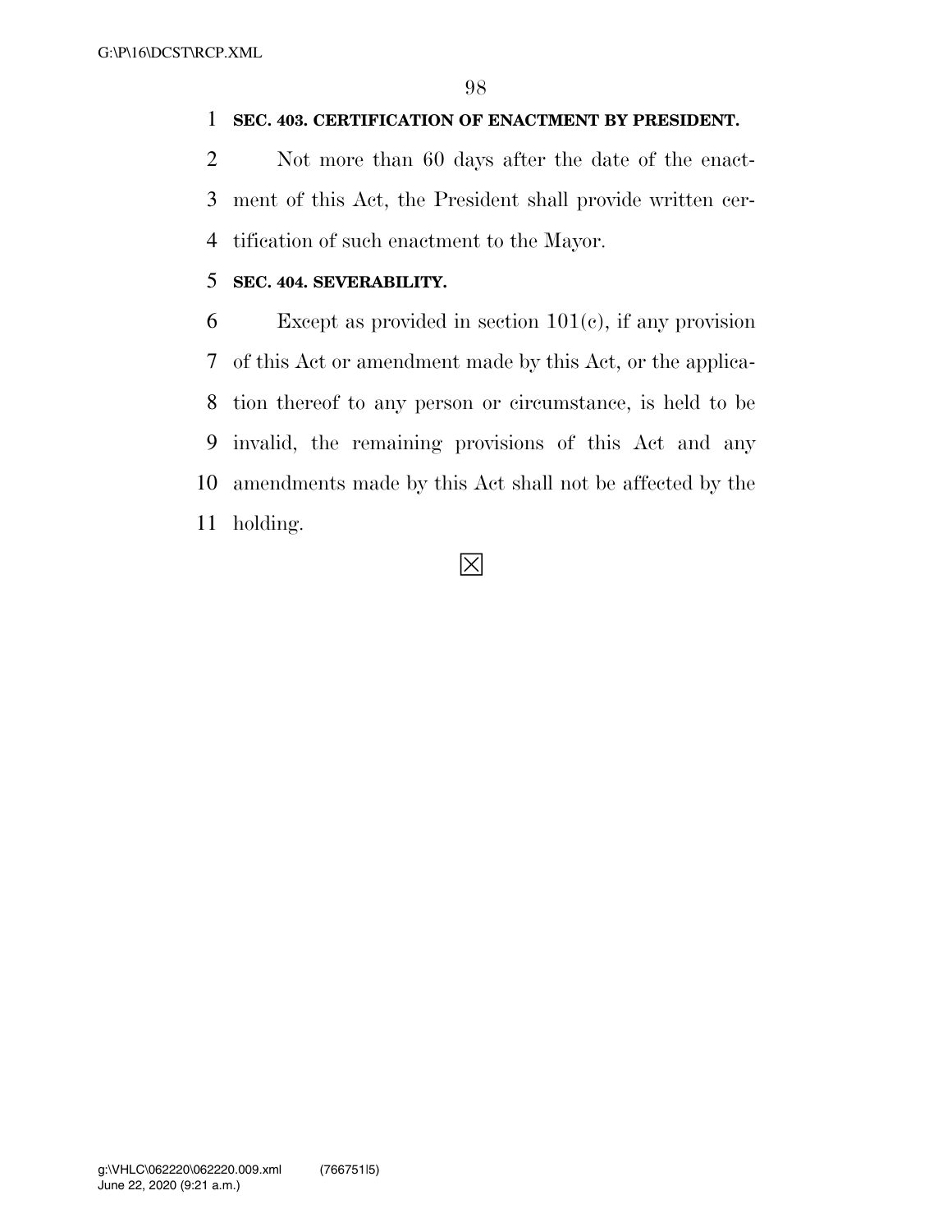**SEC. 403. CERTIFICATION OF ENACTMENT BY PRESIDENT.**

Not more than 60 days after the date of the enactment of this Act, the President shall provide written certification of such enactment to the Mayor.

**SEC. 404. SEVERABILITY.**

Except as provided in section 101(c), if any provision of this Act or amendment made by this Act, or the application thereof to any person or circumstance, is held to be invalid, the remaining provisions of this Act and any amendments made by this Act shall not be affected by the holding.

☒